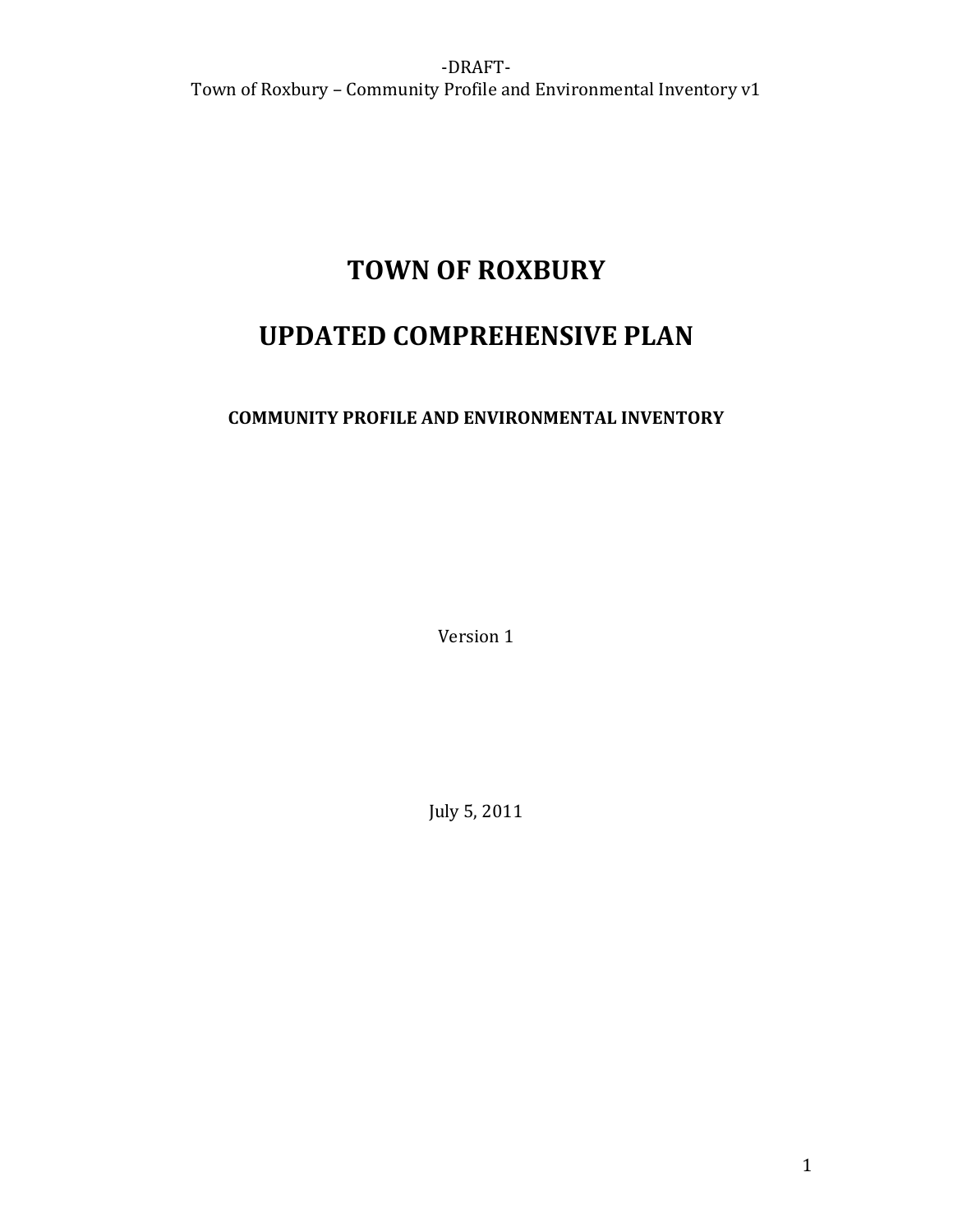# TOWN OF ROXBURY

# UPDATED COMPREHENSIVE PLAN

## COMMUNITY PROFILE AND ENVIRONMENTAL INVENTORY

Version 1

July 5, 2011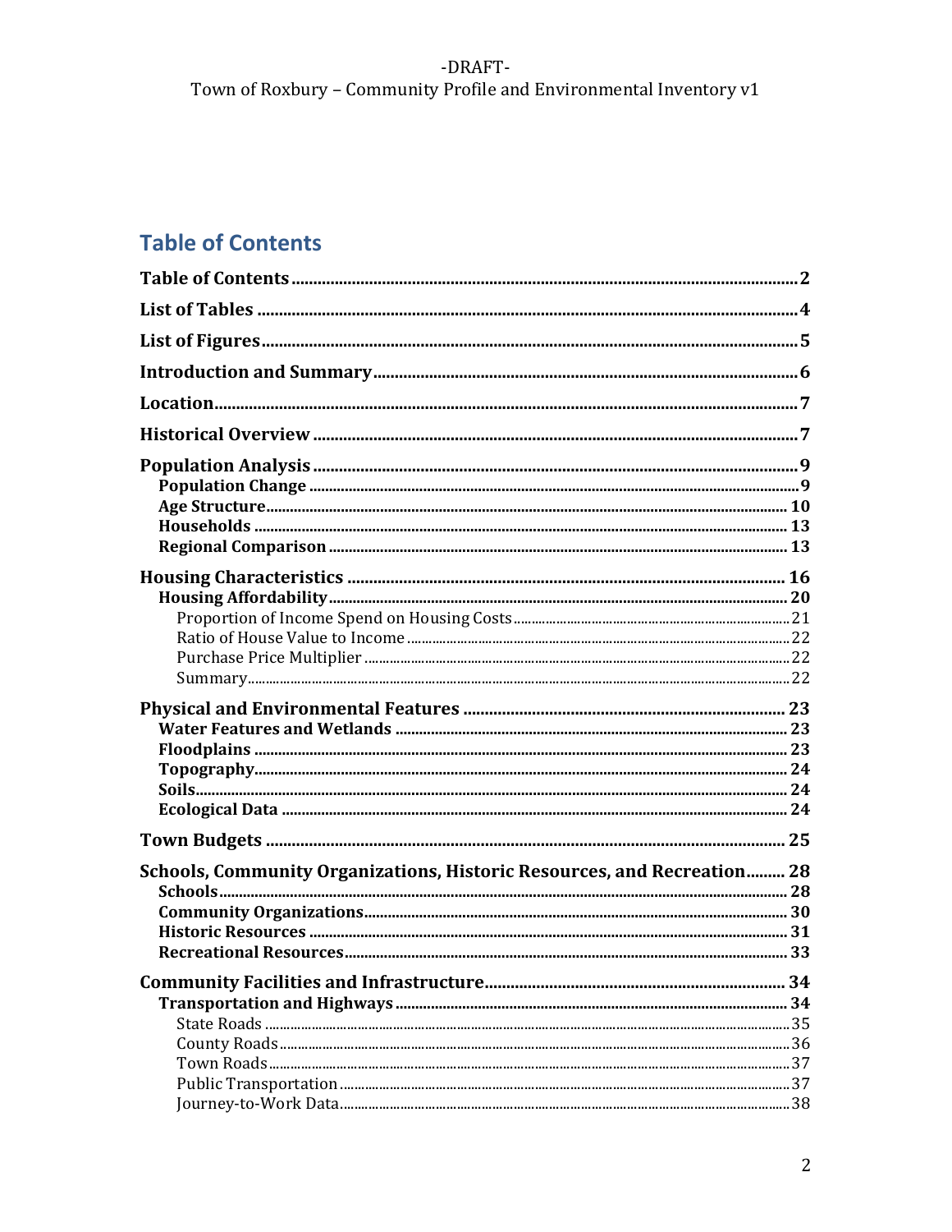# Table of Contents

**Table of Contents** .......... 2

**List of Tables** .......... 4

**List of Figures** .......... 5

**Introduction and Summary** .......... 6

**Location** .......... 7

**Historical Overview** .......... 7

**Population Analysis** .......... 9
- **Population Change** .......... 9
- **Age Structure** .......... 10
- **Households** .......... 13
- **Regional Comparison** .......... 13

**Housing Characteristics** .......... 16
- **Housing Affordability** .......... 20
  - Proportion of Income Spend on Housing Costs .......... 21
  - Ratio of House Value to Income .......... 22
  - Purchase Price Multiplier .......... 22
  - Summary .......... 22

**Physical and Environmental Features** .......... 23
- **Water Features and Wetlands** .......... 23
- **Floodplains** .......... 23
- **Topography** .......... 24
- **Soils** .......... 24
- **Ecological Data** .......... 24

**Town Budgets** .......... 25

**Schools, Community Organizations, Historic Resources, and Recreation** .......... 28
- **Schools** .......... 28
- **Community Organizations** .......... 30
- **Historic Resources** .......... 31
- **Recreational Resources** .......... 33

**Community Facilities and Infrastructure** .......... 34
- **Transportation and Highways** .......... 34
  - State Roads .......... 35
  - County Roads .......... 36
  - Town Roads .......... 37
  - Public Transportation .......... 37
  - Journey-to-Work Data .......... 38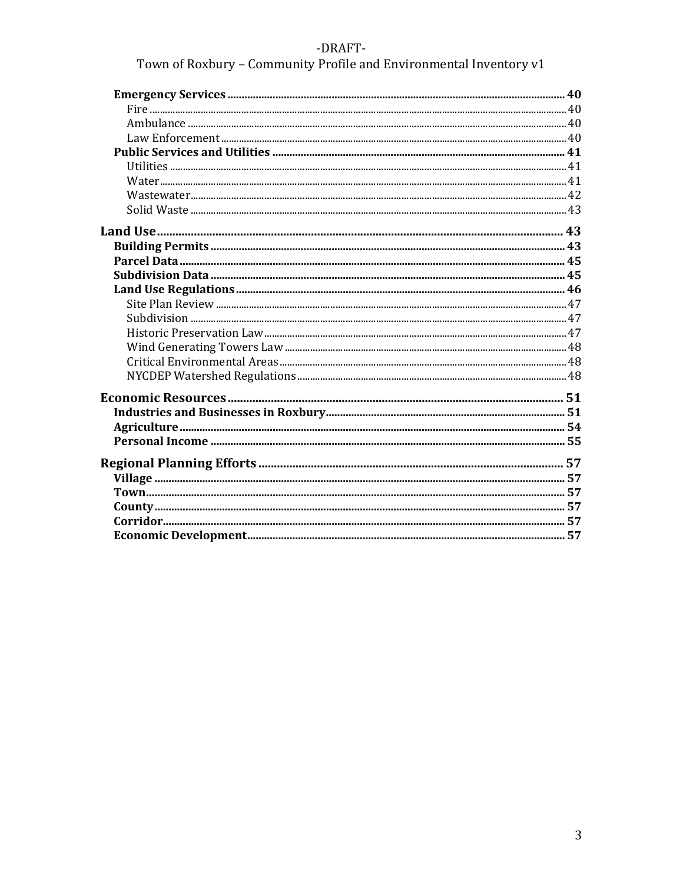**Emergency Services** ........ 40

Fire ........ 40

Ambulance ........ 40

Law Enforcement ........ 40

**Public Services and Utilities** ........ 41

Utilities ........ 41

Water ........ 41

Wastewater ........ 42

Solid Waste ........ 43

**Land Use** ........ 43

**Building Permits** ........ 43

**Parcel Data** ........ 45

**Subdivision Data** ........ 45

**Land Use Regulations** ........ 46

Site Plan Review ........ 47

Subdivision ........ 47

Historic Preservation Law ........ 47

Wind Generating Towers Law ........ 48

Critical Environmental Areas ........ 48

NYCDEP Watershed Regulations ........ 48

**Economic Resources** ........ 51

**Industries and Businesses in Roxbury** ........ 51

**Agriculture** ........ 54

**Personal Income** ........ 55

**Regional Planning Efforts** ........ 57

**Village** ........ 57

**Town** ........ 57

**County** ........ 57

**Corridor** ........ 57

**Economic Development** ........ 57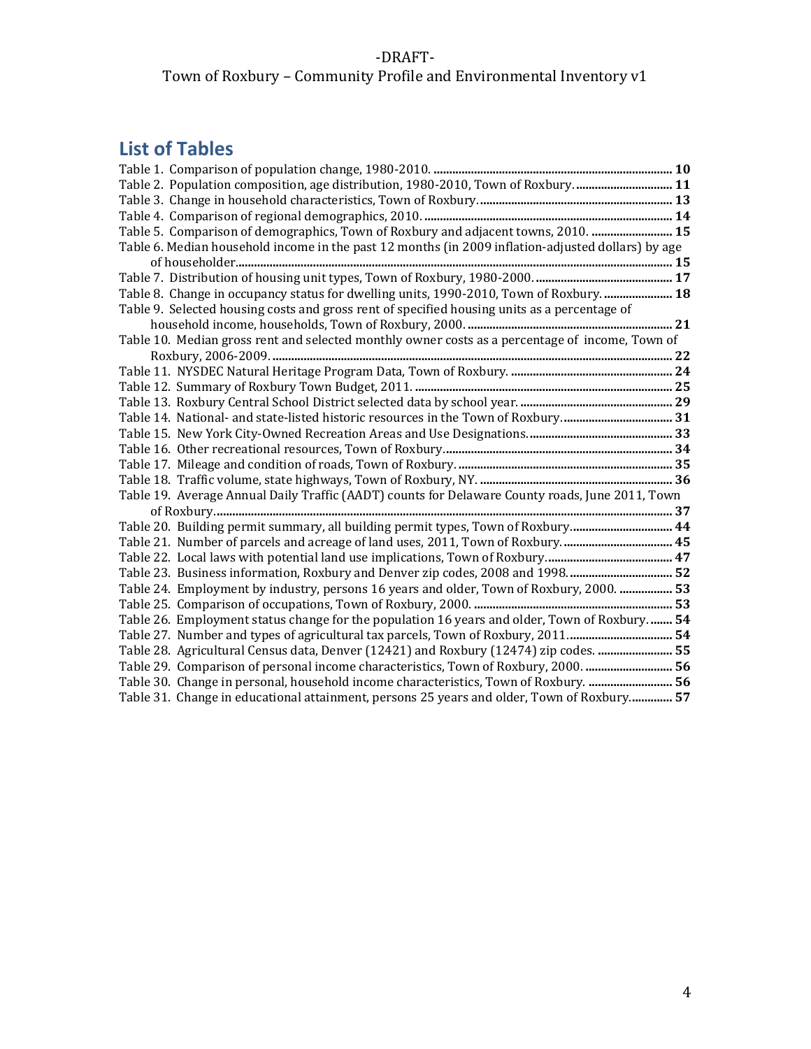## List of Tables

Table 1. Comparison of population change, 1980-2010. ........................................................................... 10
Table 2. Population composition, age distribution, 1980-2010, Town of Roxbury. ............................. 11
Table 3. Change in household characteristics, Town of Roxbury. ........................................................... 13
Table 4. Comparison of regional demographics, 2010. ............................................................................ 14
Table 5. Comparison of demographics, Town of Roxbury and adjacent towns, 2010. ........................ 15
Table 6. Median household income in the past 12 months (in 2009 inflation-adjusted dollars) by age of householder. ............................................................................................................................. 15
Table 7. Distribution of housing unit types, Town of Roxbury, 1980-2000. ........................................... 17
Table 8. Change in occupancy status for dwelling units, 1990-2010, Town of Roxbury. ...................... 18
Table 9. Selected housing costs and gross rent of specified housing units as a percentage of household income, households, Town of Roxbury, 2000. ................................................................. 21
Table 10. Median gross rent and selected monthly owner costs as a percentage of income, Town of Roxbury, 2006-2009. ............................................................................................................................. 22
Table 11. NYSDEC Natural Heritage Program Data, Town of Roxbury. .................................................. 24
Table 12. Summary of Roxbury Town Budget, 2011. ................................................................................. 25
Table 13. Roxbury Central School District selected data by school year. ............................................... 29
Table 14. National- and state-listed historic resources in the Town of Roxbury. ................................... 31
Table 15. New York City-Owned Recreation Areas and Use Designations. ............................................. 33
Table 16. Other recreational resources, Town of Roxbury. ........................................................................ 34
Table 17. Mileage and condition of roads, Town of Roxbury. .................................................................... 35
Table 18. Traffic volume, state highways, Town of Roxbury, NY. ............................................................ 36
Table 19. Average Annual Daily Traffic (AADT) counts for Delaware County roads, June 2011, Town of Roxbury. ............................................................................................................................................. 37
Table 20. Building permit summary, all building permit types, Town of Roxbury. ................................ 44
Table 21. Number of parcels and acreage of land uses, 2011, Town of Roxbury. .................................. 45
Table 22. Local laws with potential land use implications, Town of Roxbury. ........................................ 47
Table 23. Business information, Roxbury and Denver zip codes, 2008 and 1998. ................................. 52
Table 24. Employment by industry, persons 16 years and older, Town of Roxbury, 2000. ................. 53
Table 25. Comparison of occupations, Town of Roxbury, 2000. ............................................................... 53
Table 26. Employment status change for the population 16 years and older, Town of Roxbury. ....... 54
Table 27. Number and types of agricultural tax parcels, Town of Roxbury, 2011. ................................. 54
Table 28. Agricultural Census data, Denver (12421) and Roxbury (12474) zip codes. ........................ 55
Table 29. Comparison of personal income characteristics, Town of Roxbury, 2000. ............................ 56
Table 30. Change in personal, household income characteristics, Town of Roxbury. ........................... 56
Table 31. Change in educational attainment, persons 25 years and older, Town of Roxbury. ............. 57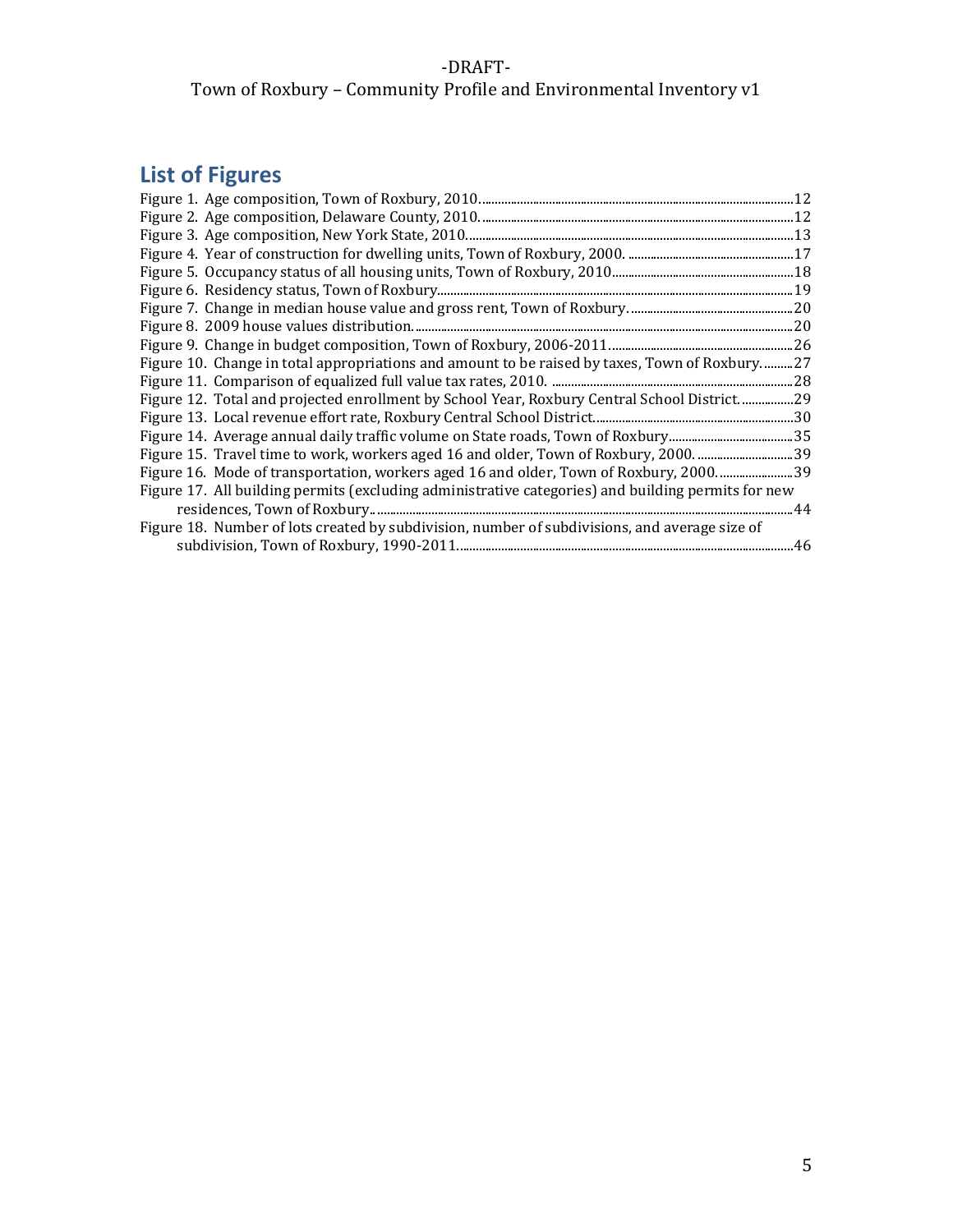## List of Figures

Figure 1. Age composition, Town of Roxbury, 2010. .......... 12
Figure 2. Age composition, Delaware County, 2010. .......... 12
Figure 3. Age composition, New York State, 2010. .......... 13
Figure 4. Year of construction for dwelling units, Town of Roxbury, 2000. .......... 17
Figure 5. Occupancy status of all housing units, Town of Roxbury, 2010 .......... 18
Figure 6. Residency status, Town of Roxbury .......... 19
Figure 7. Change in median house value and gross rent, Town of Roxbury. .......... 20
Figure 8. 2009 house values distribution. .......... 20
Figure 9. Change in budget composition, Town of Roxbury, 2006-2011 .......... 26
Figure 10. Change in total appropriations and amount to be raised by taxes, Town of Roxbury. .......... 27
Figure 11. Comparison of equalized full value tax rates, 2010. .......... 28
Figure 12. Total and projected enrollment by School Year, Roxbury Central School District. .......... 29
Figure 13. Local revenue effort rate, Roxbury Central School District. .......... 30
Figure 14. Average annual daily traffic volume on State roads, Town of Roxbury .......... 35
Figure 15. Travel time to work, workers aged 16 and older, Town of Roxbury, 2000. .......... 39
Figure 16. Mode of transportation, workers aged 16 and older, Town of Roxbury, 2000. .......... 39
Figure 17. All building permits (excluding administrative categories) and building permits for new residences, Town of Roxbury. .......... 44
Figure 18. Number of lots created by subdivision, number of subdivisions, and average size of subdivision, Town of Roxbury, 1990-2011. .......... 46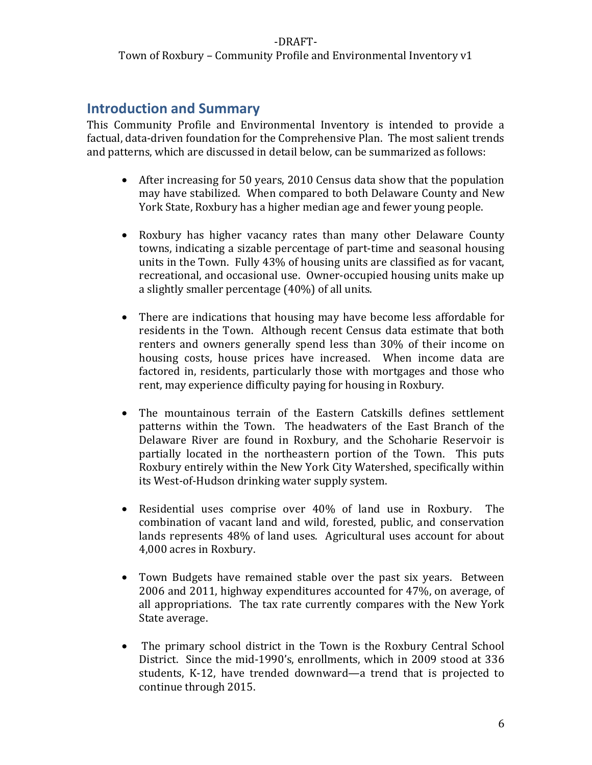## Introduction and Summary

This Community Profile and Environmental Inventory is intended to provide a factual, data-driven foundation for the Comprehensive Plan. The most salient trends and patterns, which are discussed in detail below, can be summarized as follows:

- After increasing for 50 years, 2010 Census data show that the population may have stabilized. When compared to both Delaware County and New York State, Roxbury has a higher median age and fewer young people.
- Roxbury has higher vacancy rates than many other Delaware County towns, indicating a sizable percentage of part-time and seasonal housing units in the Town. Fully 43% of housing units are classified as for vacant, recreational, and occasional use. Owner-occupied housing units make up a slightly smaller percentage (40%) of all units.
- There are indications that housing may have become less affordable for residents in the Town. Although recent Census data estimate that both renters and owners generally spend less than 30% of their income on housing costs, house prices have increased. When income data are factored in, residents, particularly those with mortgages and those who rent, may experience difficulty paying for housing in Roxbury.
- The mountainous terrain of the Eastern Catskills defines settlement patterns within the Town. The headwaters of the East Branch of the Delaware River are found in Roxbury, and the Schoharie Reservoir is partially located in the northeastern portion of the Town. This puts Roxbury entirely within the New York City Watershed, specifically within its West-of-Hudson drinking water supply system.
- Residential uses comprise over 40% of land use in Roxbury. The combination of vacant land and wild, forested, public, and conservation lands represents 48% of land uses. Agricultural uses account for about 4,000 acres in Roxbury.
- Town Budgets have remained stable over the past six years. Between 2006 and 2011, highway expenditures accounted for 47%, on average, of all appropriations. The tax rate currently compares with the New York State average.
- The primary school district in the Town is the Roxbury Central School District. Since the mid-1990's, enrollments, which in 2009 stood at 336 students, K-12, have trended downward—a trend that is projected to continue through 2015.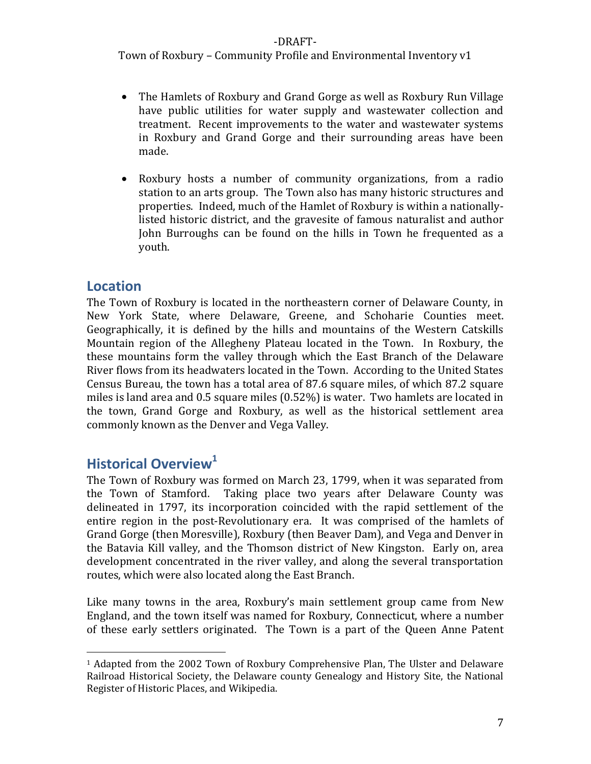- The Hamlets of Roxbury and Grand Gorge as well as Roxbury Run Village have public utilities for water supply and wastewater collection and treatment. Recent improvements to the water and wastewater systems in Roxbury and Grand Gorge and their surrounding areas have been made.

- Roxbury hosts a number of community organizations, from a radio station to an arts group. The Town also has many historic structures and properties. Indeed, much of the Hamlet of Roxbury is within a nationally-listed historic district, and the gravesite of famous naturalist and author John Burroughs can be found on the hills in Town he frequented as a youth.

## Location

The Town of Roxbury is located in the northeastern corner of Delaware County, in New York State, where Delaware, Greene, and Schoharie Counties meet. Geographically, it is defined by the hills and mountains of the Western Catskills Mountain region of the Allegheny Plateau located in the Town. In Roxbury, the these mountains form the valley through which the East Branch of the Delaware River flows from its headwaters located in the Town. According to the United States Census Bureau, the town has a total area of 87.6 square miles, of which 87.2 square miles is land area and 0.5 square miles (0.52%) is water. Two hamlets are located in the town, Grand Gorge and Roxbury, as well as the historical settlement area commonly known as the Denver and Vega Valley.

## Historical Overview[1]

The Town of Roxbury was formed on March 23, 1799, when it was separated from the Town of Stamford. Taking place two years after Delaware County was delineated in 1797, its incorporation coincided with the rapid settlement of the entire region in the post-Revolutionary era. It was comprised of the hamlets of Grand Gorge (then Moresville), Roxbury (then Beaver Dam), and Vega and Denver in the Batavia Kill valley, and the Thomson district of New Kingston. Early on, area development concentrated in the river valley, and along the several transportation routes, which were also located along the East Branch.

Like many towns in the area, Roxbury's main settlement group came from New England, and the town itself was named for Roxbury, Connecticut, where a number of these early settlers originated. The Town is a part of the Queen Anne Patent

---

[1] Adapted from the 2002 Town of Roxbury Comprehensive Plan, The Ulster and Delaware Railroad Historical Society, the Delaware county Genealogy and History Site, the National Register of Historic Places, and Wikipedia.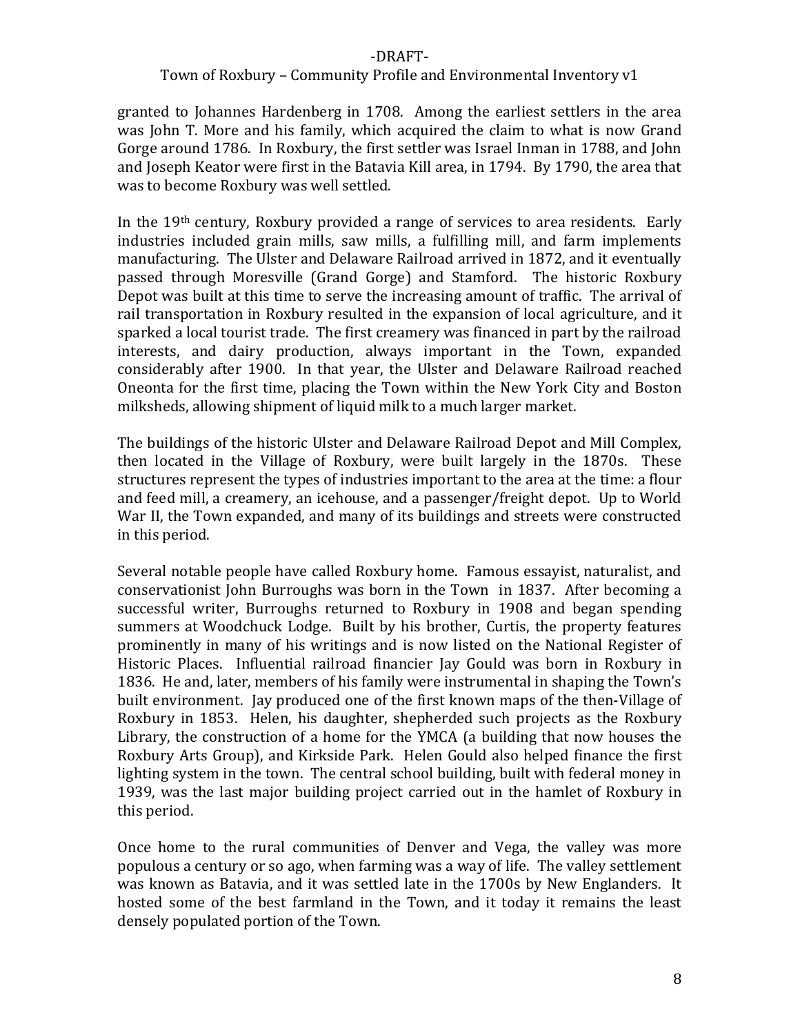granted to Johannes Hardenberg in 1708. Among the earliest settlers in the area was John T. More and his family, which acquired the claim to what is now Grand Gorge around 1786. In Roxbury, the first settler was Israel Inman in 1788, and John and Joseph Keator were first in the Batavia Kill area, in 1794. By 1790, the area that was to become Roxbury was well settled.

In the 19th century, Roxbury provided a range of services to area residents. Early industries included grain mills, saw mills, a fulfilling mill, and farm implements manufacturing. The Ulster and Delaware Railroad arrived in 1872, and it eventually passed through Moresville (Grand Gorge) and Stamford. The historic Roxbury Depot was built at this time to serve the increasing amount of traffic. The arrival of rail transportation in Roxbury resulted in the expansion of local agriculture, and it sparked a local tourist trade. The first creamery was financed in part by the railroad interests, and dairy production, always important in the Town, expanded considerably after 1900. In that year, the Ulster and Delaware Railroad reached Oneonta for the first time, placing the Town within the New York City and Boston milksheds, allowing shipment of liquid milk to a much larger market.

The buildings of the historic Ulster and Delaware Railroad Depot and Mill Complex, then located in the Village of Roxbury, were built largely in the 1870s. These structures represent the types of industries important to the area at the time: a flour and feed mill, a creamery, an icehouse, and a passenger/freight depot. Up to World War II, the Town expanded, and many of its buildings and streets were constructed in this period.

Several notable people have called Roxbury home. Famous essayist, naturalist, and conservationist John Burroughs was born in the Town in 1837. After becoming a successful writer, Burroughs returned to Roxbury in 1908 and began spending summers at Woodchuck Lodge. Built by his brother, Curtis, the property features prominently in many of his writings and is now listed on the National Register of Historic Places. Influential railroad financier Jay Gould was born in Roxbury in 1836. He and, later, members of his family were instrumental in shaping the Town's built environment. Jay produced one of the first known maps of the then-Village of Roxbury in 1853. Helen, his daughter, shepherded such projects as the Roxbury Library, the construction of a home for the YMCA (a building that now houses the Roxbury Arts Group), and Kirkside Park. Helen Gould also helped finance the first lighting system in the town. The central school building, built with federal money in 1939, was the last major building project carried out in the hamlet of Roxbury in this period.

Once home to the rural communities of Denver and Vega, the valley was more populous a century or so ago, when farming was a way of life. The valley settlement was known as Batavia, and it was settled late in the 1700s by New Englanders. It hosted some of the best farmland in the Town, and it today it remains the least densely populated portion of the Town.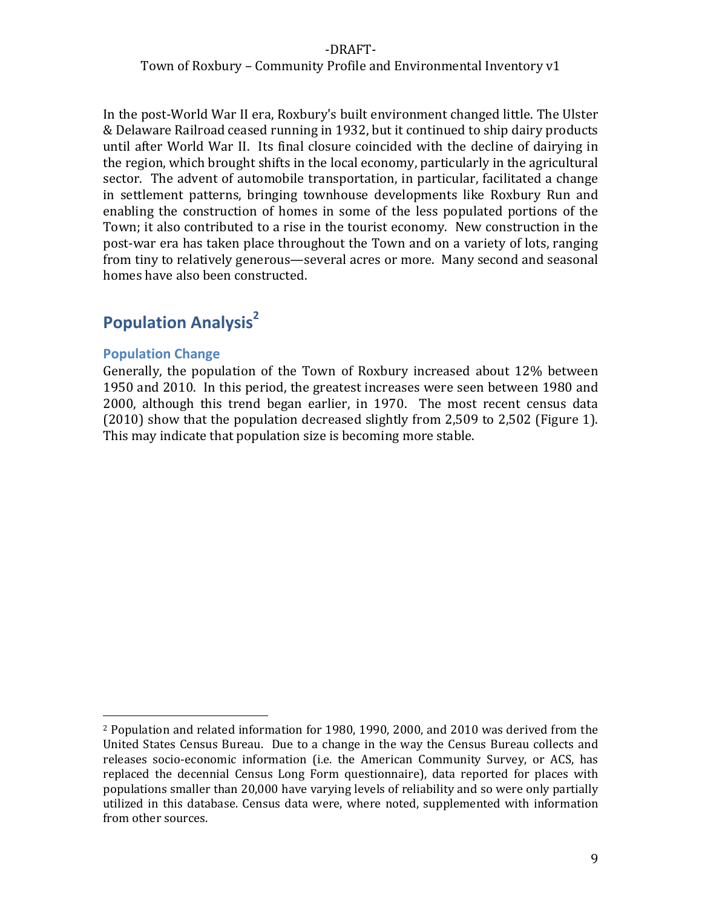In the post-World War II era, Roxbury's built environment changed little. The Ulster & Delaware Railroad ceased running in 1932, but it continued to ship dairy products until after World War II. Its final closure coincided with the decline of dairying in the region, which brought shifts in the local economy, particularly in the agricultural sector. The advent of automobile transportation, in particular, facilitated a change in settlement patterns, bringing townhouse developments like Roxbury Run and enabling the construction of homes in some of the less populated portions of the Town; it also contributed to a rise in the tourist economy. New construction in the post-war era has taken place throughout the Town and on a variety of lots, ranging from tiny to relatively generous—several acres or more. Many second and seasonal homes have also been constructed.

## Population Analysis[2]

### Population Change

Generally, the population of the Town of Roxbury increased about 12% between 1950 and 2010. In this period, the greatest increases were seen between 1980 and 2000, although this trend began earlier, in 1970. The most recent census data (2010) show that the population decreased slightly from 2,509 to 2,502 (Figure 1). This may indicate that population size is becoming more stable.

---

[2] Population and related information for 1980, 1990, 2000, and 2010 was derived from the United States Census Bureau. Due to a change in the way the Census Bureau collects and releases socio-economic information (i.e. the American Community Survey, or ACS, has replaced the decennial Census Long Form questionnaire), data reported for places with populations smaller than 20,000 have varying levels of reliability and so were only partially utilized in this database. Census data were, where noted, supplemented with information from other sources.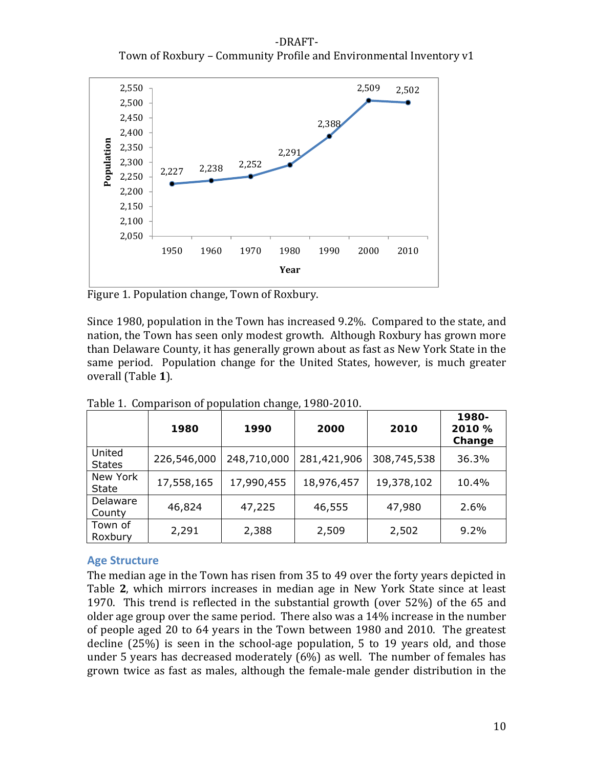Figure 1. Population change, Town of Roxbury.

Since 1980, population in the Town has increased 9.2%. Compared to the state, and nation, the Town has seen only modest growth. Although Roxbury has grown more than Delaware County, it has generally grown about as fast as New York State in the same period. Population change for the United States, however, is much greater overall (Table **1**).

Table 1. Comparison of population change, 1980-2010.

| | 1980 | 1990 | 2000 | 2010 | 1980-2010 % Change |
|---|---|---|---|---|---|
| United States | 226,546,000 | 248,710,000 | 281,421,906 | 308,745,538 | 36.3% |
| New York State | 17,558,165 | 17,990,455 | 18,976,457 | 19,378,102 | 10.4% |
| Delaware County | 46,824 | 47,225 | 46,555 | 47,980 | 2.6% |
| Town of Roxbury | 2,291 | 2,388 | 2,509 | 2,502 | 9.2% |

## Age Structure

The median age in the Town has risen from 35 to 49 over the forty years depicted in Table **2**, which mirrors increases in median age in New York State since at least 1970. This trend is reflected in the substantial growth (over 52%) of the 65 and older age group over the same period. There also was a 14% increase in the number of people aged 20 to 64 years in the Town between 1980 and 2010. The greatest decline (25%) is seen in the school-age population, 5 to 19 years old, and those under 5 years has decreased moderately (6%) as well. The number of females has grown twice as fast as males, although the female-male gender distribution in the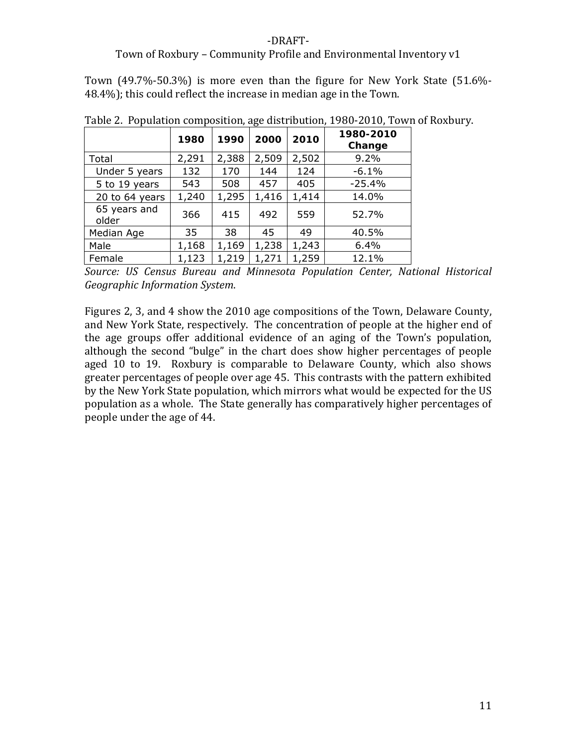Town (49.7%-50.3%) is more even than the figure for New York State (51.6%-48.4%); this could reflect the increase in median age in the Town.

Table 2. Population composition, age distribution, 1980-2010, Town of Roxbury.

| | 1980 | 1990 | 2000 | 2010 | 1980-2010 Change |
|---|---|---|---|---|---|
| Total | 2,291 | 2,388 | 2,509 | 2,502 | 9.2% |
| Under 5 years | 132 | 170 | 144 | 124 | -6.1% |
| 5 to 19 years | 543 | 508 | 457 | 405 | -25.4% |
| 20 to 64 years | 1,240 | 1,295 | 1,416 | 1,414 | 14.0% |
| 65 years and older | 366 | 415 | 492 | 559 | 52.7% |
| Median Age | 35 | 38 | 45 | 49 | 40.5% |
| Male | 1,168 | 1,169 | 1,238 | 1,243 | 6.4% |
| Female | 1,123 | 1,219 | 1,271 | 1,259 | 12.1% |

*Source: US Census Bureau and Minnesota Population Center, National Historical Geographic Information System.*

Figures 2, 3, and 4 show the 2010 age compositions of the Town, Delaware County, and New York State, respectively. The concentration of people at the higher end of the age groups offer additional evidence of an aging of the Town's population, although the second "bulge" in the chart does show higher percentages of people aged 10 to 19. Roxbury is comparable to Delaware County, which also shows greater percentages of people over age 45. This contrasts with the pattern exhibited by the New York State population, which mirrors what would be expected for the US population as a whole. The State generally has comparatively higher percentages of people under the age of 44.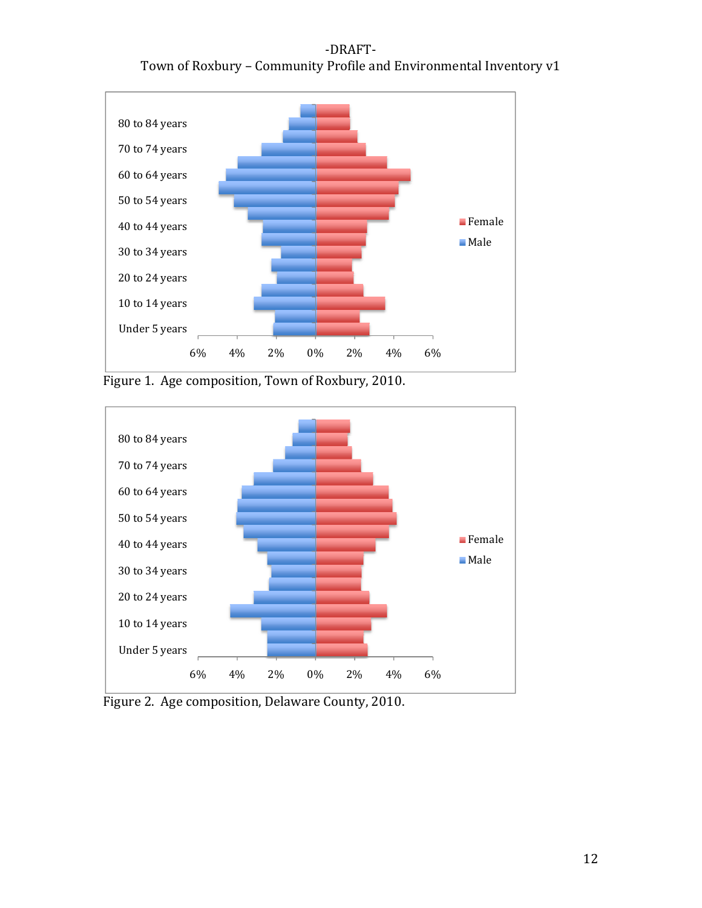Figure 1. Age composition, Town of Roxbury, 2010.

Figure 2. Age composition, Delaware County, 2010.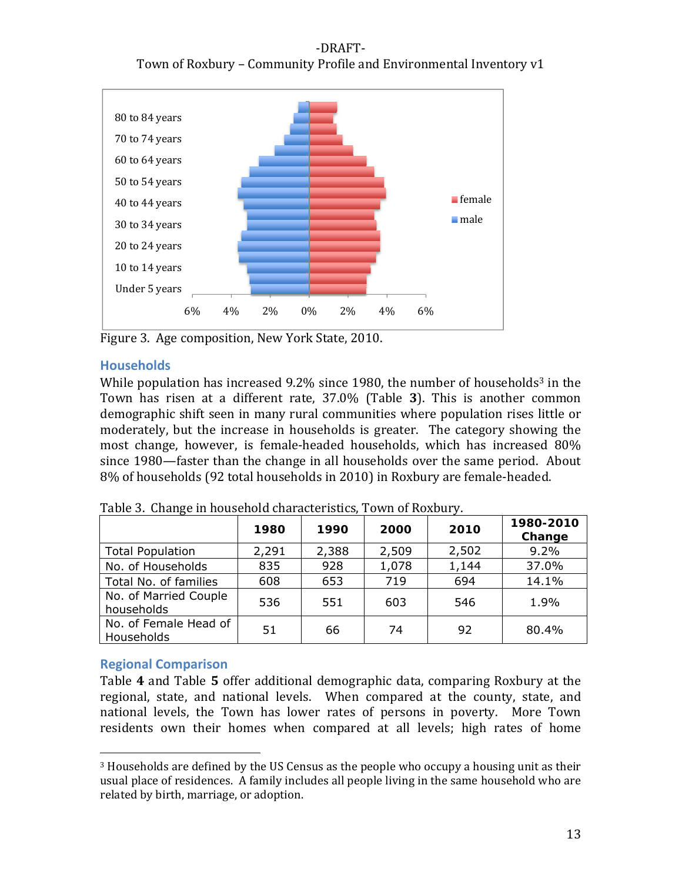80 to 84 years
70 to 74 years
60 to 64 years
50 to 54 years
40 to 44 years
30 to 34 years
20 to 24 years
10 to 14 years
Under 5 years

6% 4% 2% 0% 2% 4% 6%

female
male

Figure 3. Age composition, New York State, 2010.

## Households

While population has increased 9.2% since 1980, the number of households[3] in the Town has risen at a different rate, 37.0% (Table **3**). This is another common demographic shift seen in many rural communities where population rises little or moderately, but the increase in households is greater. The category showing the most change, however, is female-headed households, which has increased 80% since 1980—faster than the change in all households over the same period. About 8% of households (92 total households in 2010) in Roxbury are female-headed.

Table 3. Change in household characteristics, Town of Roxbury.

| | 1980 | 1990 | 2000 | 2010 | 1980-2010 Change |
|---|---|---|---|---|---|
| Total Population | 2,291 | 2,388 | 2,509 | 2,502 | 9.2% |
| No. of Households | 835 | 928 | 1,078 | 1,144 | 37.0% |
| Total No. of families | 608 | 653 | 719 | 694 | 14.1% |
| No. of Married Couple households | 536 | 551 | 603 | 546 | 1.9% |
| No. of Female Head of Households | 51 | 66 | 74 | 92 | 80.4% |

## Regional Comparison

Table **4** and Table **5** offer additional demographic data, comparing Roxbury at the regional, state, and national levels. When compared at the county, state, and national levels, the Town has lower rates of persons in poverty. More Town residents own their homes when compared at all levels; high rates of home

[3] Households are defined by the US Census as the people who occupy a housing unit as their usual place of residences. A family includes all people living in the same household who are related by birth, marriage, or adoption.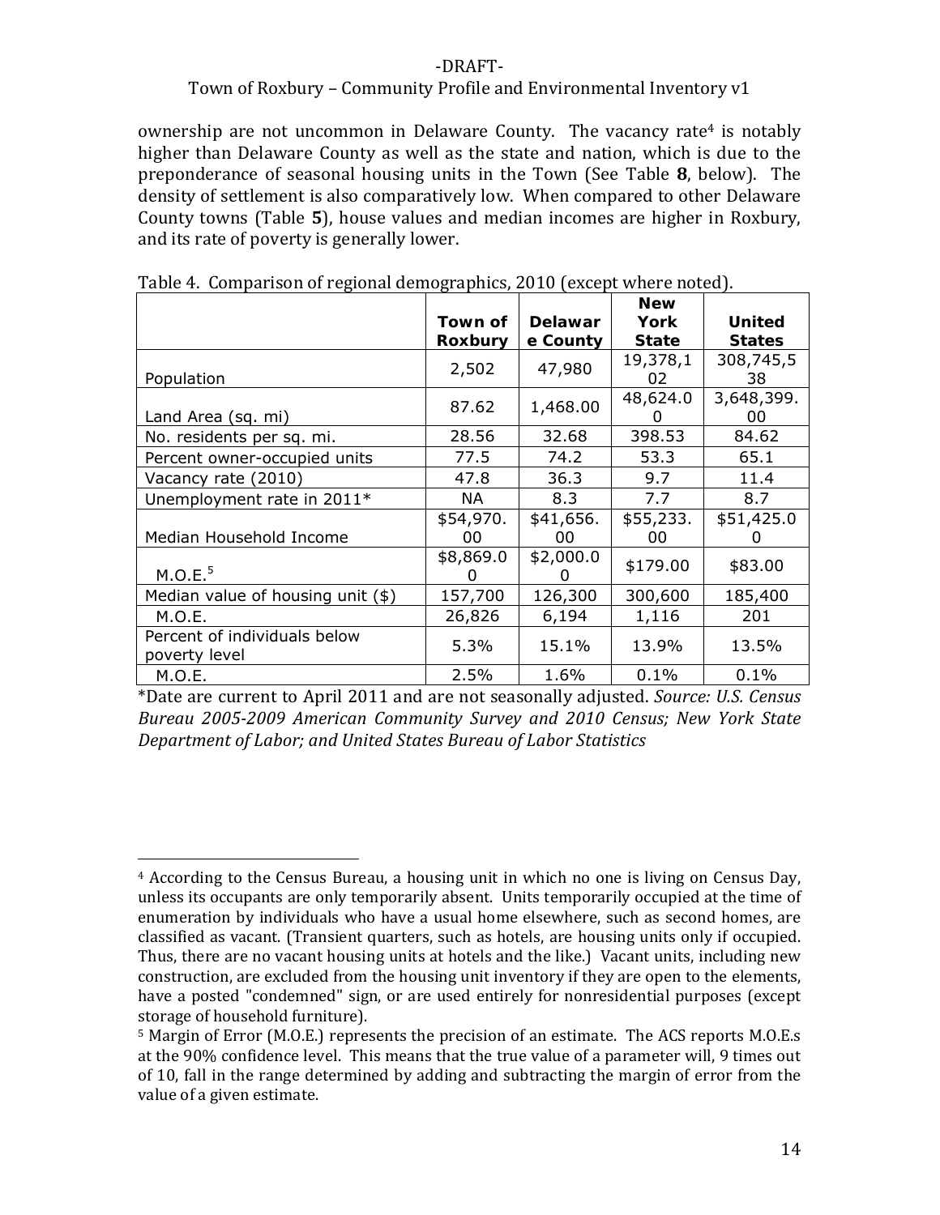ownership are not uncommon in Delaware County. The vacancy rate[4] is notably higher than Delaware County as well as the state and nation, which is due to the preponderance of seasonal housing units in the Town (See Table **8**, below). The density of settlement is also comparatively low. When compared to other Delaware County towns (Table **5**), house values and median incomes are higher in Roxbury, and its rate of poverty is generally lower.

Table 4. Comparison of regional demographics, 2010 (except where noted).

| | **Town of Roxbury** | **Delaware County** | **New York State** | **United States** |
|---|---|---|---|---|
| Population | 2,502 | 47,980 | 19,378,102 | 308,745,538 |
| Land Area (sq. mi) | 87.62 | 1,468.00 | 48,624.00 | 3,648,399.00 |
| No. residents per sq. mi. | 28.56 | 32.68 | 398.53 | 84.62 |
| Percent owner-occupied units | 77.5 | 74.2 | 53.3 | 65.1 |
| Vacancy rate (2010) | 47.8 | 36.3 | 9.7 | 11.4 |
| Unemployment rate in 2011* | NA | 8.3 | 7.7 | 8.7 |
| Median Household Income | $54,970.00 | $41,656.00 | $55,233.00 | $51,425.00 |
| M.O.E.[5] | $8,869.00 | $2,000.00 | $179.00 | $83.00 |
| Median value of housing unit ($) | 157,700 | 126,300 | 300,600 | 185,400 |
| M.O.E. | 26,826 | 6,194 | 1,116 | 201 |
| Percent of individuals below poverty level | 5.3% | 15.1% | 13.9% | 13.5% |
| M.O.E. | 2.5% | 1.6% | 0.1% | 0.1% |

*Date are current to April 2011 and are not seasonally adjusted. *Source: U.S. Census Bureau 2005-2009 American Community Survey and 2010 Census; New York State Department of Labor; and United States Bureau of Labor Statistics*

---

[4] According to the Census Bureau, a housing unit in which no one is living on Census Day, unless its occupants are only temporarily absent. Units temporarily occupied at the time of enumeration by individuals who have a usual home elsewhere, such as second homes, are classified as vacant. (Transient quarters, such as hotels, are housing units only if occupied. Thus, there are no vacant housing units at hotels and the like.) Vacant units, including new construction, are excluded from the housing unit inventory if they are open to the elements, have a posted "condemned" sign, or are used entirely for nonresidential purposes (except storage of household furniture).

[5] Margin of Error (M.O.E.) represents the precision of an estimate. The ACS reports M.O.E.s at the 90% confidence level. This means that the true value of a parameter will, 9 times out of 10, fall in the range determined by adding and subtracting the margin of error from the value of a given estimate.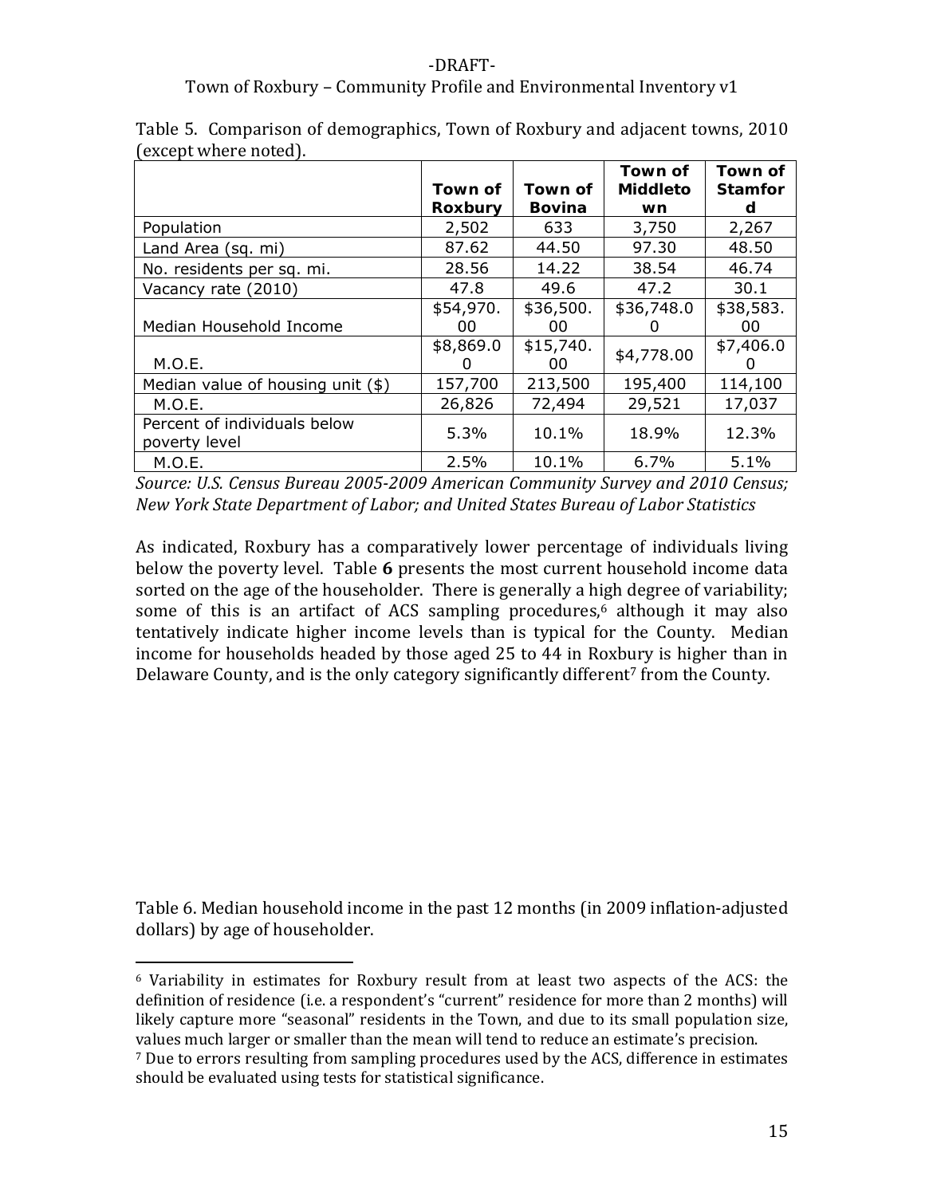Table 5. Comparison of demographics, Town of Roxbury and adjacent towns, 2010 (except where noted).

| | Town of Roxbury | Town of Bovina | Town of Middletown | Town of Stamford |
|---|---|---|---|---|
| Population | 2,502 | 633 | 3,750 | 2,267 |
| Land Area (sq. mi) | 87.62 | 44.50 | 97.30 | 48.50 |
| No. residents per sq. mi. | 28.56 | 14.22 | 38.54 | 46.74 |
| Vacancy rate (2010) | 47.8 | 49.6 | 47.2 | 30.1 |
| Median Household Income | $54,970.00 | $36,500.00 | $36,748.00 | $38,583.00 |
| M.O.E. | $8,869.00 | $15,740.00 | $4,778.00 | $7,406.00 |
| Median value of housing unit ($) | 157,700 | 213,500 | 195,400 | 114,100 |
| M.O.E. | 26,826 | 72,494 | 29,521 | 17,037 |
| Percent of individuals below poverty level | 5.3% | 10.1% | 18.9% | 12.3% |
| M.O.E. | 2.5% | 10.1% | 6.7% | 5.1% |

*Source: U.S. Census Bureau 2005-2009 American Community Survey and 2010 Census; New York State Department of Labor; and United States Bureau of Labor Statistics*

As indicated, Roxbury has a comparatively lower percentage of individuals living below the poverty level. Table **6** presents the most current household income data sorted on the age of the householder. There is generally a high degree of variability; some of this is an artifact of ACS sampling procedures,[6] although it may also tentatively indicate higher income levels than is typical for the County. Median income for households headed by those aged 25 to 44 in Roxbury is higher than in Delaware County, and is the only category significantly different[7] from the County.

Table 6. Median household income in the past 12 months (in 2009 inflation-adjusted dollars) by age of householder.

[6] Variability in estimates for Roxbury result from at least two aspects of the ACS: the definition of residence (i.e. a respondent's "current" residence for more than 2 months) will likely capture more "seasonal" residents in the Town, and due to its small population size, values much larger or smaller than the mean will tend to reduce an estimate's precision.

[7] Due to errors resulting from sampling procedures used by the ACS, difference in estimates should be evaluated using tests for statistical significance.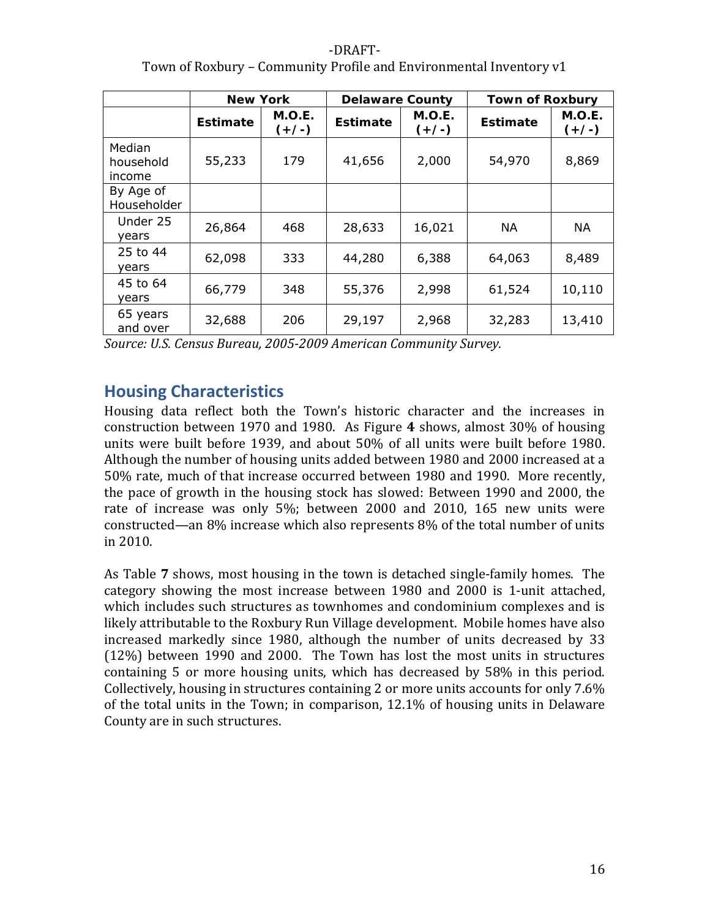| | New York | | Delaware County | | Town of Roxbury | |
|---|---|---|---|---|---|---|
| | Estimate | M.O.E. (+/-) | Estimate | M.O.E. (+/-) | Estimate | M.O.E. (+/-) |
| Median household income | 55,233 | 179 | 41,656 | 2,000 | 54,970 | 8,869 |
| By Age of Householder | | | | | | |
| Under 25 years | 26,864 | 468 | 28,633 | 16,021 | NA | NA |
| 25 to 44 years | 62,098 | 333 | 44,280 | 6,388 | 64,063 | 8,489 |
| 45 to 64 years | 66,779 | 348 | 55,376 | 2,998 | 61,524 | 10,110 |
| 65 years and over | 32,688 | 206 | 29,197 | 2,968 | 32,283 | 13,410 |

*Source: U.S. Census Bureau, 2005-2009 American Community Survey.*

## Housing Characteristics

Housing data reflect both the Town's historic character and the increases in construction between 1970 and 1980. As Figure **4** shows, almost 30% of housing units were built before 1939, and about 50% of all units were built before 1980. Although the number of housing units added between 1980 and 2000 increased at a 50% rate, much of that increase occurred between 1980 and 1990. More recently, the pace of growth in the housing stock has slowed: Between 1990 and 2000, the rate of increase was only 5%; between 2000 and 2010, 165 new units were constructed—an 8% increase which also represents 8% of the total number of units in 2010.

As Table **7** shows, most housing in the town is detached single-family homes. The category showing the most increase between 1980 and 2000 is 1-unit attached, which includes such structures as townhomes and condominium complexes and is likely attributable to the Roxbury Run Village development. Mobile homes have also increased markedly since 1980, although the number of units decreased by 33 (12%) between 1990 and 2000. The Town has lost the most units in structures containing 5 or more housing units, which has decreased by 58% in this period. Collectively, housing in structures containing 2 or more units accounts for only 7.6% of the total units in the Town; in comparison, 12.1% of housing units in Delaware County are in such structures.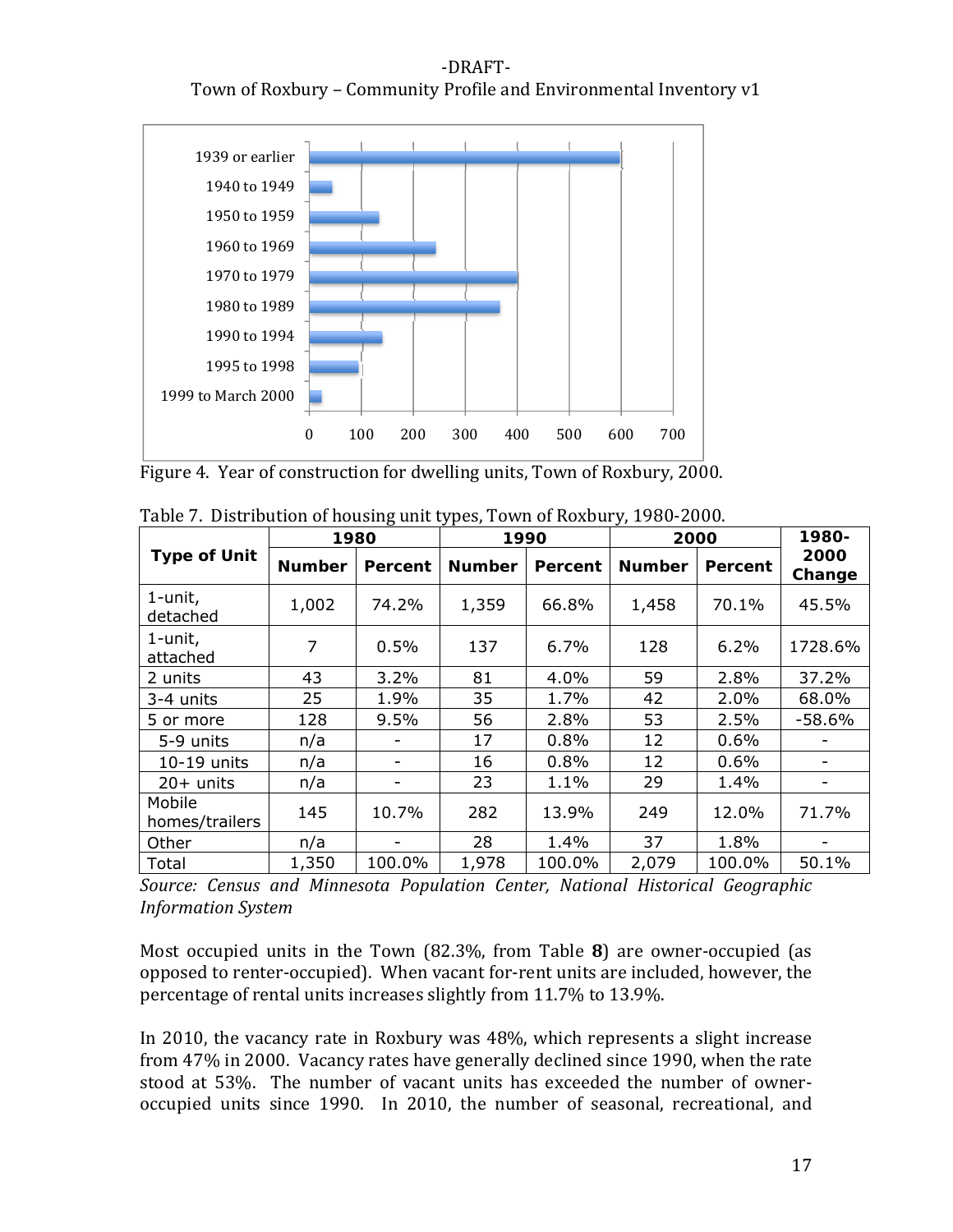Figure 4. Year of construction for dwelling units, Town of Roxbury, 2000.

Table 7. Distribution of housing unit types, Town of Roxbury, 1980-2000.

| Type of Unit | 1980 | | 1990 | | 2000 | | 1980-2000 Change |
|---|---|---|---|---|---|---|---|
| | Number | Percent | Number | Percent | Number | Percent | |
| 1-unit, detached | 1,002 | 74.2% | 1,359 | 66.8% | 1,458 | 70.1% | 45.5% |
| 1-unit, attached | 7 | 0.5% | 137 | 6.7% | 128 | 6.2% | 1728.6% |
| 2 units | 43 | 3.2% | 81 | 4.0% | 59 | 2.8% | 37.2% |
| 3-4 units | 25 | 1.9% | 35 | 1.7% | 42 | 2.0% | 68.0% |
| 5 or more | 128 | 9.5% | 56 | 2.8% | 53 | 2.5% | -58.6% |
| 5-9 units | n/a | - | 17 | 0.8% | 12 | 0.6% | - |
| 10-19 units | n/a | - | 16 | 0.8% | 12 | 0.6% | - |
| 20+ units | n/a | - | 23 | 1.1% | 29 | 1.4% | - |
| Mobile homes/trailers | 145 | 10.7% | 282 | 13.9% | 249 | 12.0% | 71.7% |
| Other | n/a | - | 28 | 1.4% | 37 | 1.8% | - |
| Total | 1,350 | 100.0% | 1,978 | 100.0% | 2,079 | 100.0% | 50.1% |

*Source: Census and Minnesota Population Center, National Historical Geographic Information System*

Most occupied units in the Town (82.3%, from Table **8**) are owner-occupied (as opposed to renter-occupied). When vacant for-rent units are included, however, the percentage of rental units increases slightly from 11.7% to 13.9%.

In 2010, the vacancy rate in Roxbury was 48%, which represents a slight increase from 47% in 2000. Vacancy rates have generally declined since 1990, when the rate stood at 53%. The number of vacant units has exceeded the number of owner-occupied units since 1990. In 2010, the number of seasonal, recreational, and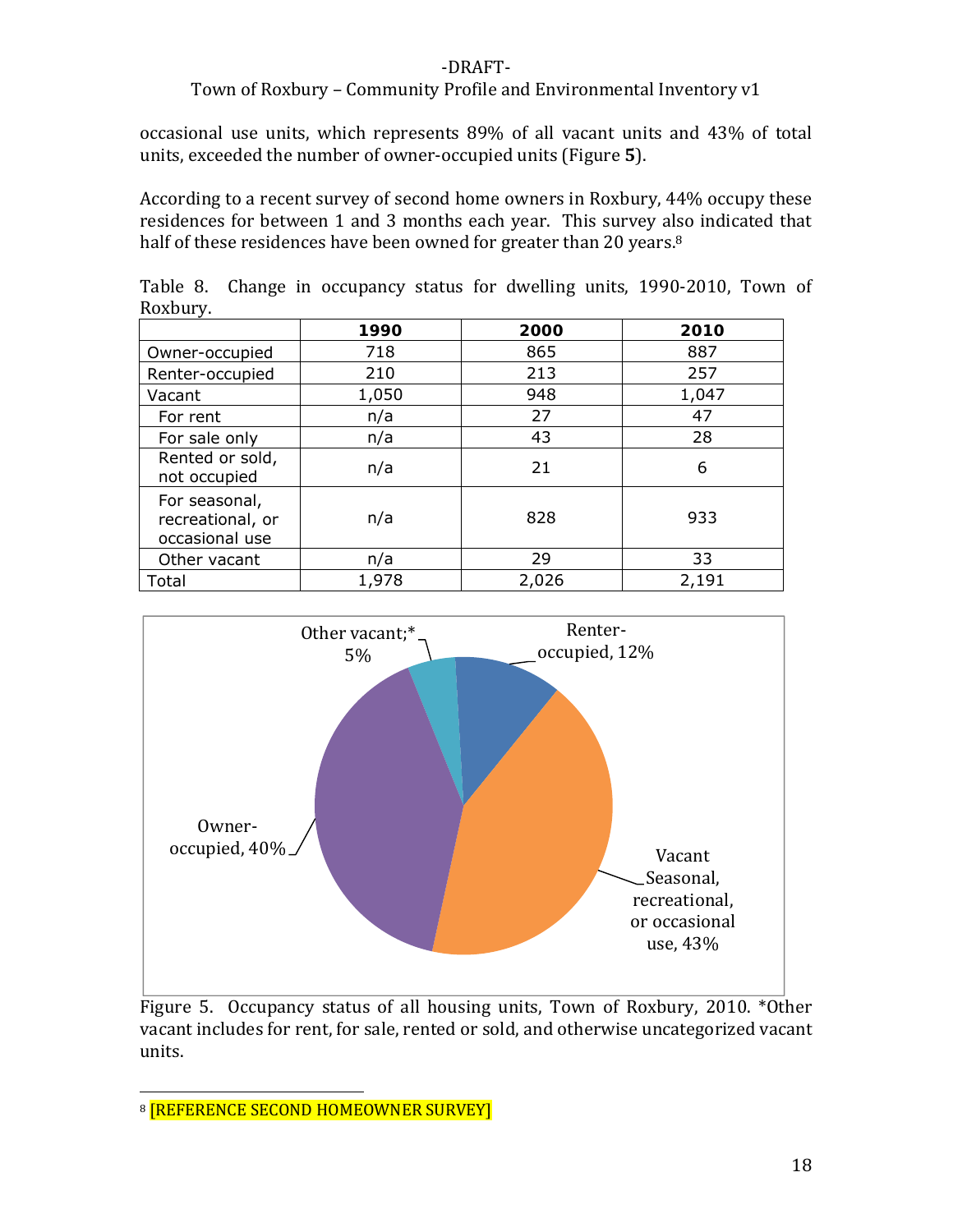occasional use units, which represents 89% of all vacant units and 43% of total units, exceeded the number of owner-occupied units (Figure **5**).

According to a recent survey of second home owners in Roxbury, 44% occupy these residences for between 1 and 3 months each year. This survey also indicated that half of these residences have been owned for greater than 20 years.[8]

Table 8. Change in occupancy status for dwelling units, 1990-2010, Town of Roxbury.

| | 1990 | 2000 | 2010 |
|---|---|---|---|
| Owner-occupied | 718 | 865 | 887 |
| Renter-occupied | 210 | 213 | 257 |
| Vacant | 1,050 | 948 | 1,047 |
| For rent | n/a | 27 | 47 |
| For sale only | n/a | 43 | 28 |
| Rented or sold, not occupied | n/a | 21 | 6 |
| For seasonal, recreational, or occasional use | n/a | 828 | 933 |
| Other vacant | n/a | 29 | 33 |
| Total | 1,978 | 2,026 | 2,191 |

Other vacant;* 5%

Renter-occupied, 12%

Owner-occupied, 40%

Vacant Seasonal, recreational, or occasional use, 43%

Figure 5. Occupancy status of all housing units, Town of Roxbury, 2010. *Other vacant includes for rent, for sale, rented or sold, and otherwise uncategorized vacant units.

[8] [REFERENCE SECOND HOMEOWNER SURVEY]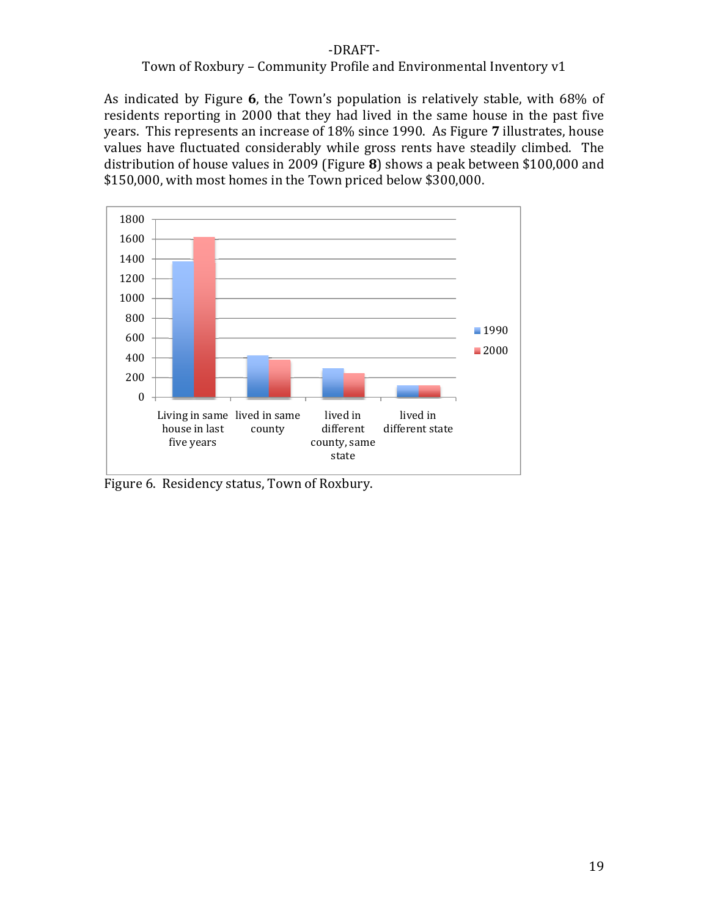As indicated by Figure **6**, the Town's population is relatively stable, with 68% of residents reporting in 2000 that they had lived in the same house in the past five years. This represents an increase of 18% since 1990. As Figure **7** illustrates, house values have fluctuated considerably while gross rents have steadily climbed. The distribution of house values in 2009 (Figure **8**) shows a peak between $100,000 and $150,000, with most homes in the Town priced below $300,000.

Figure 6. Residency status, Town of Roxbury.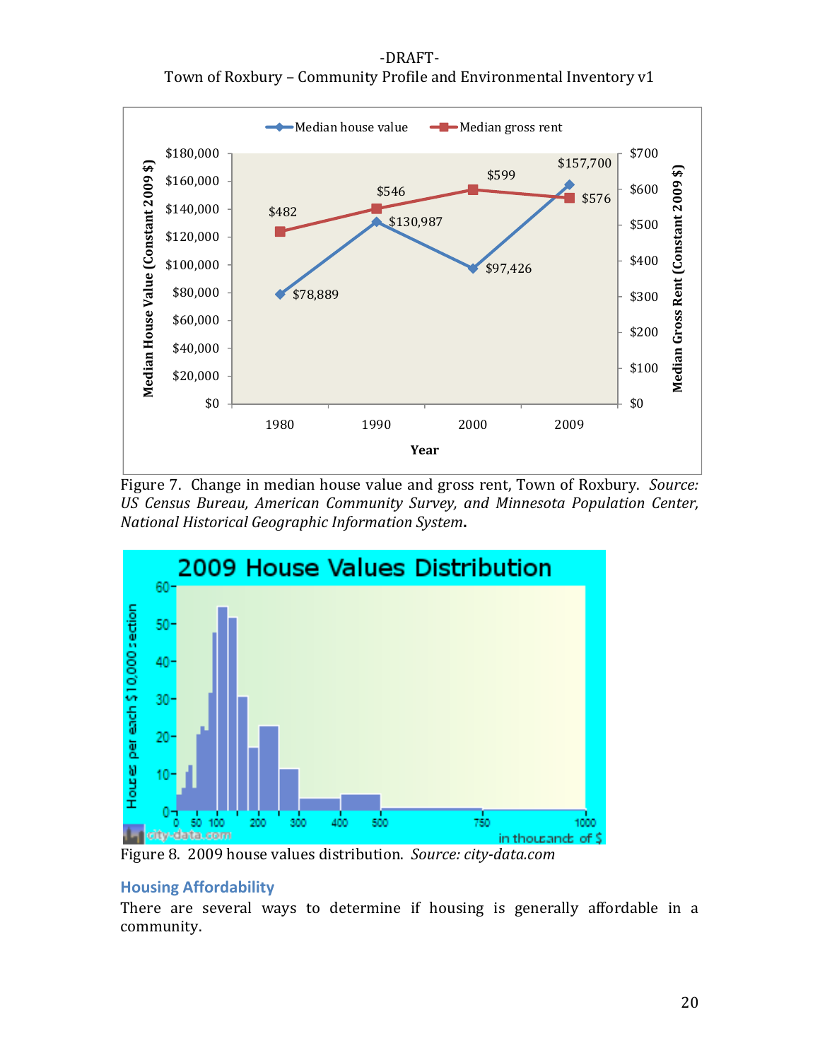Figure 7. Change in median house value and gross rent, Town of Roxbury. *Source: US Census Bureau, American Community Survey, and Minnesota Population Center, National Historical Geographic Information System***.**

Figure 8. 2009 house values distribution. *Source: city-data.com*

## Housing Affordability

There are several ways to determine if housing is generally affordable in a community.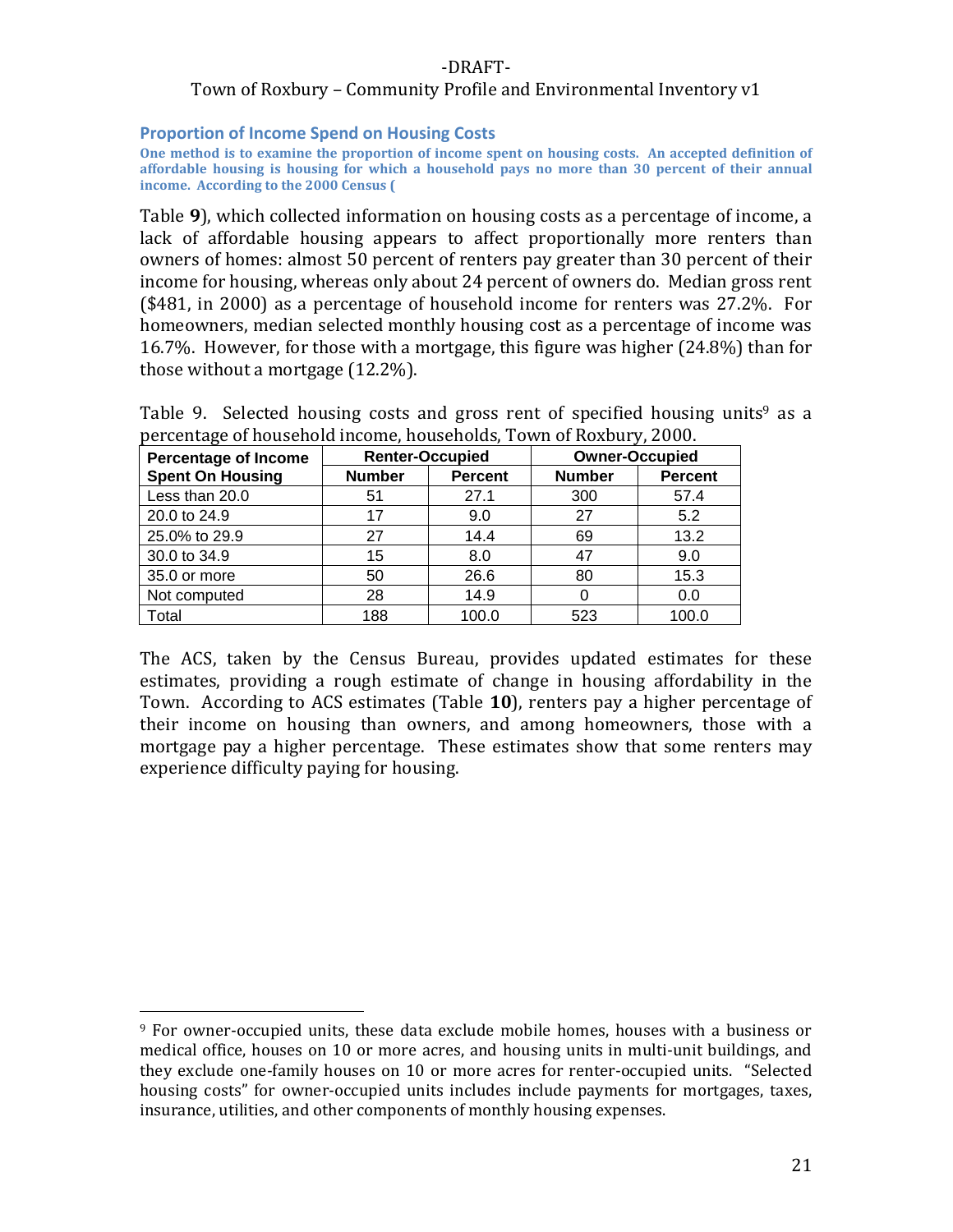### Proportion of Income Spend on Housing Costs

**One method is to examine the proportion of income spent on housing costs. An accepted definition of affordable housing is housing for which a household pays no more than 30 percent of their annual income. According to the 2000 Census (**

Table **9**), which collected information on housing costs as a percentage of income, a lack of affordable housing appears to affect proportionally more renters than owners of homes: almost 50 percent of renters pay greater than 30 percent of their income for housing, whereas only about 24 percent of owners do. Median gross rent ($481, in 2000) as a percentage of household income for renters was 27.2%. For homeowners, median selected monthly housing cost as a percentage of income was 16.7%. However, for those with a mortgage, this figure was higher (24.8%) than for those without a mortgage (12.2%).

Table 9. Selected housing costs and gross rent of specified housing units[9] as a percentage of household income, households, Town of Roxbury, 2000.

| Percentage of Income | Renter-Occupied | | Owner-Occupied | |
|---|---|---|---|---|
| Spent On Housing | Number | Percent | Number | Percent |
| Less than 20.0 | 51 | 27.1 | 300 | 57.4 |
| 20.0 to 24.9 | 17 | 9.0 | 27 | 5.2 |
| 25.0% to 29.9 | 27 | 14.4 | 69 | 13.2 |
| 30.0 to 34.9 | 15 | 8.0 | 47 | 9.0 |
| 35.0 or more | 50 | 26.6 | 80 | 15.3 |
| Not computed | 28 | 14.9 | 0 | 0.0 |
| Total | 188 | 100.0 | 523 | 100.0 |

The ACS, taken by the Census Bureau, provides updated estimates for these estimates, providing a rough estimate of change in housing affordability in the Town. According to ACS estimates (Table **10**), renters pay a higher percentage of their income on housing than owners, and among homeowners, those with a mortgage pay a higher percentage. These estimates show that some renters may experience difficulty paying for housing.

[9] For owner-occupied units, these data exclude mobile homes, houses with a business or medical office, houses on 10 or more acres, and housing units in multi-unit buildings, and they exclude one-family houses on 10 or more acres for renter-occupied units. "Selected housing costs" for owner-occupied units includes include payments for mortgages, taxes, insurance, utilities, and other components of monthly housing expenses.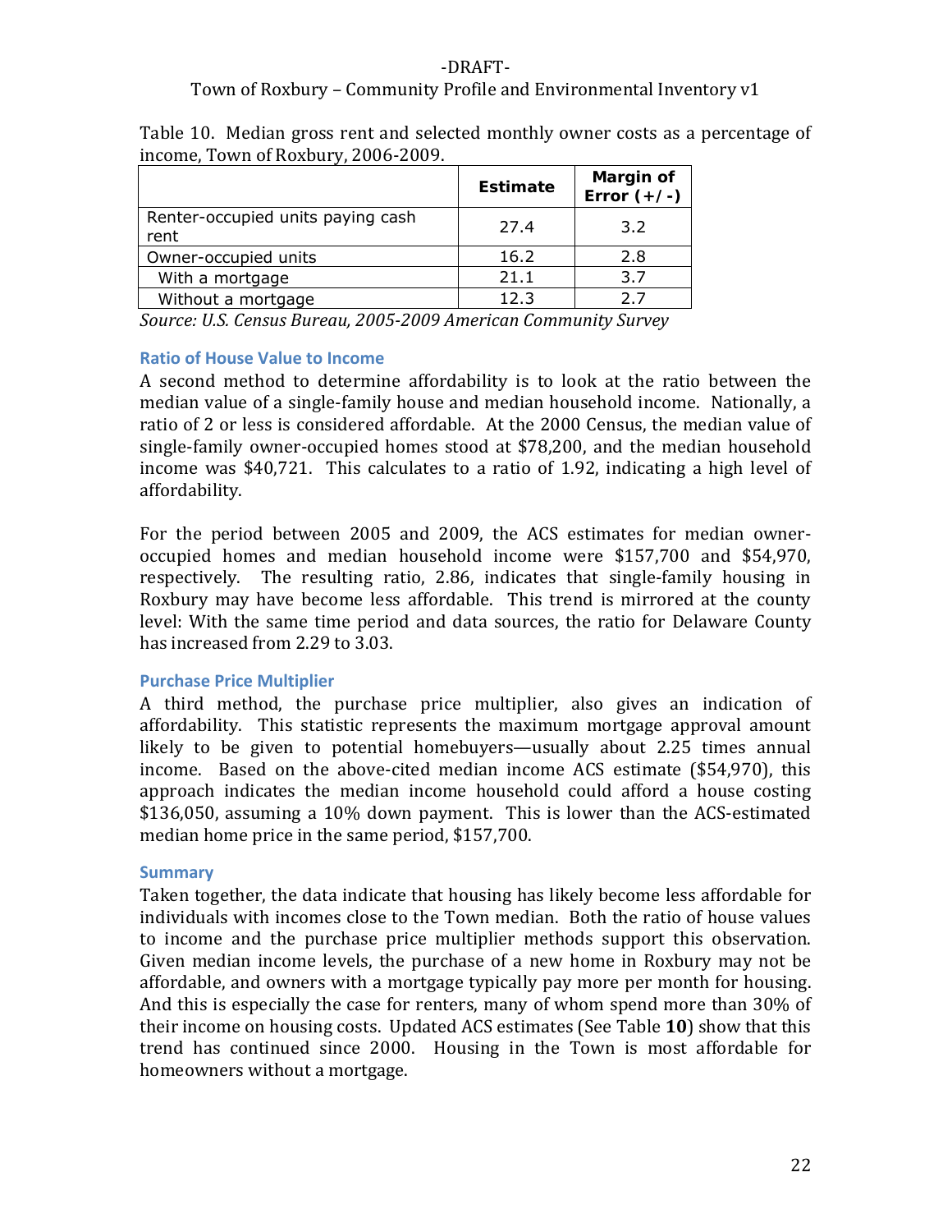Table 10. Median gross rent and selected monthly owner costs as a percentage of income, Town of Roxbury, 2006-2009.

| | Estimate | Margin of Error (+/-) |
| --- | --- | --- |
| Renter-occupied units paying cash rent | 27.4 | 3.2 |
| Owner-occupied units | 16.2 | 2.8 |
| With a mortgage | 21.1 | 3.7 |
| Without a mortgage | 12.3 | 2.7 |

*Source: U.S. Census Bureau, 2005-2009 American Community Survey*

### Ratio of House Value to Income

A second method to determine affordability is to look at the ratio between the median value of a single-family house and median household income. Nationally, a ratio of 2 or less is considered affordable. At the 2000 Census, the median value of single-family owner-occupied homes stood at $78,200, and the median household income was $40,721. This calculates to a ratio of 1.92, indicating a high level of affordability.

For the period between 2005 and 2009, the ACS estimates for median owner-occupied homes and median household income were $157,700 and $54,970, respectively. The resulting ratio, 2.86, indicates that single-family housing in Roxbury may have become less affordable. This trend is mirrored at the county level: With the same time period and data sources, the ratio for Delaware County has increased from 2.29 to 3.03.

### Purchase Price Multiplier

A third method, the purchase price multiplier, also gives an indication of affordability. This statistic represents the maximum mortgage approval amount likely to be given to potential homebuyers—usually about 2.25 times annual income. Based on the above-cited median income ACS estimate ($54,970), this approach indicates the median income household could afford a house costing $136,050, assuming a 10% down payment. This is lower than the ACS-estimated median home price in the same period, $157,700.

### Summary

Taken together, the data indicate that housing has likely become less affordable for individuals with incomes close to the Town median. Both the ratio of house values to income and the purchase price multiplier methods support this observation. Given median income levels, the purchase of a new home in Roxbury may not be affordable, and owners with a mortgage typically pay more per month for housing. And this is especially the case for renters, many of whom spend more than 30% of their income on housing costs. Updated ACS estimates (See Table **10**) show that this trend has continued since 2000. Housing in the Town is most affordable for homeowners without a mortgage.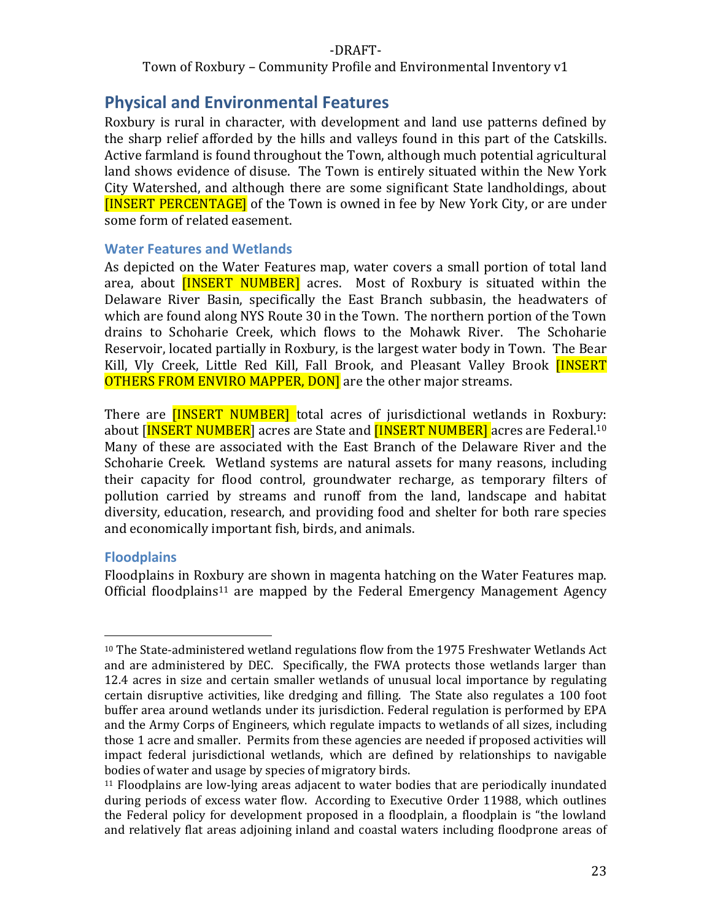## Physical and Environmental Features

Roxbury is rural in character, with development and land use patterns defined by the sharp relief afforded by the hills and valleys found in this part of the Catskills. Active farmland is found throughout the Town, although much potential agricultural land shows evidence of disuse. The Town is entirely situated within the New York City Watershed, and although there are some significant State landholdings, about [INSERT PERCENTAGE] of the Town is owned in fee by New York City, or are under some form of related easement.

### Water Features and Wetlands

As depicted on the Water Features map, water covers a small portion of total land area, about [INSERT NUMBER] acres. Most of Roxbury is situated within the Delaware River Basin, specifically the East Branch subbasin, the headwaters of which are found along NYS Route 30 in the Town. The northern portion of the Town drains to Schoharie Creek, which flows to the Mohawk River. The Schoharie Reservoir, located partially in Roxbury, is the largest water body in Town. The Bear Kill, Vly Creek, Little Red Kill, Fall Brook, and Pleasant Valley Brook [INSERT OTHERS FROM ENVIRO MAPPER, DON] are the other major streams.

There are [INSERT NUMBER] total acres of jurisdictional wetlands in Roxbury: about [INSERT NUMBER] acres are State and [INSERT NUMBER] acres are Federal.[10] Many of these are associated with the East Branch of the Delaware River and the Schoharie Creek. Wetland systems are natural assets for many reasons, including their capacity for flood control, groundwater recharge, as temporary filters of pollution carried by streams and runoff from the land, landscape and habitat diversity, education, research, and providing food and shelter for both rare species and economically important fish, birds, and animals.

### Floodplains

Floodplains in Roxbury are shown in magenta hatching on the Water Features map. Official floodplains[11] are mapped by the Federal Emergency Management Agency

---

[10] The State-administered wetland regulations flow from the 1975 Freshwater Wetlands Act and are administered by DEC. Specifically, the FWA protects those wetlands larger than 12.4 acres in size and certain smaller wetlands of unusual local importance by regulating certain disruptive activities, like dredging and filling. The State also regulates a 100 foot buffer area around wetlands under its jurisdiction. Federal regulation is performed by EPA and the Army Corps of Engineers, which regulate impacts to wetlands of all sizes, including those 1 acre and smaller. Permits from these agencies are needed if proposed activities will impact federal jurisdictional wetlands, which are defined by relationships to navigable bodies of water and usage by species of migratory birds.

[11] Floodplains are low-lying areas adjacent to water bodies that are periodically inundated during periods of excess water flow. According to Executive Order 11988, which outlines the Federal policy for development proposed in a floodplain, a floodplain is "the lowland and relatively flat areas adjoining inland and coastal waters including floodprone areas of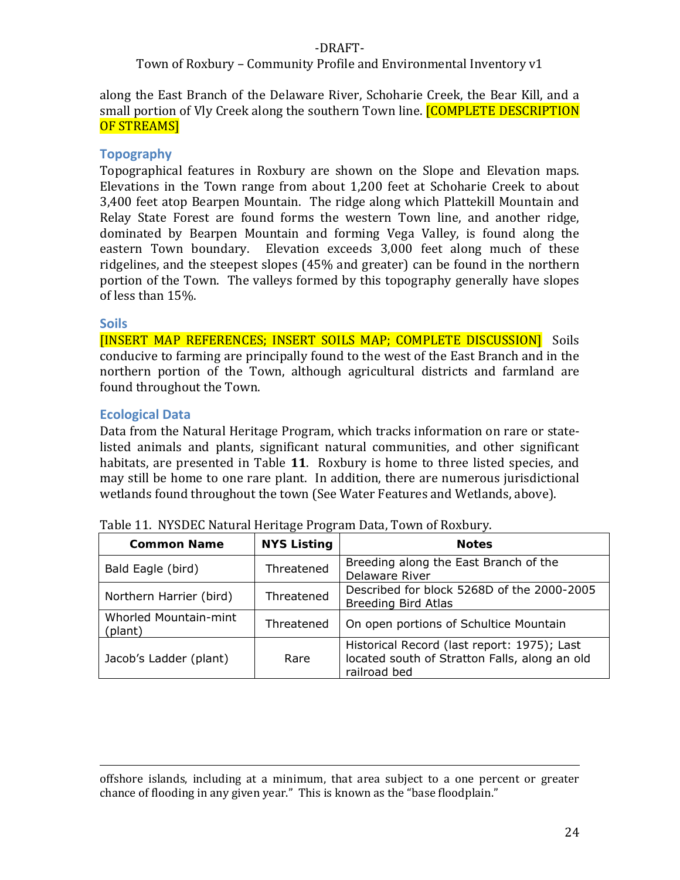along the East Branch of the Delaware River, Schoharie Creek, the Bear Kill, and a small portion of Vly Creek along the southern Town line. [COMPLETE DESCRIPTION OF STREAMS]

### Topography

Topographical features in Roxbury are shown on the Slope and Elevation maps. Elevations in the Town range from about 1,200 feet at Schoharie Creek to about 3,400 feet atop Bearpen Mountain. The ridge along which Plattekill Mountain and Relay State Forest are found forms the western Town line, and another ridge, dominated by Bearpen Mountain and forming Vega Valley, is found along the eastern Town boundary. Elevation exceeds 3,000 feet along much of these ridgelines, and the steepest slopes (45% and greater) can be found in the northern portion of the Town. The valleys formed by this topography generally have slopes of less than 15%.

### Soils

[INSERT MAP REFERENCES; INSERT SOILS MAP; COMPLETE DISCUSSION] Soils conducive to farming are principally found to the west of the East Branch and in the northern portion of the Town, although agricultural districts and farmland are found throughout the Town.

### Ecological Data

Data from the Natural Heritage Program, which tracks information on rare or state-listed animals and plants, significant natural communities, and other significant habitats, are presented in Table **11**. Roxbury is home to three listed species, and may still be home to one rare plant. In addition, there are numerous jurisdictional wetlands found throughout the town (See Water Features and Wetlands, above).

Table 11. NYSDEC Natural Heritage Program Data, Town of Roxbury.

| Common Name | NYS Listing | Notes |
|---|---|---|
| Bald Eagle (bird) | Threatened | Breeding along the East Branch of the Delaware River |
| Northern Harrier (bird) | Threatened | Described for block 5268D of the 2000-2005 Breeding Bird Atlas |
| Whorled Mountain-mint (plant) | Threatened | On open portions of Schultice Mountain |
| Jacob's Ladder (plant) | Rare | Historical Record (last report: 1975); Last located south of Stratton Falls, along an old railroad bed |

offshore islands, including at a minimum, that area subject to a one percent or greater chance of flooding in any given year." This is known as the "base floodplain."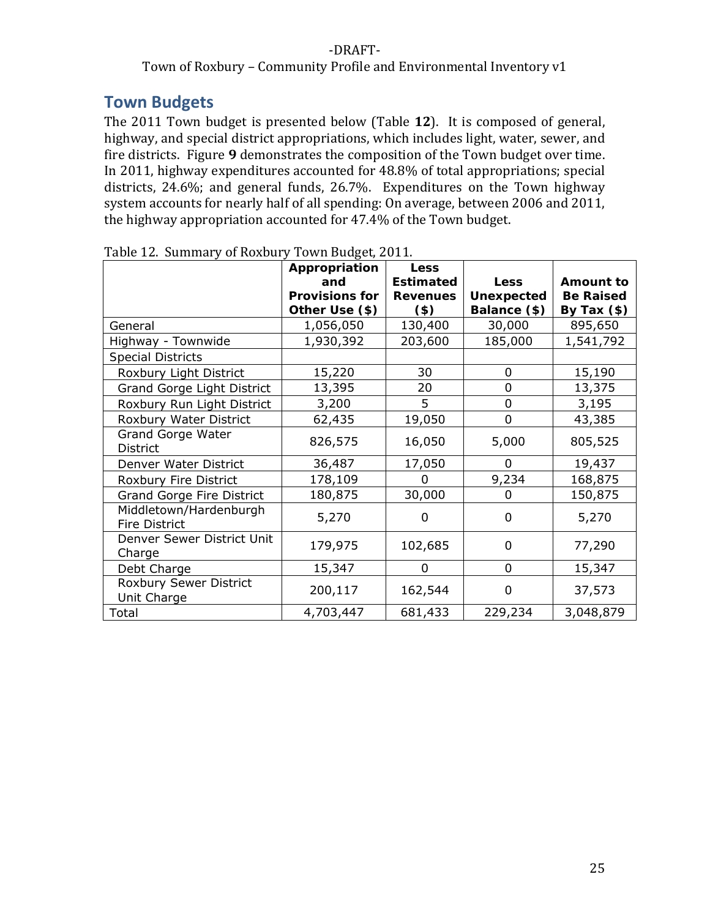## Town Budgets

The 2011 Town budget is presented below (Table **12**). It is composed of general, highway, and special district appropriations, which includes light, water, sewer, and fire districts. Figure **9** demonstrates the composition of the Town budget over time. In 2011, highway expenditures accounted for 48.8% of total appropriations; special districts, 24.6%; and general funds, 26.7%. Expenditures on the Town highway system accounts for nearly half of all spending: On average, between 2006 and 2011, the highway appropriation accounted for 47.4% of the Town budget.

Table 12. Summary of Roxbury Town Budget, 2011.

| | **Appropriation and Provisions for Other Use ($)** | **Less Estimated Revenues ($)** | **Less Unexpected Balance ($)** | **Amount to Be Raised By Tax ($)** |
|---|---|---|---|---|
| General | 1,056,050 | 130,400 | 30,000 | 895,650 |
| Highway - Townwide | 1,930,392 | 203,600 | 185,000 | 1,541,792 |
| Special Districts | | | | |
| Roxbury Light District | 15,220 | 30 | 0 | 15,190 |
| Grand Gorge Light District | 13,395 | 20 | 0 | 13,375 |
| Roxbury Run Light District | 3,200 | 5 | 0 | 3,195 |
| Roxbury Water District | 62,435 | 19,050 | 0 | 43,385 |
| Grand Gorge Water District | 826,575 | 16,050 | 5,000 | 805,525 |
| Denver Water District | 36,487 | 17,050 | 0 | 19,437 |
| Roxbury Fire District | 178,109 | 0 | 9,234 | 168,875 |
| Grand Gorge Fire District | 180,875 | 30,000 | 0 | 150,875 |
| Middletown/Hardenburgh Fire District | 5,270 | 0 | 0 | 5,270 |
| Denver Sewer District Unit Charge | 179,975 | 102,685 | 0 | 77,290 |
| Debt Charge | 15,347 | 0 | 0 | 15,347 |
| Roxbury Sewer District Unit Charge | 200,117 | 162,544 | 0 | 37,573 |
| Total | 4,703,447 | 681,433 | 229,234 | 3,048,879 |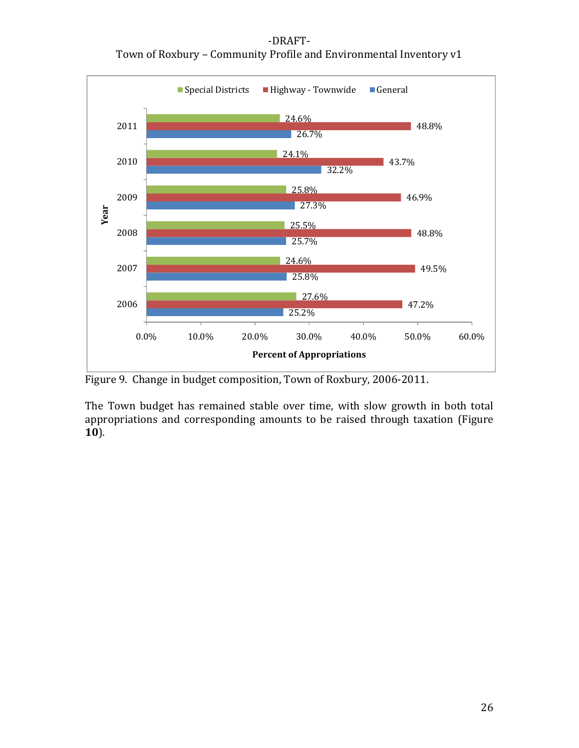| Year | Special Districts | Highway - Townwide | General |
|---|---|---|---|
| 2011 | 24.6% | 48.8% | 26.7% |
| 2010 | 24.1% | 43.7% | 32.2% |
| 2009 | 25.8% | 46.9% | 27.3% |
| 2008 | 25.5% | 48.8% | 25.7% |
| 2007 | 24.6% | 49.5% | 25.8% |
| 2006 | 27.6% | 47.2% | 25.2% |

Figure 9. Change in budget composition, Town of Roxbury, 2006-2011.

The Town budget has remained stable over time, with slow growth in both total appropriations and corresponding amounts to be raised through taxation (Figure **10**).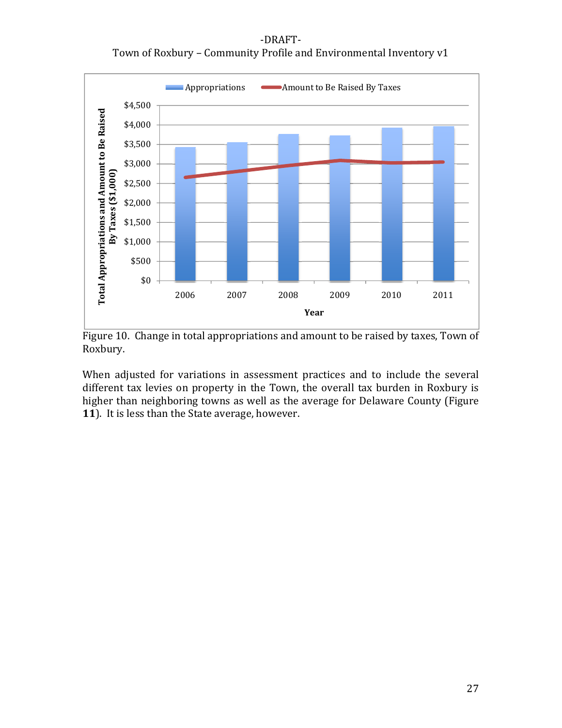Figure 10. Change in total appropriations and amount to be raised by taxes, Town of Roxbury.

When adjusted for variations in assessment practices and to include the several different tax levies on property in the Town, the overall tax burden in Roxbury is higher than neighboring towns as well as the average for Delaware County (Figure **11**). It is less than the State average, however.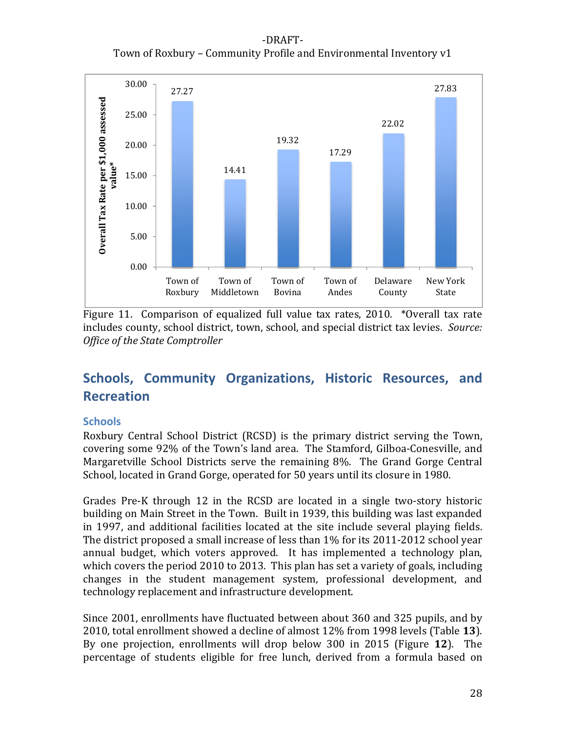| | Overall Tax Rate per $1,000 assessed value* |
|---|---|
| Town of Roxbury | 27.27 |
| Town of Middletown | 14.41 |
| Town of Bovina | 19.32 |
| Town of Andes | 17.29 |
| Delaware County | 22.02 |
| New York State | 27.83 |

Figure 11. Comparison of equalized full value tax rates, 2010. *Overall tax rate includes county, school district, town, school, and special district tax levies. *Source: Office of the State Comptroller*

## Schools, Community Organizations, Historic Resources, and Recreation

### Schools

Roxbury Central School District (RCSD) is the primary district serving the Town, covering some 92% of the Town's land area. The Stamford, Gilboa-Conesville, and Margaretville School Districts serve the remaining 8%. The Grand Gorge Central School, located in Grand Gorge, operated for 50 years until its closure in 1980.

Grades Pre-K through 12 in the RCSD are located in a single two-story historic building on Main Street in the Town. Built in 1939, this building was last expanded in 1997, and additional facilities located at the site include several playing fields. The district proposed a small increase of less than 1% for its 2011-2012 school year annual budget, which voters approved. It has implemented a technology plan, which covers the period 2010 to 2013. This plan has set a variety of goals, including changes in the student management system, professional development, and technology replacement and infrastructure development.

Since 2001, enrollments have fluctuated between about 360 and 325 pupils, and by 2010, total enrollment showed a decline of almost 12% from 1998 levels (Table **13**). By one projection, enrollments will drop below 300 in 2015 (Figure **12**). The percentage of students eligible for free lunch, derived from a formula based on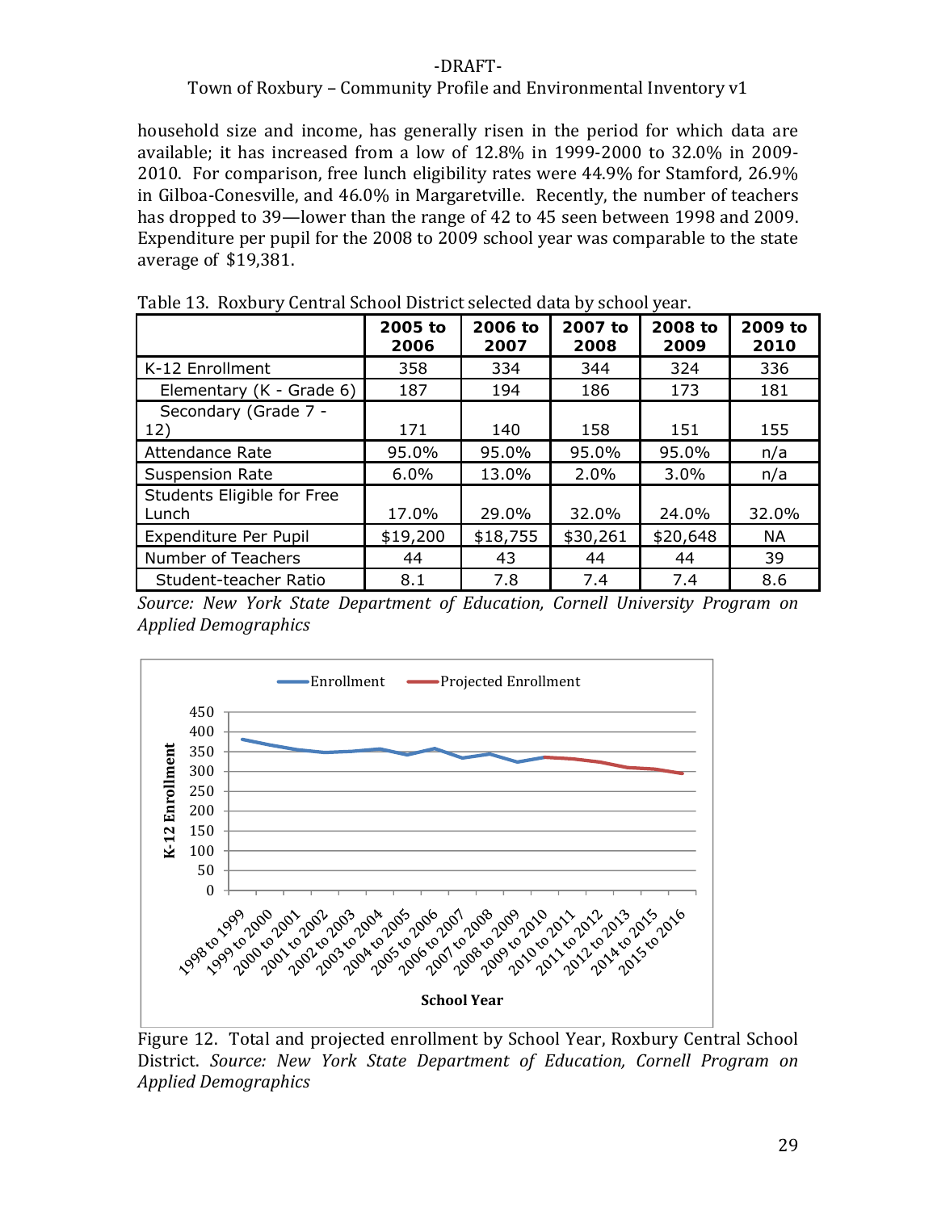household size and income, has generally risen in the period for which data are available; it has increased from a low of 12.8% in 1999-2000 to 32.0% in 2009-2010. For comparison, free lunch eligibility rates were 44.9% for Stamford, 26.9% in Gilboa-Conesville, and 46.0% in Margaretville. Recently, the number of teachers has dropped to 39—lower than the range of 42 to 45 seen between 1998 and 2009. Expenditure per pupil for the 2008 to 2009 school year was comparable to the state average of $19,381.

Table 13. Roxbury Central School District selected data by school year.

| | 2005 to 2006 | 2006 to 2007 | 2007 to 2008 | 2008 to 2009 | 2009 to 2010 |
|---|---|---|---|---|---|
| K-12 Enrollment | 358 | 334 | 344 | 324 | 336 |
| Elementary (K - Grade 6) | 187 | 194 | 186 | 173 | 181 |
| Secondary (Grade 7 - 12) | 171 | 140 | 158 | 151 | 155 |
| Attendance Rate | 95.0% | 95.0% | 95.0% | 95.0% | n/a |
| Suspension Rate | 6.0% | 13.0% | 2.0% | 3.0% | n/a |
| Students Eligible for Free Lunch | 17.0% | 29.0% | 32.0% | 24.0% | 32.0% |
| Expenditure Per Pupil | $19,200 | $18,755 | $30,261 | $20,648 | NA |
| Number of Teachers | 44 | 43 | 44 | 44 | 39 |
| Student-teacher Ratio | 8.1 | 7.8 | 7.4 | 7.4 | 8.6 |

*Source: New York State Department of Education, Cornell University Program on Applied Demographics*

Figure 12. Total and projected enrollment by School Year, Roxbury Central School District. *Source: New York State Department of Education, Cornell Program on Applied Demographics*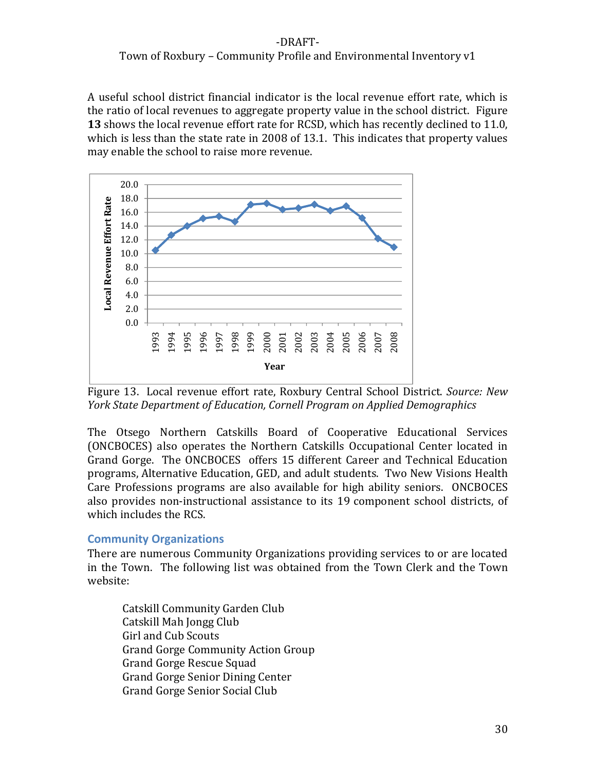A useful school district financial indicator is the local revenue effort rate, which is the ratio of local revenues to aggregate property value in the school district. Figure **13** shows the local revenue effort rate for RCSD, which has recently declined to 11.0, which is less than the state rate in 2008 of 13.1. This indicates that property values may enable the school to raise more revenue.

Figure 13. Local revenue effort rate, Roxbury Central School District. *Source: New York State Department of Education, Cornell Program on Applied Demographics*

The Otsego Northern Catskills Board of Cooperative Educational Services (ONCBOCES) also operates the Northern Catskills Occupational Center located in Grand Gorge. The ONCBOCES offers 15 different Career and Technical Education programs, Alternative Education, GED, and adult students. Two New Visions Health Care Professions programs are also available for high ability seniors. ONCBOCES also provides non-instructional assistance to its 19 component school districts, of which includes the RCS.

## Community Organizations

There are numerous Community Organizations providing services to or are located in the Town. The following list was obtained from the Town Clerk and the Town website:

- Catskill Community Garden Club
- Catskill Mah Jongg Club
- Girl and Cub Scouts
- Grand Gorge Community Action Group
- Grand Gorge Rescue Squad
- Grand Gorge Senior Dining Center
- Grand Gorge Senior Social Club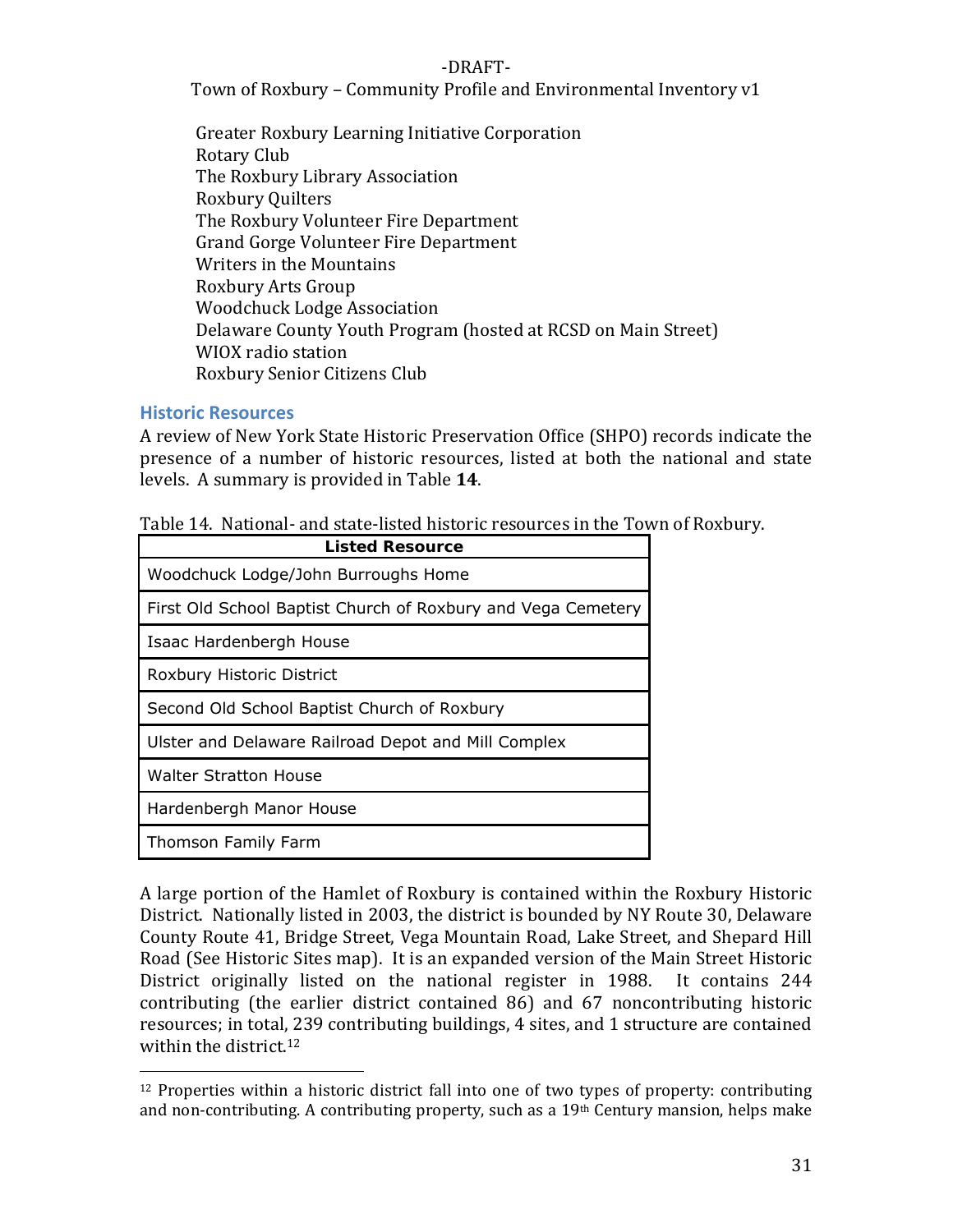Greater Roxbury Learning Initiative Corporation
Rotary Club
The Roxbury Library Association
Roxbury Quilters
The Roxbury Volunteer Fire Department
Grand Gorge Volunteer Fire Department
Writers in the Mountains
Roxbury Arts Group
Woodchuck Lodge Association
Delaware County Youth Program (hosted at RCSD on Main Street)
WIOX radio station
Roxbury Senior Citizens Club

## Historic Resources

A review of New York State Historic Preservation Office (SHPO) records indicate the presence of a number of historic resources, listed at both the national and state levels. A summary is provided in Table **14**.

Table 14. National- and state-listed historic resources in the Town of Roxbury.

| Listed Resource |
|---|
| Woodchuck Lodge/John Burroughs Home |
| First Old School Baptist Church of Roxbury and Vega Cemetery |
| Isaac Hardenbergh House |
| Roxbury Historic District |
| Second Old School Baptist Church of Roxbury |
| Ulster and Delaware Railroad Depot and Mill Complex |
| Walter Stratton House |
| Hardenbergh Manor House |
| Thomson Family Farm |

A large portion of the Hamlet of Roxbury is contained within the Roxbury Historic District. Nationally listed in 2003, the district is bounded by NY Route 30, Delaware County Route 41, Bridge Street, Vega Mountain Road, Lake Street, and Shepard Hill Road (See Historic Sites map). It is an expanded version of the Main Street Historic District originally listed on the national register in 1988. It contains 244 contributing (the earlier district contained 86) and 67 noncontributing historic resources; in total, 239 contributing buildings, 4 sites, and 1 structure are contained within the district.[12]

[12] Properties within a historic district fall into one of two types of property: contributing and non-contributing. A contributing property, such as a 19th Century mansion, helps make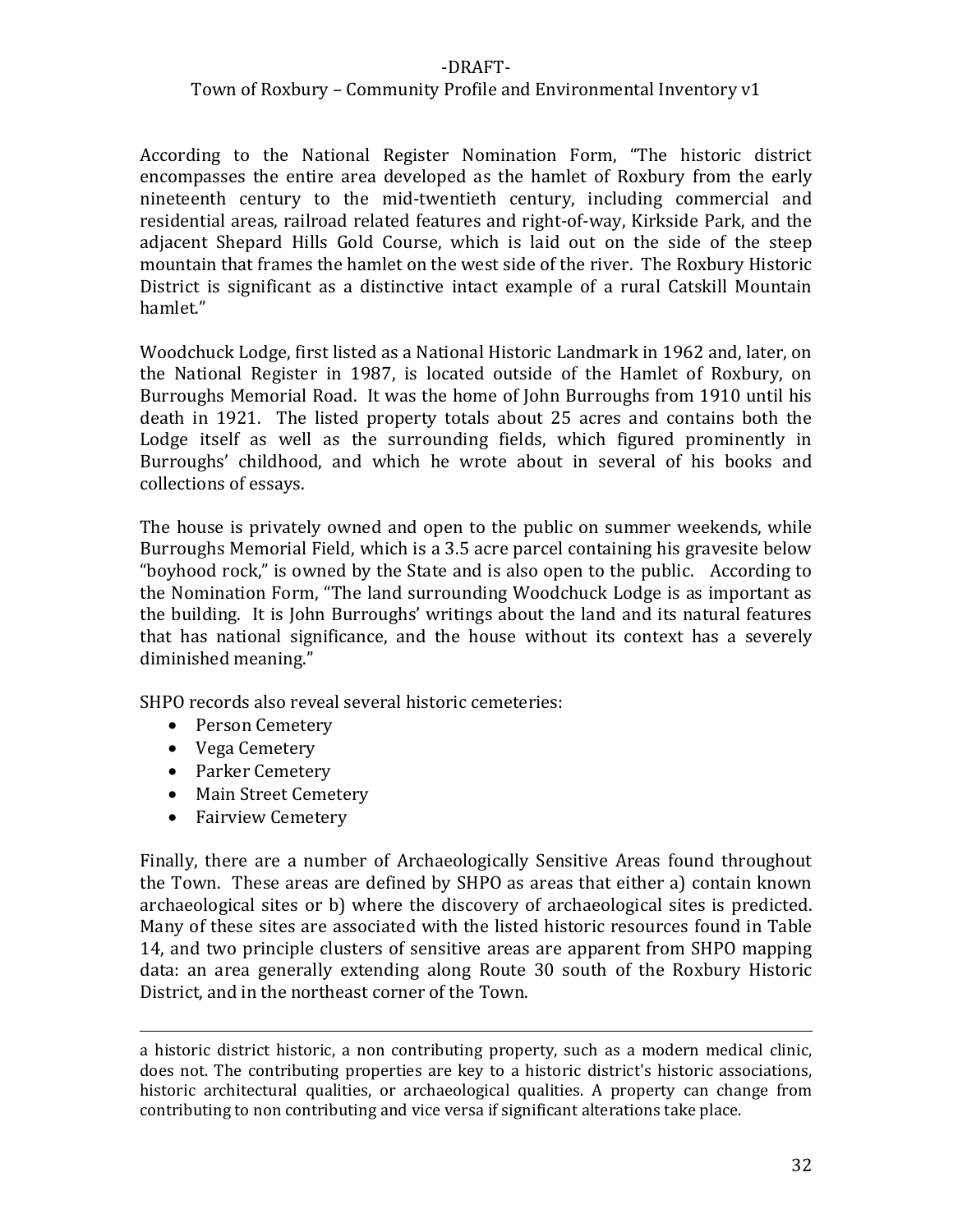According to the National Register Nomination Form, "The historic district encompasses the entire area developed as the hamlet of Roxbury from the early nineteenth century to the mid-twentieth century, including commercial and residential areas, railroad related features and right-of-way, Kirkside Park, and the adjacent Shepard Hills Gold Course, which is laid out on the side of the steep mountain that frames the hamlet on the west side of the river. The Roxbury Historic District is significant as a distinctive intact example of a rural Catskill Mountain hamlet."

Woodchuck Lodge, first listed as a National Historic Landmark in 1962 and, later, on the National Register in 1987, is located outside of the Hamlet of Roxbury, on Burroughs Memorial Road. It was the home of John Burroughs from 1910 until his death in 1921. The listed property totals about 25 acres and contains both the Lodge itself as well as the surrounding fields, which figured prominently in Burroughs' childhood, and which he wrote about in several of his books and collections of essays.

The house is privately owned and open to the public on summer weekends, while Burroughs Memorial Field, which is a 3.5 acre parcel containing his gravesite below "boyhood rock," is owned by the State and is also open to the public. According to the Nomination Form, "The land surrounding Woodchuck Lodge is as important as the building. It is John Burroughs' writings about the land and its natural features that has national significance, and the house without its context has a severely diminished meaning."

SHPO records also reveal several historic cemeteries:

- Person Cemetery
- Vega Cemetery
- Parker Cemetery
- Main Street Cemetery
- Fairview Cemetery

Finally, there are a number of Archaeologically Sensitive Areas found throughout the Town. These areas are defined by SHPO as areas that either a) contain known archaeological sites or b) where the discovery of archaeological sites is predicted. Many of these sites are associated with the listed historic resources found in Table 14, and two principle clusters of sensitive areas are apparent from SHPO mapping data: an area generally extending along Route 30 south of the Roxbury Historic District, and in the northeast corner of the Town.

---

a historic district historic, a non contributing property, such as a modern medical clinic, does not. The contributing properties are key to a historic district's historic associations, historic architectural qualities, or archaeological qualities. A property can change from contributing to non contributing and vice versa if significant alterations take place.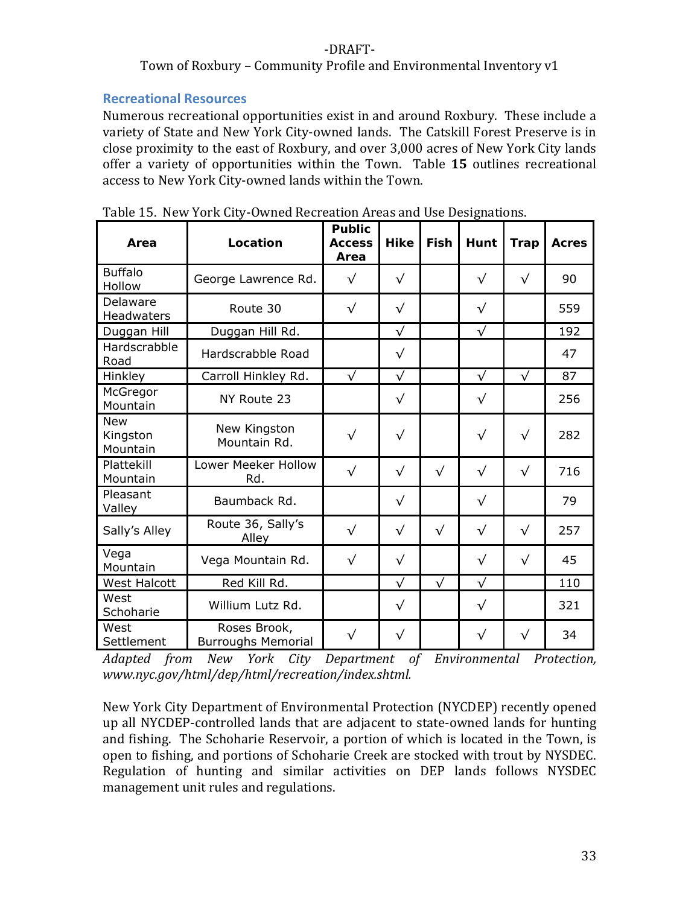## Recreational Resources

Numerous recreational opportunities exist in and around Roxbury. These include a variety of State and New York City-owned lands. The Catskill Forest Preserve is in close proximity to the east of Roxbury, and over 3,000 acres of New York City lands offer a variety of opportunities within the Town. Table **15** outlines recreational access to New York City-owned lands within the Town.

Table 15. New York City-Owned Recreation Areas and Use Designations.

| Area | Location | Public Access Area | Hike | Fish | Hunt | Trap | Acres |
|---|---|---|---|---|---|---|---|
| Buffalo Hollow | George Lawrence Rd. | √ | √ | | √ | √ | 90 |
| Delaware Headwaters | Route 30 | √ | √ | | √ | | 559 |
| Duggan Hill | Duggan Hill Rd. | | √ | | √ | | 192 |
| Hardscrabble Road | Hardscrabble Road | | √ | | | | 47 |
| Hinkley | Carroll Hinkley Rd. | √ | √ | | √ | √ | 87 |
| McGregor Mountain | NY Route 23 | | √ | | √ | | 256 |
| New Kingston Mountain | New Kingston Mountain Rd. | √ | √ | | √ | √ | 282 |
| Plattekill Mountain | Lower Meeker Hollow Rd. | √ | √ | √ | √ | √ | 716 |
| Pleasant Valley | Baumback Rd. | | √ | | √ | | 79 |
| Sally's Alley | Route 36, Sally's Alley | √ | √ | √ | √ | √ | 257 |
| Vega Mountain | Vega Mountain Rd. | √ | √ | | √ | √ | 45 |
| West Halcott | Red Kill Rd. | | √ | √ | √ | | 110 |
| West Schoharie | Willium Lutz Rd. | | √ | | √ | | 321 |
| West Settlement | Roses Brook, Burroughs Memorial | √ | √ | | √ | √ | 34 |

*Adapted from New York City Department of Environmental Protection, www.nyc.gov/html/dep/html/recreation/index.shtml.*

New York City Department of Environmental Protection (NYCDEP) recently opened up all NYCDEP-controlled lands that are adjacent to state-owned lands for hunting and fishing. The Schoharie Reservoir, a portion of which is located in the Town, is open to fishing, and portions of Schoharie Creek are stocked with trout by NYSDEC. Regulation of hunting and similar activities on DEP lands follows NYSDEC management unit rules and regulations.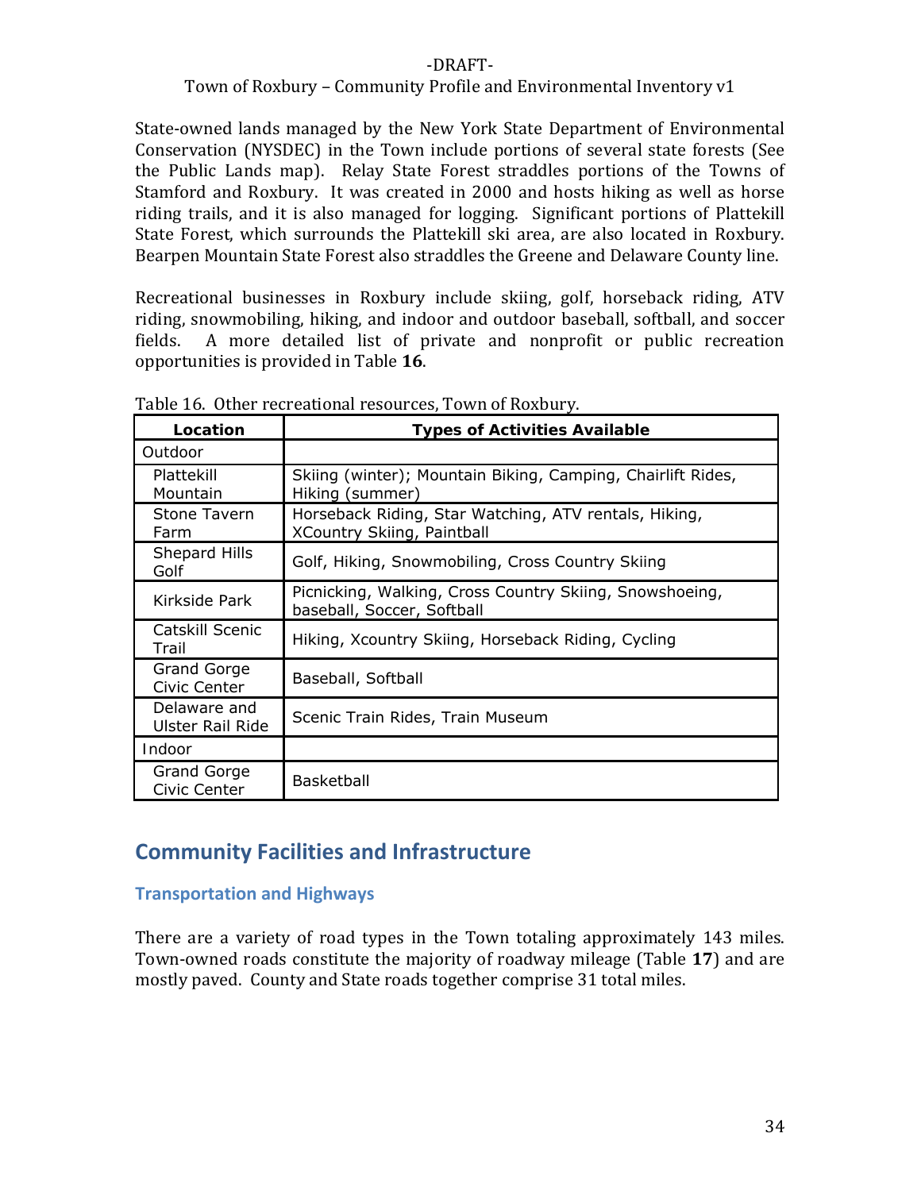State-owned lands managed by the New York State Department of Environmental Conservation (NYSDEC) in the Town include portions of several state forests (See the Public Lands map). Relay State Forest straddles portions of the Towns of Stamford and Roxbury. It was created in 2000 and hosts hiking as well as horse riding trails, and it is also managed for logging. Significant portions of Plattekill State Forest, which surrounds the Plattekill ski area, are also located in Roxbury. Bearpen Mountain State Forest also straddles the Greene and Delaware County line.

Recreational businesses in Roxbury include skiing, golf, horseback riding, ATV riding, snowmobiling, hiking, and indoor and outdoor baseball, softball, and soccer fields. A more detailed list of private and nonprofit or public recreation opportunities is provided in Table **16**.

Table 16. Other recreational resources, Town of Roxbury.

| Location | Types of Activities Available |
|---|---|
| Outdoor | |
| Plattekill Mountain | Skiing (winter); Mountain Biking, Camping, Chairlift Rides, Hiking (summer) |
| Stone Tavern Farm | Horseback Riding, Star Watching, ATV rentals, Hiking, XCountry Skiing, Paintball |
| Shepard Hills Golf | Golf, Hiking, Snowmobiling, Cross Country Skiing |
| Kirkside Park | Picnicking, Walking, Cross Country Skiing, Snowshoeing, baseball, Soccer, Softball |
| Catskill Scenic Trail | Hiking, Xcountry Skiing, Horseback Riding, Cycling |
| Grand Gorge Civic Center | Baseball, Softball |
| Delaware and Ulster Rail Ride | Scenic Train Rides, Train Museum |
| Indoor | |
| Grand Gorge Civic Center | Basketball |

## Community Facilities and Infrastructure

### Transportation and Highways

There are a variety of road types in the Town totaling approximately 143 miles. Town-owned roads constitute the majority of roadway mileage (Table **17**) and are mostly paved. County and State roads together comprise 31 total miles.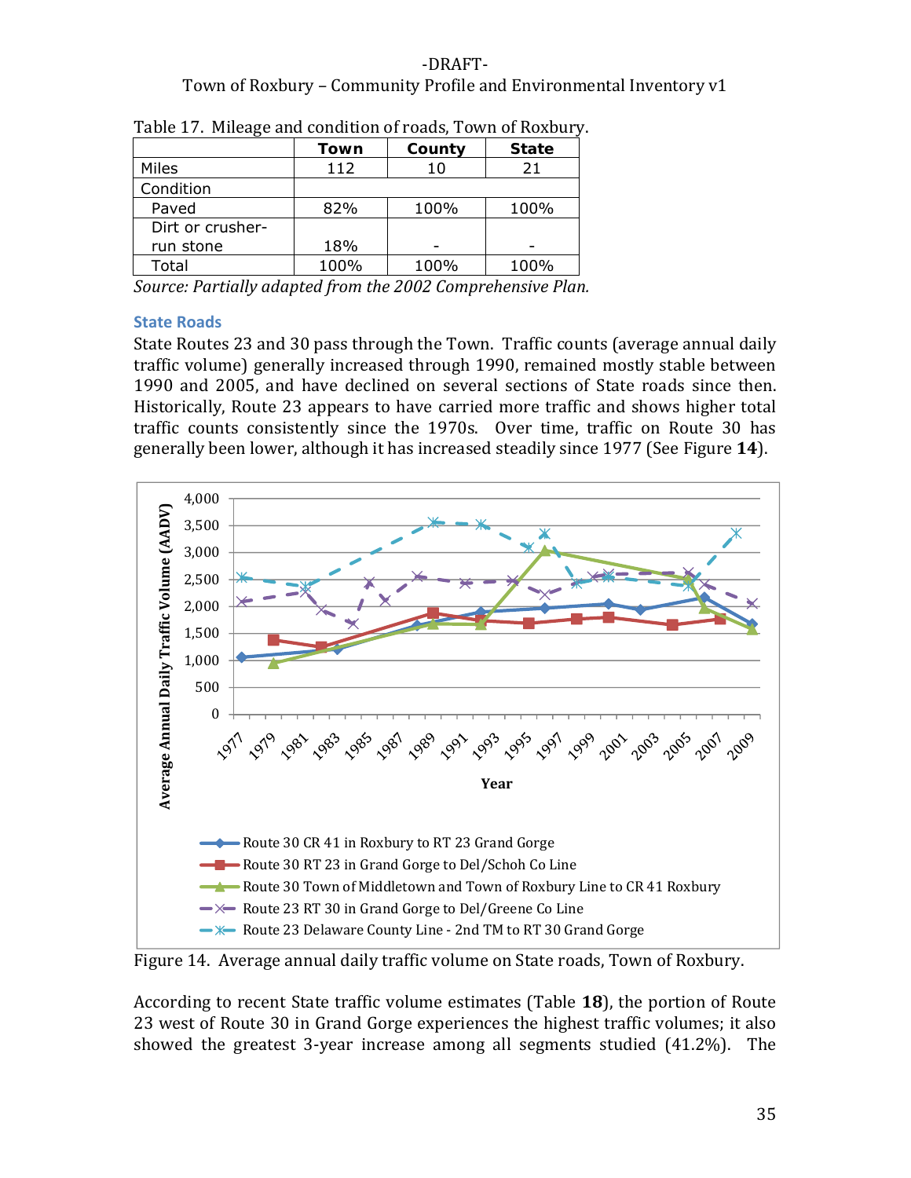Table 17. Mileage and condition of roads, Town of Roxbury.

| | Town | County | State |
|---|---|---|---|
| Miles | 112 | 10 | 21 |
| Condition | | | |
| Paved | 82% | 100% | 100% |
| Dirt or crusher-run stone | 18% | - | - |
| Total | 100% | 100% | 100% |

*Source: Partially adapted from the 2002 Comprehensive Plan.*

### State Roads

State Routes 23 and 30 pass through the Town. Traffic counts (average annual daily traffic volume) generally increased through 1990, remained mostly stable between 1990 and 2005, and have declined on several sections of State roads since then. Historically, Route 23 appears to have carried more traffic and shows higher total traffic counts consistently since the 1970s. Over time, traffic on Route 30 has generally been lower, although it has increased steadily since 1977 (See Figure **14**).

Figure 14. Average annual daily traffic volume on State roads, Town of Roxbury.

According to recent State traffic volume estimates (Table **18**), the portion of Route 23 west of Route 30 in Grand Gorge experiences the highest traffic volumes; it also showed the greatest 3-year increase among all segments studied (41.2%). The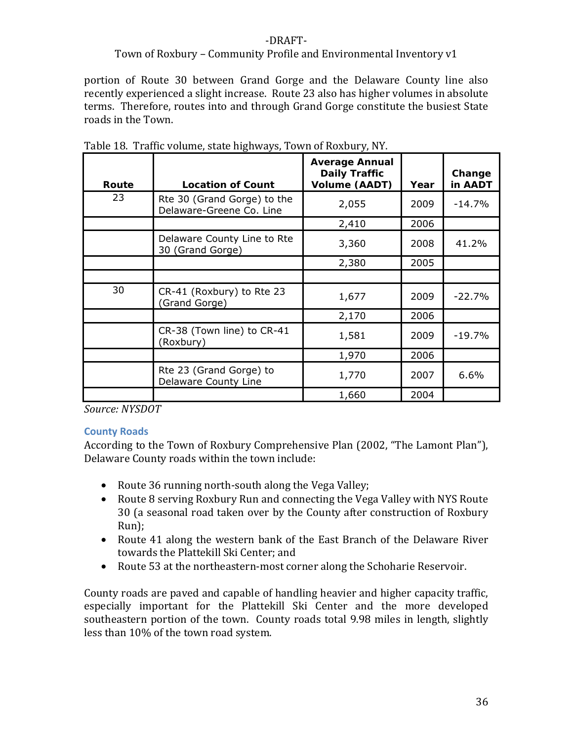portion of Route 30 between Grand Gorge and the Delaware County line also recently experienced a slight increase. Route 23 also has higher volumes in absolute terms. Therefore, routes into and through Grand Gorge constitute the busiest State roads in the Town.

Table 18. Traffic volume, state highways, Town of Roxbury, NY.

| Route | Location of Count | Average Annual Daily Traffic Volume (AADT) | Year | Change in AADT |
|---|---|---|---|---|
| 23 | Rte 30 (Grand Gorge) to the Delaware-Greene Co. Line | 2,055 | 2009 | -14.7% |
| | | 2,410 | 2006 | |
| | Delaware County Line to Rte 30 (Grand Gorge) | 3,360 | 2008 | 41.2% |
| | | 2,380 | 2005 | |
| | | | | |
| 30 | CR-41 (Roxbury) to Rte 23 (Grand Gorge) | 1,677 | 2009 | -22.7% |
| | | 2,170 | 2006 | |
| | CR-38 (Town line) to CR-41 (Roxbury) | 1,581 | 2009 | -19.7% |
| | | 1,970 | 2006 | |
| | Rte 23 (Grand Gorge) to Delaware County Line | 1,770 | 2007 | 6.6% |
| | | 1,660 | 2004 | |

*Source: NYSDOT*

### County Roads

According to the Town of Roxbury Comprehensive Plan (2002, "The Lamont Plan"), Delaware County roads within the town include:

- Route 36 running north-south along the Vega Valley;
- Route 8 serving Roxbury Run and connecting the Vega Valley with NYS Route 30 (a seasonal road taken over by the County after construction of Roxbury Run);
- Route 41 along the western bank of the East Branch of the Delaware River towards the Plattekill Ski Center; and
- Route 53 at the northeastern-most corner along the Schoharie Reservoir.

County roads are paved and capable of handling heavier and higher capacity traffic, especially important for the Plattekill Ski Center and the more developed southeastern portion of the town. County roads total 9.98 miles in length, slightly less than 10% of the town road system.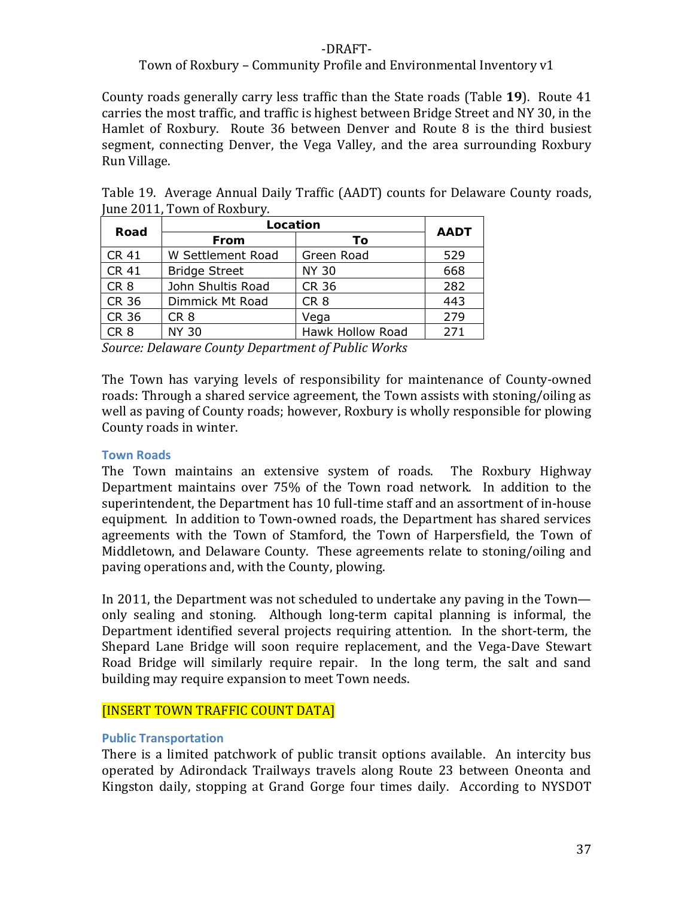County roads generally carry less traffic than the State roads (Table **19**). Route 41 carries the most traffic, and traffic is highest between Bridge Street and NY 30, in the Hamlet of Roxbury. Route 36 between Denver and Route 8 is the third busiest segment, connecting Denver, the Vega Valley, and the area surrounding Roxbury Run Village.

Table 19. Average Annual Daily Traffic (AADT) counts for Delaware County roads, June 2011, Town of Roxbury.

| Road | Location | | AADT |
|---|---|---|---|
| | From | To | |
| CR 41 | W Settlement Road | Green Road | 529 |
| CR 41 | Bridge Street | NY 30 | 668 |
| CR 8 | John Shultis Road | CR 36 | 282 |
| CR 36 | Dimmick Mt Road | CR 8 | 443 |
| CR 36 | CR 8 | Vega | 279 |
| CR 8 | NY 30 | Hawk Hollow Road | 271 |

*Source: Delaware County Department of Public Works*

The Town has varying levels of responsibility for maintenance of County-owned roads: Through a shared service agreement, the Town assists with stoning/oiling as well as paving of County roads; however, Roxbury is wholly responsible for plowing County roads in winter.

### Town Roads

The Town maintains an extensive system of roads. The Roxbury Highway Department maintains over 75% of the Town road network. In addition to the superintendent, the Department has 10 full-time staff and an assortment of in-house equipment. In addition to Town-owned roads, the Department has shared services agreements with the Town of Stamford, the Town of Harpersfield, the Town of Middletown, and Delaware County. These agreements relate to stoning/oiling and paving operations and, with the County, plowing.

In 2011, the Department was not scheduled to undertake any paving in the Town—only sealing and stoning. Although long-term capital planning is informal, the Department identified several projects requiring attention. In the short-term, the Shepard Lane Bridge will soon require replacement, and the Vega-Dave Stewart Road Bridge will similarly require repair. In the long term, the salt and sand building may require expansion to meet Town needs.

[INSERT TOWN TRAFFIC COUNT DATA]

### Public Transportation

There is a limited patchwork of public transit options available. An intercity bus operated by Adirondack Trailways travels along Route 23 between Oneonta and Kingston daily, stopping at Grand Gorge four times daily. According to NYSDOT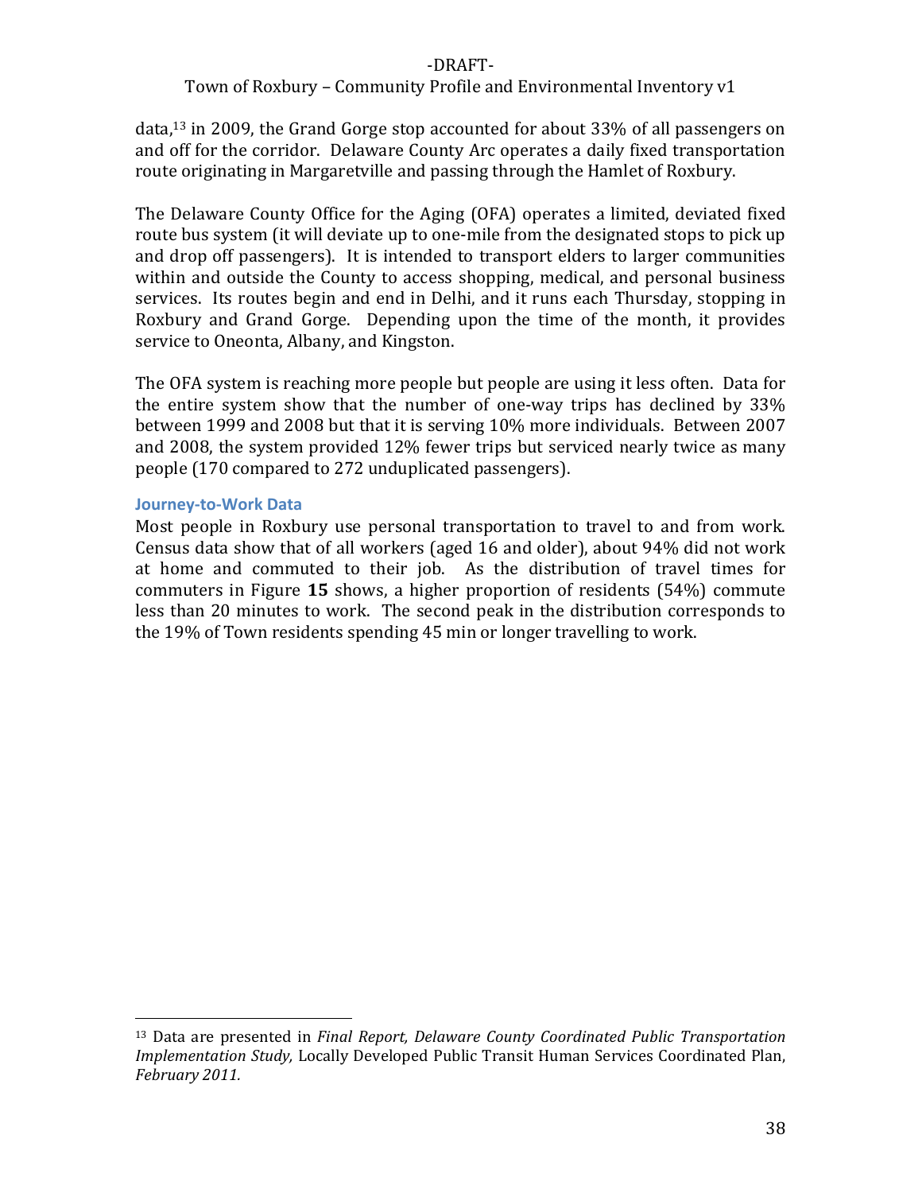data,[13] in 2009, the Grand Gorge stop accounted for about 33% of all passengers on and off for the corridor. Delaware County Arc operates a daily fixed transportation route originating in Margaretville and passing through the Hamlet of Roxbury.

The Delaware County Office for the Aging (OFA) operates a limited, deviated fixed route bus system (it will deviate up to one-mile from the designated stops to pick up and drop off passengers). It is intended to transport elders to larger communities within and outside the County to access shopping, medical, and personal business services. Its routes begin and end in Delhi, and it runs each Thursday, stopping in Roxbury and Grand Gorge. Depending upon the time of the month, it provides service to Oneonta, Albany, and Kingston.

The OFA system is reaching more people but people are using it less often. Data for the entire system show that the number of one-way trips has declined by 33% between 1999 and 2008 but that it is serving 10% more individuals. Between 2007 and 2008, the system provided 12% fewer trips but serviced nearly twice as many people (170 compared to 272 unduplicated passengers).

### Journey-to-Work Data

Most people in Roxbury use personal transportation to travel to and from work. Census data show that of all workers (aged 16 and older), about 94% did not work at home and commuted to their job. As the distribution of travel times for commuters in Figure **15** shows, a higher proportion of residents (54%) commute less than 20 minutes to work. The second peak in the distribution corresponds to the 19% of Town residents spending 45 min or longer travelling to work.

---

[13] Data are presented in *Final Report, Delaware County Coordinated Public Transportation Implementation Study,* Locally Developed Public Transit Human Services Coordinated Plan, *February 2011.*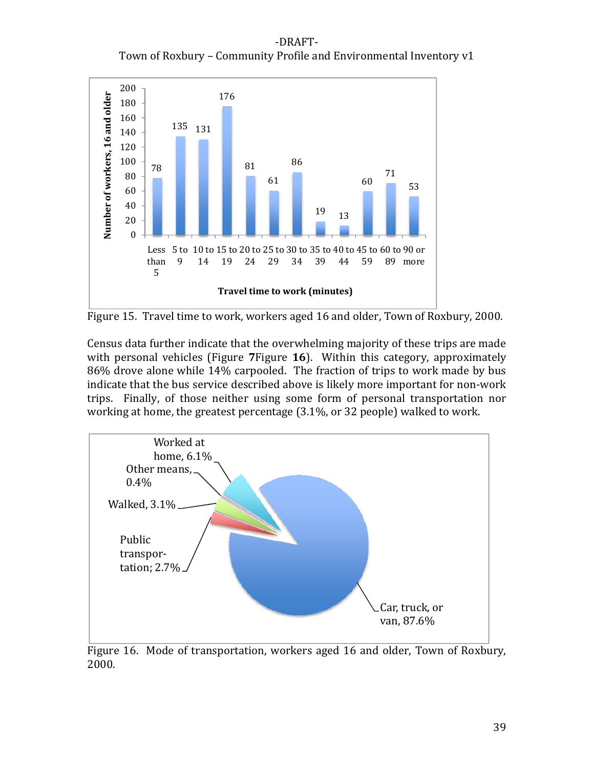| Travel time to work (minutes) | Number of workers, 16 and older |
| --- | --- |
| Less than 5 | 78 |
| 5 to 9 | 135 |
| 10 to 14 | 131 |
| 15 to 19 | 176 |
| 20 to 24 | 81 |
| 25 to 29 | 61 |
| 30 to 34 | 86 |
| 35 to 39 | 19 |
| 40 to 44 | 13 |
| 45 to 59 | 60 |
| 60 to 89 | 71 |
| 90 or more | 53 |

Figure 15. Travel time to work, workers aged 16 and older, Town of Roxbury, 2000.

Census data further indicate that the overwhelming majority of these trips are made with personal vehicles (Figure **7**Figure **16**). Within this category, approximately 86% drove alone while 14% carpooled. The fraction of trips to work made by bus indicate that the bus service described above is likely more important for non-work trips. Finally, of those neither using some form of personal transportation nor working at home, the greatest percentage (3.1%, or 32 people) walked to work.

| Mode of transportation | Percent |
| --- | --- |
| Car, truck, or van | 87.6% |
| Worked at home | 6.1% |
| Walked | 3.1% |
| Public transportation | 2.7% |
| Other means | 0.4% |

Figure 16. Mode of transportation, workers aged 16 and older, Town of Roxbury, 2000.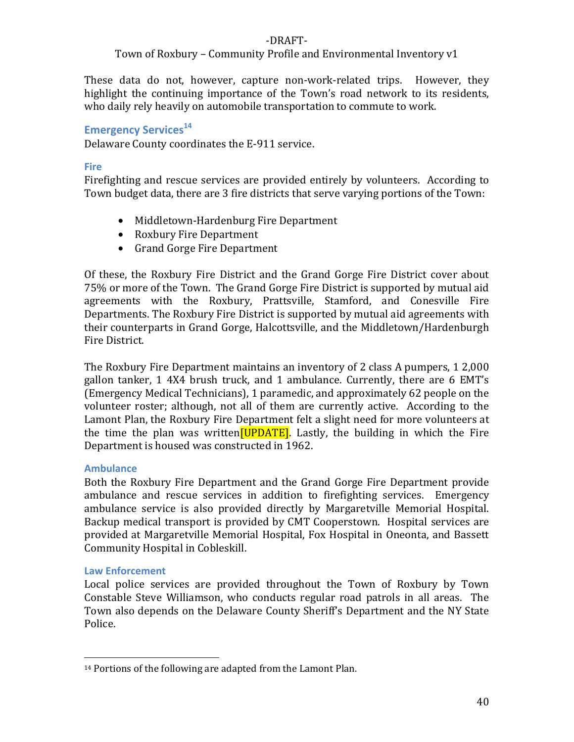These data do not, however, capture non-work-related trips. However, they highlight the continuing importance of the Town's road network to its residents, who daily rely heavily on automobile transportation to commute to work.

## Emergency Services[14]

Delaware County coordinates the E-911 service.

### Fire

Firefighting and rescue services are provided entirely by volunteers. According to Town budget data, there are 3 fire districts that serve varying portions of the Town:

- Middletown-Hardenburg Fire Department
- Roxbury Fire Department
- Grand Gorge Fire Department

Of these, the Roxbury Fire District and the Grand Gorge Fire District cover about 75% or more of the Town. The Grand Gorge Fire District is supported by mutual aid agreements with the Roxbury, Prattsville, Stamford, and Conesville Fire Departments. The Roxbury Fire District is supported by mutual aid agreements with their counterparts in Grand Gorge, Halcottsville, and the Middletown/Hardenburgh Fire District.

The Roxbury Fire Department maintains an inventory of 2 class A pumpers, 1 2,000 gallon tanker, 1 4X4 brush truck, and 1 ambulance. Currently, there are 6 EMT's (Emergency Medical Technicians), 1 paramedic, and approximately 62 people on the volunteer roster; although, not all of them are currently active. According to the Lamont Plan, the Roxbury Fire Department felt a slight need for more volunteers at the time the plan was written[UPDATE]. Lastly, the building in which the Fire Department is housed was constructed in 1962.

### Ambulance

Both the Roxbury Fire Department and the Grand Gorge Fire Department provide ambulance and rescue services in addition to firefighting services. Emergency ambulance service is also provided directly by Margaretville Memorial Hospital. Backup medical transport is provided by CMT Cooperstown. Hospital services are provided at Margaretville Memorial Hospital, Fox Hospital in Oneonta, and Bassett Community Hospital in Cobleskill.

### Law Enforcement

Local police services are provided throughout the Town of Roxbury by Town Constable Steve Williamson, who conducts regular road patrols in all areas. The Town also depends on the Delaware County Sheriff's Department and the NY State Police.

---

[14] Portions of the following are adapted from the Lamont Plan.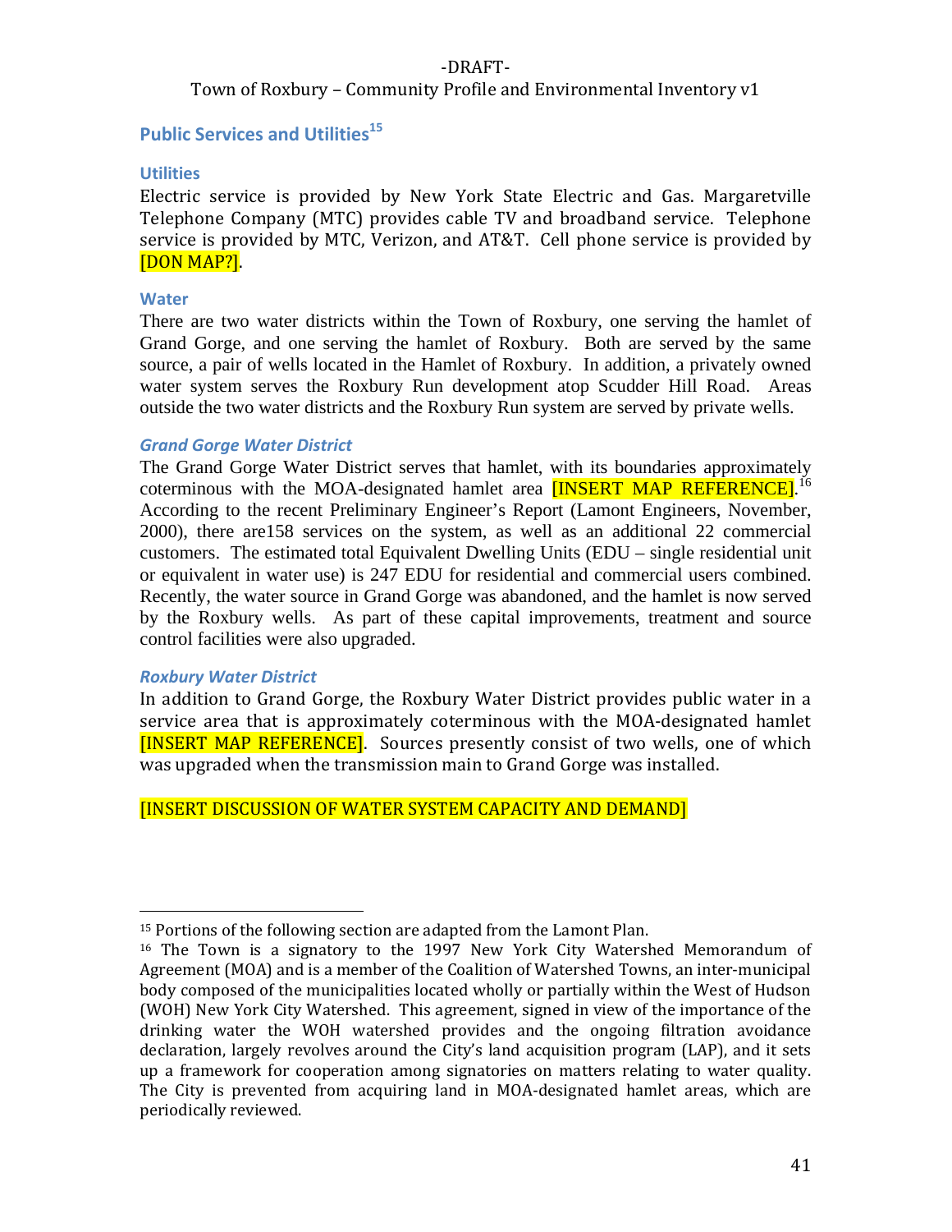## Public Services and Utilities[15]

### Utilities

Electric service is provided by New York State Electric and Gas. Margaretville Telephone Company (MTC) provides cable TV and broadband service. Telephone service is provided by MTC, Verizon, and AT&T. Cell phone service is provided by [DON MAP?].

### Water

There are two water districts within the Town of Roxbury, one serving the hamlet of Grand Gorge, and one serving the hamlet of Roxbury. Both are served by the same source, a pair of wells located in the Hamlet of Roxbury. In addition, a privately owned water system serves the Roxbury Run development atop Scudder Hill Road. Areas outside the two water districts and the Roxbury Run system are served by private wells.

#### *Grand Gorge Water District*

The Grand Gorge Water District serves that hamlet, with its boundaries approximately coterminous with the MOA-designated hamlet area [INSERT MAP REFERENCE].[16] According to the recent Preliminary Engineer's Report (Lamont Engineers, November, 2000), there are158 services on the system, as well as an additional 22 commercial customers. The estimated total Equivalent Dwelling Units (EDU – single residential unit or equivalent in water use) is 247 EDU for residential and commercial users combined. Recently, the water source in Grand Gorge was abandoned, and the hamlet is now served by the Roxbury wells. As part of these capital improvements, treatment and source control facilities were also upgraded.

#### *Roxbury Water District*

In addition to Grand Gorge, the Roxbury Water District provides public water in a service area that is approximately coterminous with the MOA-designated hamlet [INSERT MAP REFERENCE]. Sources presently consist of two wells, one of which was upgraded when the transmission main to Grand Gorge was installed.

[INSERT DISCUSSION OF WATER SYSTEM CAPACITY AND DEMAND]

---

[15] Portions of the following section are adapted from the Lamont Plan.

[16] The Town is a signatory to the 1997 New York City Watershed Memorandum of Agreement (MOA) and is a member of the Coalition of Watershed Towns, an inter-municipal body composed of the municipalities located wholly or partially within the West of Hudson (WOH) New York City Watershed. This agreement, signed in view of the importance of the drinking water the WOH watershed provides and the ongoing filtration avoidance declaration, largely revolves around the City's land acquisition program (LAP), and it sets up a framework for cooperation among signatories on matters relating to water quality. The City is prevented from acquiring land in MOA-designated hamlet areas, which are periodically reviewed.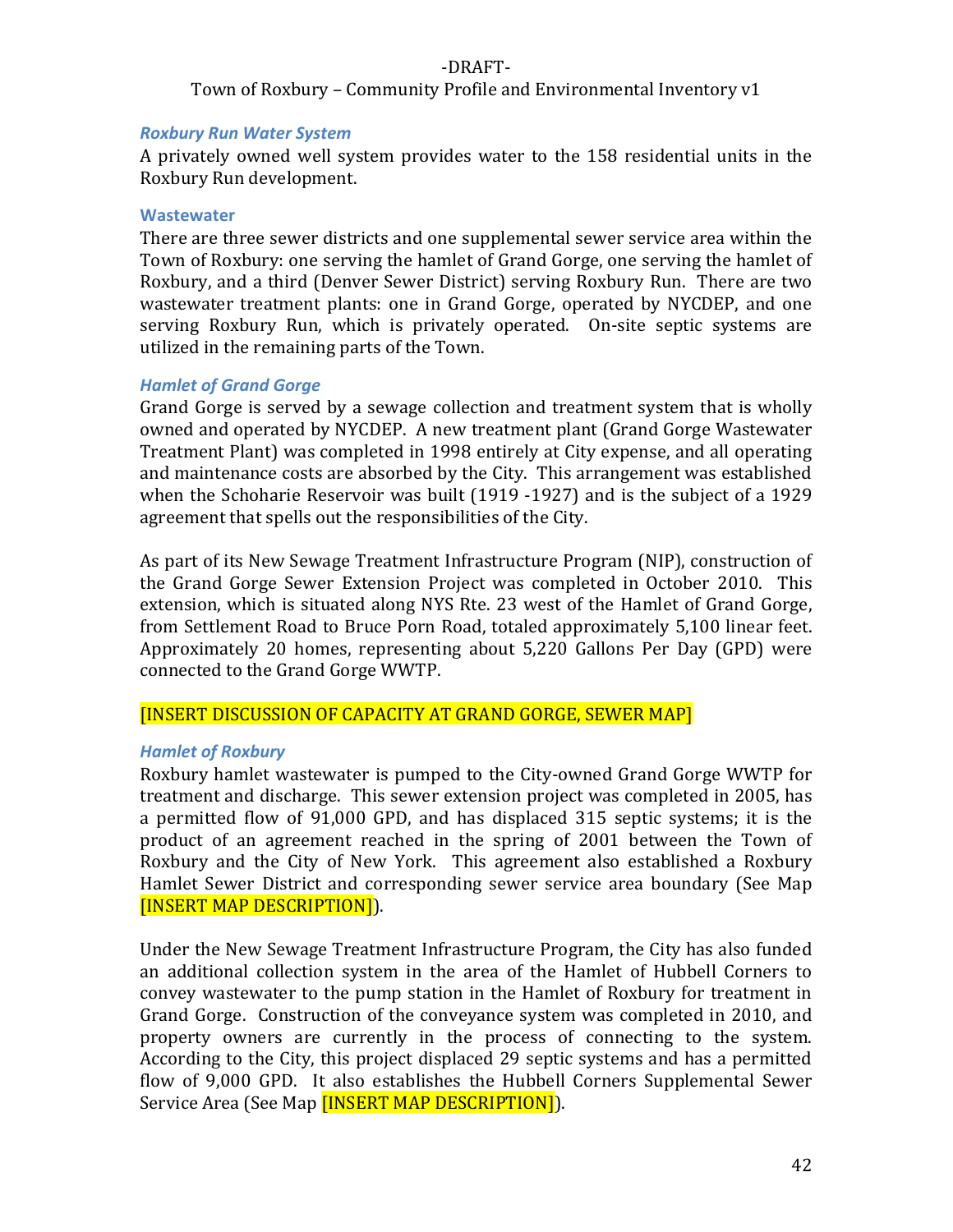### *Roxbury Run Water System*

A privately owned well system provides water to the 158 residential units in the Roxbury Run development.

### Wastewater

There are three sewer districts and one supplemental sewer service area within the Town of Roxbury: one serving the hamlet of Grand Gorge, one serving the hamlet of Roxbury, and a third (Denver Sewer District) serving Roxbury Run. There are two wastewater treatment plants: one in Grand Gorge, operated by NYCDEP, and one serving Roxbury Run, which is privately operated. On-site septic systems are utilized in the remaining parts of the Town.

### *Hamlet of Grand Gorge*

Grand Gorge is served by a sewage collection and treatment system that is wholly owned and operated by NYCDEP. A new treatment plant (Grand Gorge Wastewater Treatment Plant) was completed in 1998 entirely at City expense, and all operating and maintenance costs are absorbed by the City. This arrangement was established when the Schoharie Reservoir was built (1919 -1927) and is the subject of a 1929 agreement that spells out the responsibilities of the City.

As part of its New Sewage Treatment Infrastructure Program (NIP), construction of the Grand Gorge Sewer Extension Project was completed in October 2010. This extension, which is situated along NYS Rte. 23 west of the Hamlet of Grand Gorge, from Settlement Road to Bruce Porn Road, totaled approximately 5,100 linear feet. Approximately 20 homes, representing about 5,220 Gallons Per Day (GPD) were connected to the Grand Gorge WWTP.

[INSERT DISCUSSION OF CAPACITY AT GRAND GORGE, SEWER MAP]

### *Hamlet of Roxbury*

Roxbury hamlet wastewater is pumped to the City-owned Grand Gorge WWTP for treatment and discharge. This sewer extension project was completed in 2005, has a permitted flow of 91,000 GPD, and has displaced 315 septic systems; it is the product of an agreement reached in the spring of 2001 between the Town of Roxbury and the City of New York. This agreement also established a Roxbury Hamlet Sewer District and corresponding sewer service area boundary (See Map [INSERT MAP DESCRIPTION]).

Under the New Sewage Treatment Infrastructure Program, the City has also funded an additional collection system in the area of the Hamlet of Hubbell Corners to convey wastewater to the pump station in the Hamlet of Roxbury for treatment in Grand Gorge. Construction of the conveyance system was completed in 2010, and property owners are currently in the process of connecting to the system. According to the City, this project displaced 29 septic systems and has a permitted flow of 9,000 GPD. It also establishes the Hubbell Corners Supplemental Sewer Service Area (See Map [INSERT MAP DESCRIPTION]).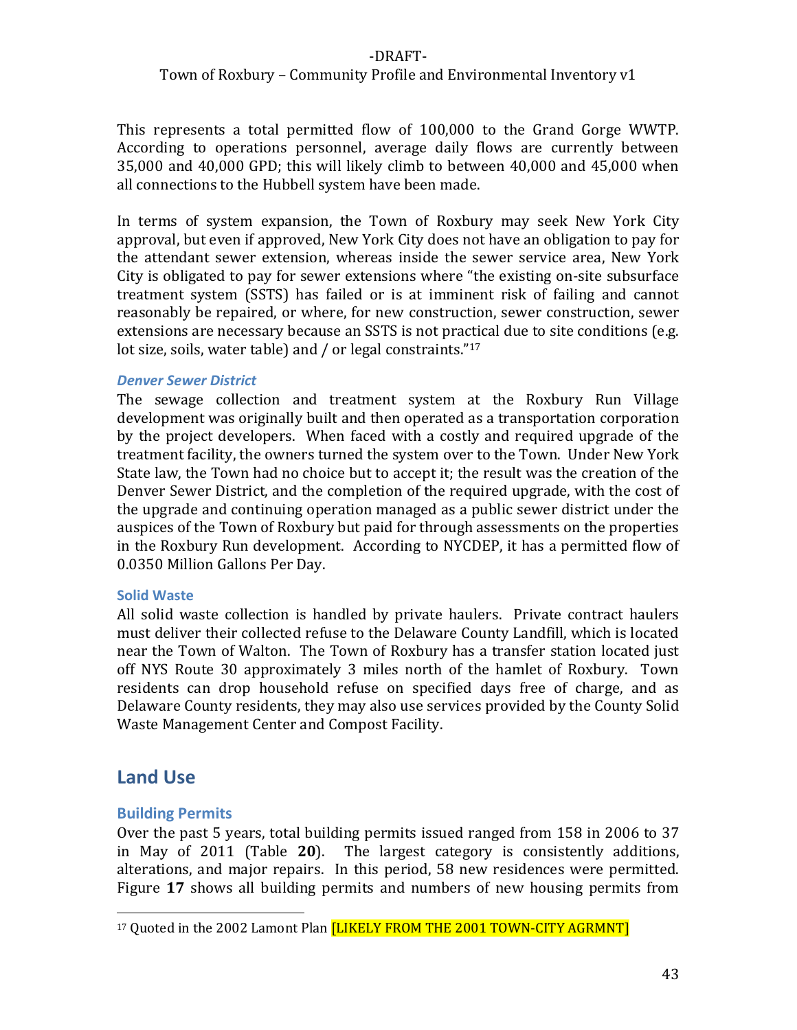This represents a total permitted flow of 100,000 to the Grand Gorge WWTP. According to operations personnel, average daily flows are currently between 35,000 and 40,000 GPD; this will likely climb to between 40,000 and 45,000 when all connections to the Hubbell system have been made.

In terms of system expansion, the Town of Roxbury may seek New York City approval, but even if approved, New York City does not have an obligation to pay for the attendant sewer extension, whereas inside the sewer service area, New York City is obligated to pay for sewer extensions where "the existing on-site subsurface treatment system (SSTS) has failed or is at imminent risk of failing and cannot reasonably be repaired, or where, for new construction, sewer construction, sewer extensions are necessary because an SSTS is not practical due to site conditions (e.g. lot size, soils, water table) and / or legal constraints."[17]

#### *Denver Sewer District*

The sewage collection and treatment system at the Roxbury Run Village development was originally built and then operated as a transportation corporation by the project developers. When faced with a costly and required upgrade of the treatment facility, the owners turned the system over to the Town. Under New York State law, the Town had no choice but to accept it; the result was the creation of the Denver Sewer District, and the completion of the required upgrade, with the cost of the upgrade and continuing operation managed as a public sewer district under the auspices of the Town of Roxbury but paid for through assessments on the properties in the Roxbury Run development. According to NYCDEP, it has a permitted flow of 0.0350 Million Gallons Per Day.

### Solid Waste

All solid waste collection is handled by private haulers. Private contract haulers must deliver their collected refuse to the Delaware County Landfill, which is located near the Town of Walton. The Town of Roxbury has a transfer station located just off NYS Route 30 approximately 3 miles north of the hamlet of Roxbury. Town residents can drop household refuse on specified days free of charge, and as Delaware County residents, they may also use services provided by the County Solid Waste Management Center and Compost Facility.

## Land Use

### Building Permits

Over the past 5 years, total building permits issued ranged from 158 in 2006 to 37 in May of 2011 (Table **20**). The largest category is consistently additions, alterations, and major repairs. In this period, 58 new residences were permitted. Figure **17** shows all building permits and numbers of new housing permits from

---

[17] Quoted in the 2002 Lamont Plan [LIKELY FROM THE 2001 TOWN-CITY AGRMNT]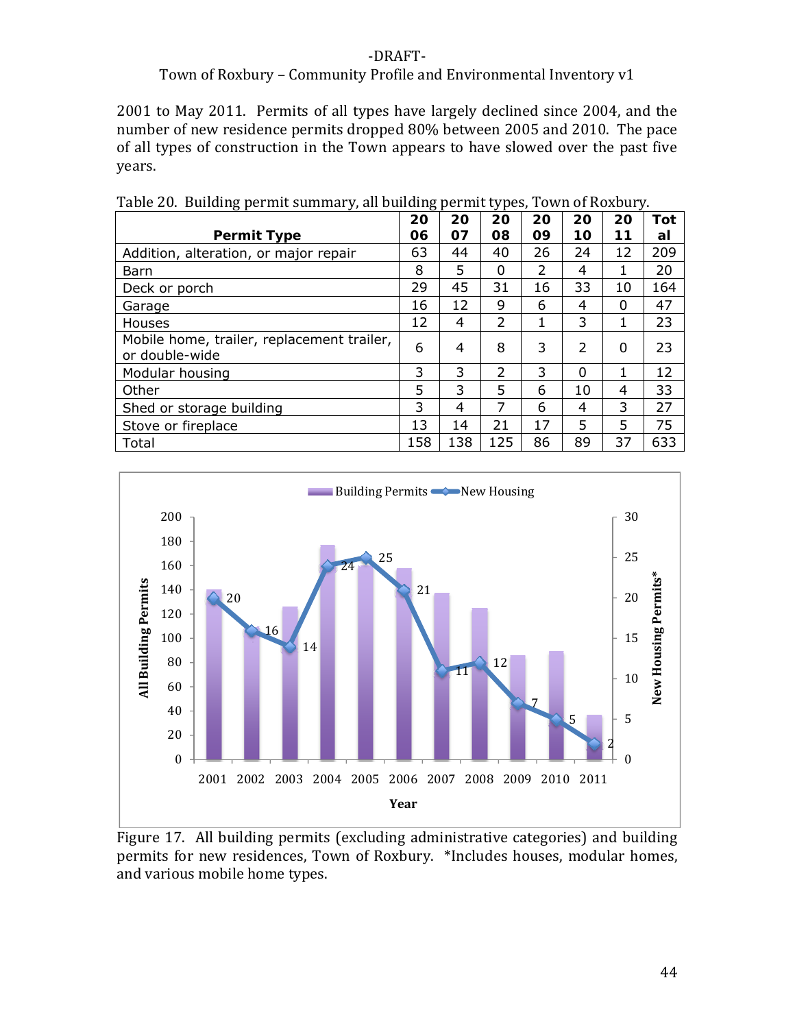2001 to May 2011. Permits of all types have largely declined since 2004, and the number of new residence permits dropped 80% between 2005 and 2010. The pace of all types of construction in the Town appears to have slowed over the past five years.

Table 20. Building permit summary, all building permit types, Town of Roxbury.

| Permit Type | 2006 | 2007 | 2008 | 2009 | 2010 | 2011 | Total |
|---|---|---|---|---|---|---|---|
| Addition, alteration, or major repair | 63 | 44 | 40 | 26 | 24 | 12 | 209 |
| Barn | 8 | 5 | 0 | 2 | 4 | 1 | 20 |
| Deck or porch | 29 | 45 | 31 | 16 | 33 | 10 | 164 |
| Garage | 16 | 12 | 9 | 6 | 4 | 0 | 47 |
| Houses | 12 | 4 | 2 | 1 | 3 | 1 | 23 |
| Mobile home, trailer, replacement trailer, or double-wide | 6 | 4 | 8 | 3 | 2 | 0 | 23 |
| Modular housing | 3 | 3 | 2 | 3 | 0 | 1 | 12 |
| Other | 5 | 3 | 5 | 6 | 10 | 4 | 33 |
| Shed or storage building | 3 | 4 | 7 | 6 | 4 | 3 | 27 |
| Stove or fireplace | 13 | 14 | 21 | 17 | 5 | 5 | 75 |
| Total | 158 | 138 | 125 | 86 | 89 | 37 | 633 |

Figure 17. All building permits (excluding administrative categories) and building permits for new residences, Town of Roxbury. *Includes houses, modular homes, and various mobile home types.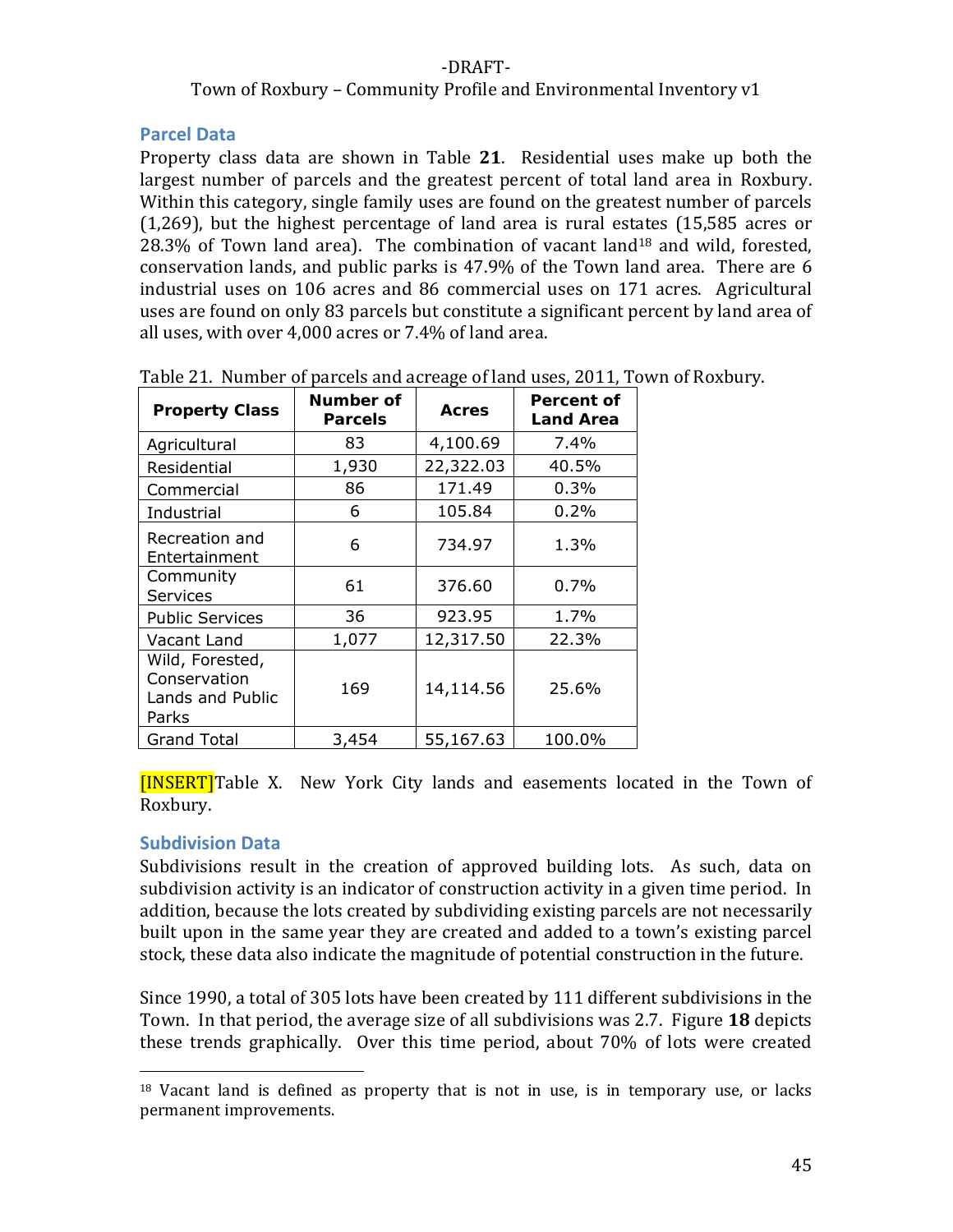## Parcel Data

Property class data are shown in Table **21**. Residential uses make up both the largest number of parcels and the greatest percent of total land area in Roxbury. Within this category, single family uses are found on the greatest number of parcels (1,269), but the highest percentage of land area is rural estates (15,585 acres or 28.3% of Town land area). The combination of vacant land[18] and wild, forested, conservation lands, and public parks is 47.9% of the Town land area. There are 6 industrial uses on 106 acres and 86 commercial uses on 171 acres. Agricultural uses are found on only 83 parcels but constitute a significant percent by land area of all uses, with over 4,000 acres or 7.4% of land area.

Table 21. Number of parcels and acreage of land uses, 2011, Town of Roxbury.

| Property Class | Number of Parcels | Acres | Percent of Land Area |
|---|---|---|---|
| Agricultural | 83 | 4,100.69 | 7.4% |
| Residential | 1,930 | 22,322.03 | 40.5% |
| Commercial | 86 | 171.49 | 0.3% |
| Industrial | 6 | 105.84 | 0.2% |
| Recreation and Entertainment | 6 | 734.97 | 1.3% |
| Community Services | 61 | 376.60 | 0.7% |
| Public Services | 36 | 923.95 | 1.7% |
| Vacant Land | 1,077 | 12,317.50 | 22.3% |
| Wild, Forested, Conservation Lands and Public Parks | 169 | 14,114.56 | 25.6% |
| Grand Total | 3,454 | 55,167.63 | 100.0% |

[INSERT]Table X. New York City lands and easements located in the Town of Roxbury.

## Subdivision Data

Subdivisions result in the creation of approved building lots. As such, data on subdivision activity is an indicator of construction activity in a given time period. In addition, because the lots created by subdividing existing parcels are not necessarily built upon in the same year they are created and added to a town's existing parcel stock, these data also indicate the magnitude of potential construction in the future.

Since 1990, a total of 305 lots have been created by 111 different subdivisions in the Town. In that period, the average size of all subdivisions was 2.7. Figure **18** depicts these trends graphically. Over this time period, about 70% of lots were created

[18] Vacant land is defined as property that is not in use, is in temporary use, or lacks permanent improvements.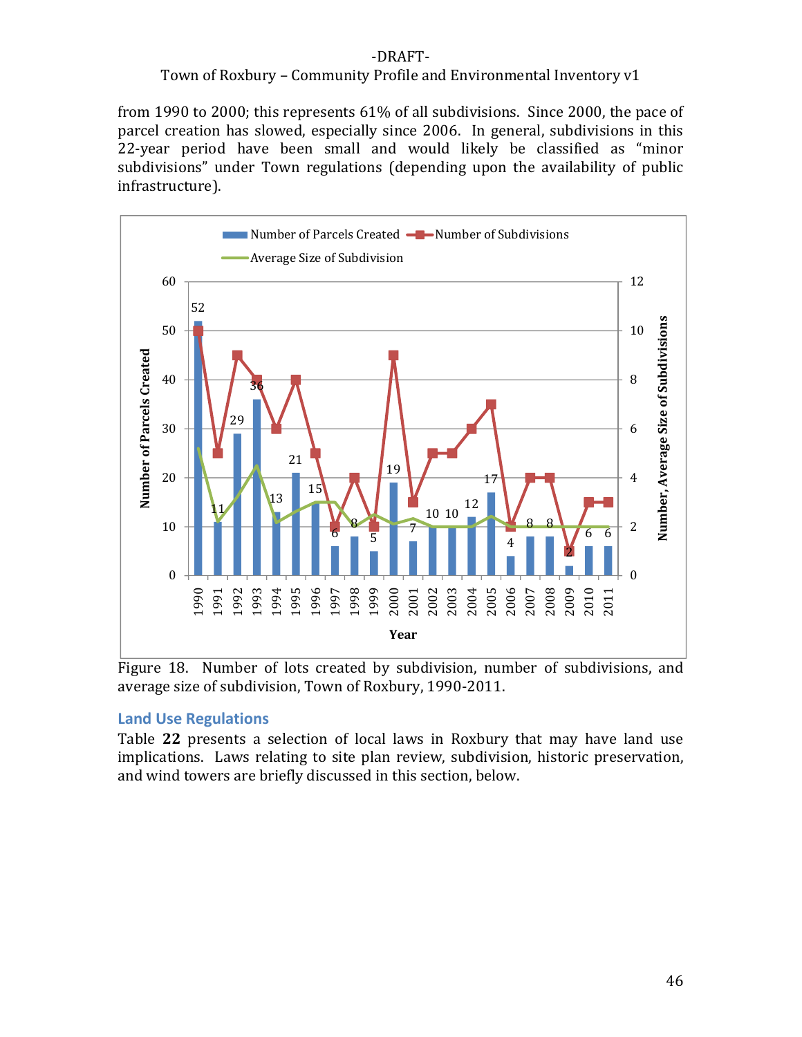from 1990 to 2000; this represents 61% of all subdivisions. Since 2000, the pace of parcel creation has slowed, especially since 2006. In general, subdivisions in this 22-year period have been small and would likely be classified as "minor subdivisions" under Town regulations (depending upon the availability of public infrastructure).

Figure 18. Number of lots created by subdivision, number of subdivisions, and average size of subdivision, Town of Roxbury, 1990-2011.

## Land Use Regulations

Table **22** presents a selection of local laws in Roxbury that may have land use implications. Laws relating to site plan review, subdivision, historic preservation, and wind towers are briefly discussed in this section, below.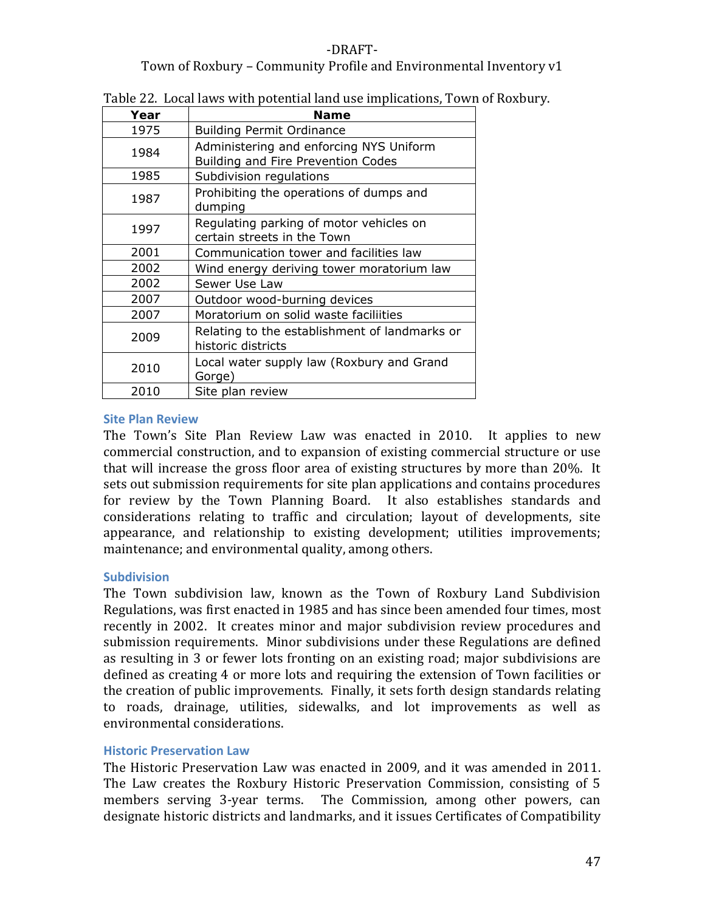Table 22. Local laws with potential land use implications, Town of Roxbury.

| Year | Name |
|---|---|
| 1975 | Building Permit Ordinance |
| 1984 | Administering and enforcing NYS Uniform Building and Fire Prevention Codes |
| 1985 | Subdivision regulations |
| 1987 | Prohibiting the operations of dumps and dumping |
| 1997 | Regulating parking of motor vehicles on certain streets in the Town |
| 2001 | Communication tower and facilities law |
| 2002 | Wind energy deriving tower moratorium law |
| 2002 | Sewer Use Law |
| 2007 | Outdoor wood-burning devices |
| 2007 | Moratorium on solid waste faciliities |
| 2009 | Relating to the establishment of landmarks or historic districts |
| 2010 | Local water supply law (Roxbury and Grand Gorge) |
| 2010 | Site plan review |

### Site Plan Review

The Town's Site Plan Review Law was enacted in 2010. It applies to new commercial construction, and to expansion of existing commercial structure or use that will increase the gross floor area of existing structures by more than 20%. It sets out submission requirements for site plan applications and contains procedures for review by the Town Planning Board. It also establishes standards and considerations relating to traffic and circulation; layout of developments, site appearance, and relationship to existing development; utilities improvements; maintenance; and environmental quality, among others.

### Subdivision

The Town subdivision law, known as the Town of Roxbury Land Subdivision Regulations, was first enacted in 1985 and has since been amended four times, most recently in 2002. It creates minor and major subdivision review procedures and submission requirements. Minor subdivisions under these Regulations are defined as resulting in 3 or fewer lots fronting on an existing road; major subdivisions are defined as creating 4 or more lots and requiring the extension of Town facilities or the creation of public improvements. Finally, it sets forth design standards relating to roads, drainage, utilities, sidewalks, and lot improvements as well as environmental considerations.

### Historic Preservation Law

The Historic Preservation Law was enacted in 2009, and it was amended in 2011. The Law creates the Roxbury Historic Preservation Commission, consisting of 5 members serving 3-year terms. The Commission, among other powers, can designate historic districts and landmarks, and it issues Certificates of Compatibility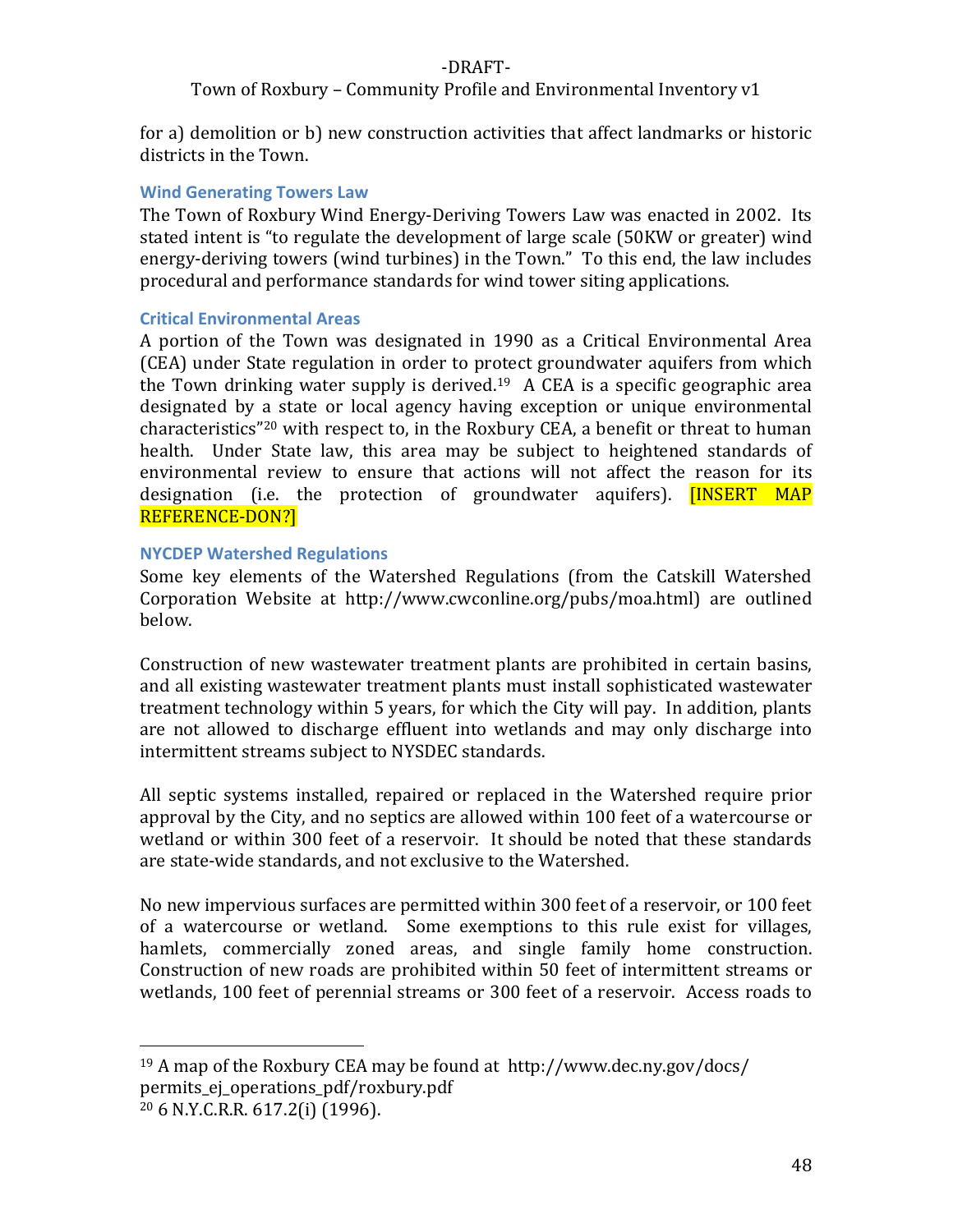for a) demolition or b) new construction activities that affect landmarks or historic districts in the Town.

### Wind Generating Towers Law

The Town of Roxbury Wind Energy-Deriving Towers Law was enacted in 2002. Its stated intent is "to regulate the development of large scale (50KW or greater) wind energy-deriving towers (wind turbines) in the Town." To this end, the law includes procedural and performance standards for wind tower siting applications.

### Critical Environmental Areas

A portion of the Town was designated in 1990 as a Critical Environmental Area (CEA) under State regulation in order to protect groundwater aquifers from which the Town drinking water supply is derived.[19] A CEA is a specific geographic area designated by a state or local agency having exception or unique environmental characteristics"[20] with respect to, in the Roxbury CEA, a benefit or threat to human health. Under State law, this area may be subject to heightened standards of environmental review to ensure that actions will not affect the reason for its designation (i.e. the protection of groundwater aquifers). [INSERT MAP REFERENCE-DON?]

### NYCDEP Watershed Regulations

Some key elements of the Watershed Regulations (from the Catskill Watershed Corporation Website at http://www.cwconline.org/pubs/moa.html) are outlined below.

Construction of new wastewater treatment plants are prohibited in certain basins, and all existing wastewater treatment plants must install sophisticated wastewater treatment technology within 5 years, for which the City will pay. In addition, plants are not allowed to discharge effluent into wetlands and may only discharge into intermittent streams subject to NYSDEC standards.

All septic systems installed, repaired or replaced in the Watershed require prior approval by the City, and no septics are allowed within 100 feet of a watercourse or wetland or within 300 feet of a reservoir. It should be noted that these standards are state-wide standards, and not exclusive to the Watershed.

No new impervious surfaces are permitted within 300 feet of a reservoir, or 100 feet of a watercourse or wetland. Some exemptions to this rule exist for villages, hamlets, commercially zoned areas, and single family home construction. Construction of new roads are prohibited within 50 feet of intermittent streams or wetlands, 100 feet of perennial streams or 300 feet of a reservoir. Access roads to

---

[19] A map of the Roxbury CEA may be found at http://www.dec.ny.gov/docs/permits_ej_operations_pdf/roxbury.pdf

[20] 6 N.Y.C.R.R. 617.2(i) (1996).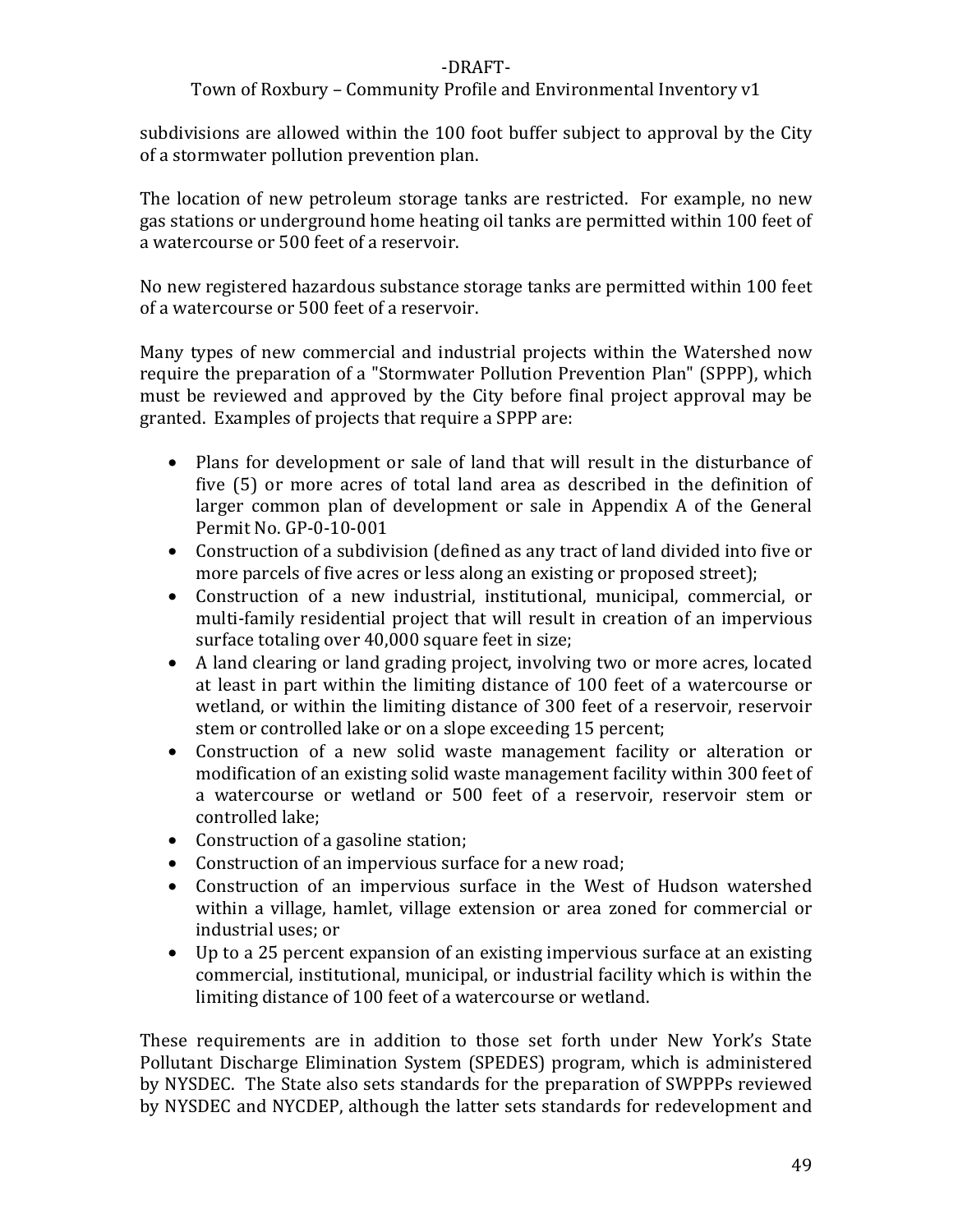subdivisions are allowed within the 100 foot buffer subject to approval by the City of a stormwater pollution prevention plan.

The location of new petroleum storage tanks are restricted. For example, no new gas stations or underground home heating oil tanks are permitted within 100 feet of a watercourse or 500 feet of a reservoir.

No new registered hazardous substance storage tanks are permitted within 100 feet of a watercourse or 500 feet of a reservoir.

Many types of new commercial and industrial projects within the Watershed now require the preparation of a "Stormwater Pollution Prevention Plan" (SPPP), which must be reviewed and approved by the City before final project approval may be granted. Examples of projects that require a SPPP are:

- Plans for development or sale of land that will result in the disturbance of five (5) or more acres of total land area as described in the definition of larger common plan of development or sale in Appendix A of the General Permit No. GP-0-10-001
- Construction of a subdivision (defined as any tract of land divided into five or more parcels of five acres or less along an existing or proposed street);
- Construction of a new industrial, institutional, municipal, commercial, or multi-family residential project that will result in creation of an impervious surface totaling over 40,000 square feet in size;
- A land clearing or land grading project, involving two or more acres, located at least in part within the limiting distance of 100 feet of a watercourse or wetland, or within the limiting distance of 300 feet of a reservoir, reservoir stem or controlled lake or on a slope exceeding 15 percent;
- Construction of a new solid waste management facility or alteration or modification of an existing solid waste management facility within 300 feet of a watercourse or wetland or 500 feet of a reservoir, reservoir stem or controlled lake;
- Construction of a gasoline station;
- Construction of an impervious surface for a new road;
- Construction of an impervious surface in the West of Hudson watershed within a village, hamlet, village extension or area zoned for commercial or industrial uses; or
- Up to a 25 percent expansion of an existing impervious surface at an existing commercial, institutional, municipal, or industrial facility which is within the limiting distance of 100 feet of a watercourse or wetland.

These requirements are in addition to those set forth under New York's State Pollutant Discharge Elimination System (SPEDES) program, which is administered by NYSDEC. The State also sets standards for the preparation of SWPPPs reviewed by NYSDEC and NYCDEP, although the latter sets standards for redevelopment and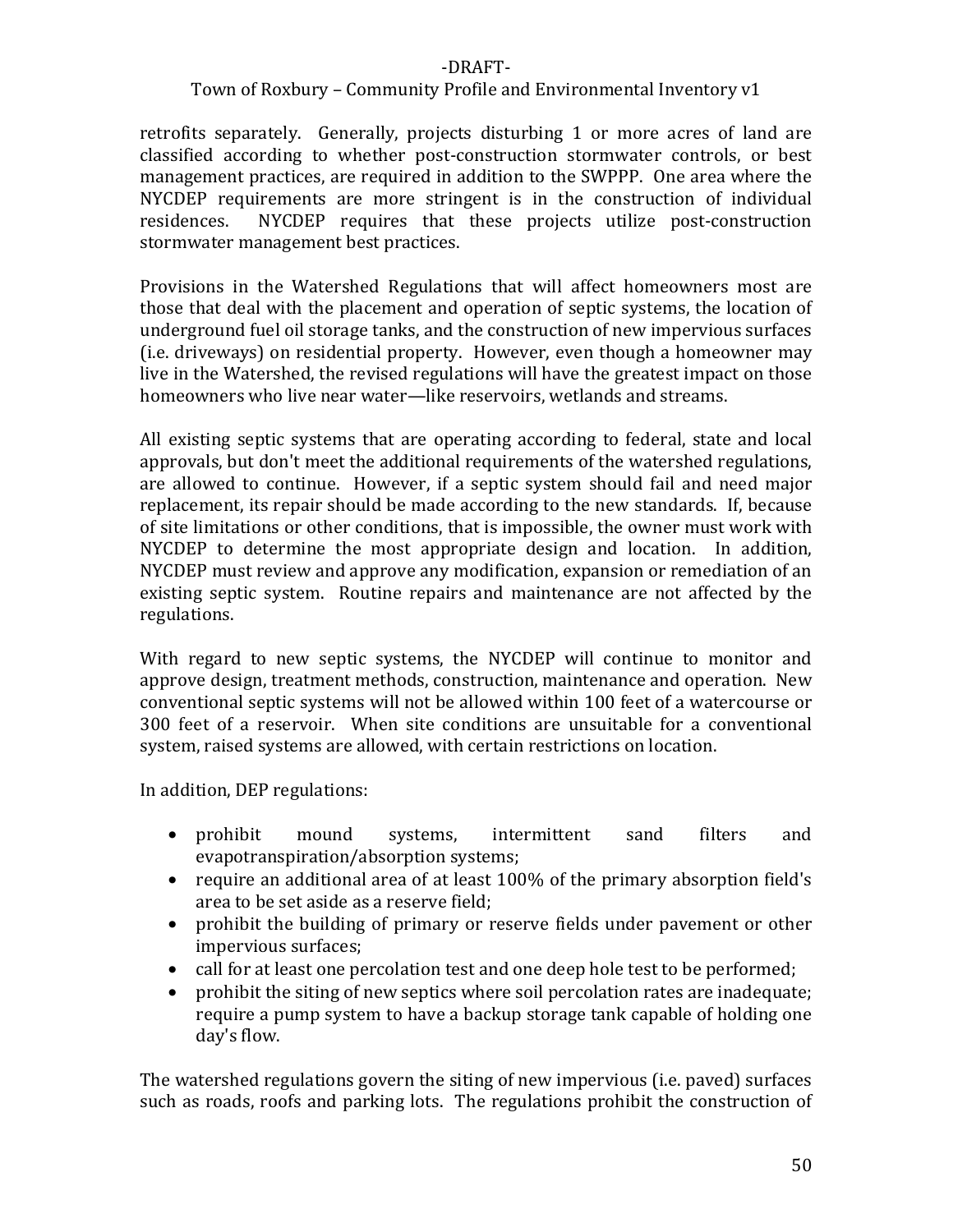retrofits separately. Generally, projects disturbing 1 or more acres of land are classified according to whether post-construction stormwater controls, or best management practices, are required in addition to the SWPPP. One area where the NYCDEP requirements are more stringent is in the construction of individual residences. NYCDEP requires that these projects utilize post-construction stormwater management best practices.

Provisions in the Watershed Regulations that will affect homeowners most are those that deal with the placement and operation of septic systems, the location of underground fuel oil storage tanks, and the construction of new impervious surfaces (i.e. driveways) on residential property. However, even though a homeowner may live in the Watershed, the revised regulations will have the greatest impact on those homeowners who live near water—like reservoirs, wetlands and streams.

All existing septic systems that are operating according to federal, state and local approvals, but don't meet the additional requirements of the watershed regulations, are allowed to continue. However, if a septic system should fail and need major replacement, its repair should be made according to the new standards. If, because of site limitations or other conditions, that is impossible, the owner must work with NYCDEP to determine the most appropriate design and location. In addition, NYCDEP must review and approve any modification, expansion or remediation of an existing septic system. Routine repairs and maintenance are not affected by the regulations.

With regard to new septic systems, the NYCDEP will continue to monitor and approve design, treatment methods, construction, maintenance and operation. New conventional septic systems will not be allowed within 100 feet of a watercourse or 300 feet of a reservoir. When site conditions are unsuitable for a conventional system, raised systems are allowed, with certain restrictions on location.

In addition, DEP regulations:

- prohibit mound systems, intermittent sand filters and evapotranspiration/absorption systems;
- require an additional area of at least 100% of the primary absorption field's area to be set aside as a reserve field;
- prohibit the building of primary or reserve fields under pavement or other impervious surfaces;
- call for at least one percolation test and one deep hole test to be performed;
- prohibit the siting of new septics where soil percolation rates are inadequate; require a pump system to have a backup storage tank capable of holding one day's flow.

The watershed regulations govern the siting of new impervious (i.e. paved) surfaces such as roads, roofs and parking lots. The regulations prohibit the construction of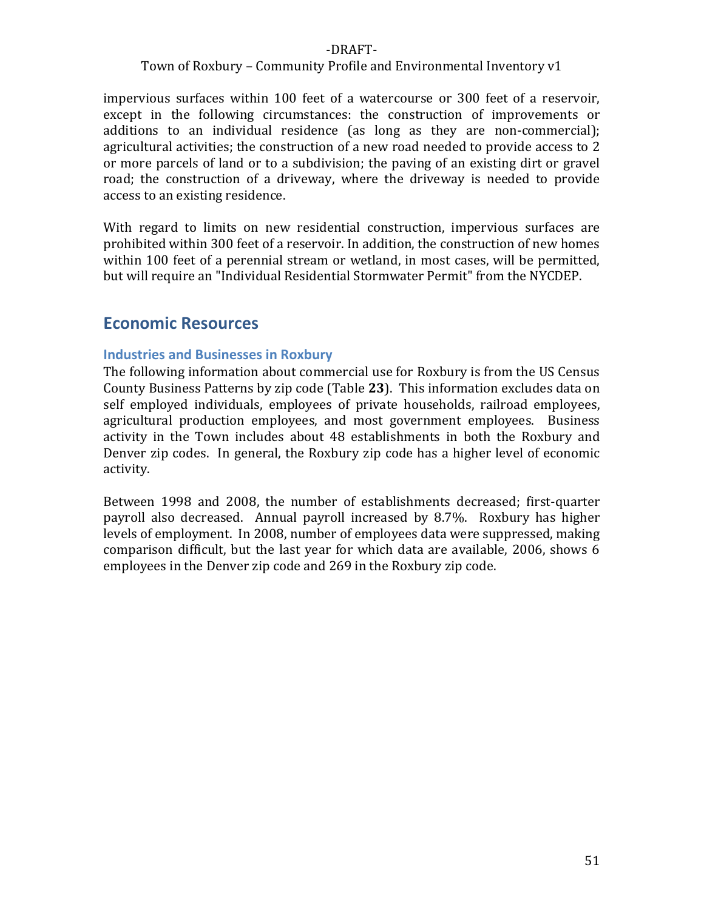impervious surfaces within 100 feet of a watercourse or 300 feet of a reservoir, except in the following circumstances: the construction of improvements or additions to an individual residence (as long as they are non-commercial); agricultural activities; the construction of a new road needed to provide access to 2 or more parcels of land or to a subdivision; the paving of an existing dirt or gravel road; the construction of a driveway, where the driveway is needed to provide access to an existing residence.

With regard to limits on new residential construction, impervious surfaces are prohibited within 300 feet of a reservoir. In addition, the construction of new homes within 100 feet of a perennial stream or wetland, in most cases, will be permitted, but will require an "Individual Residential Stormwater Permit" from the NYCDEP.

## Economic Resources

### Industries and Businesses in Roxbury

The following information about commercial use for Roxbury is from the US Census County Business Patterns by zip code (Table **23**). This information excludes data on self employed individuals, employees of private households, railroad employees, agricultural production employees, and most government employees. Business activity in the Town includes about 48 establishments in both the Roxbury and Denver zip codes. In general, the Roxbury zip code has a higher level of economic activity.

Between 1998 and 2008, the number of establishments decreased; first-quarter payroll also decreased. Annual payroll increased by 8.7%. Roxbury has higher levels of employment. In 2008, number of employees data were suppressed, making comparison difficult, but the last year for which data are available, 2006, shows 6 employees in the Denver zip code and 269 in the Roxbury zip code.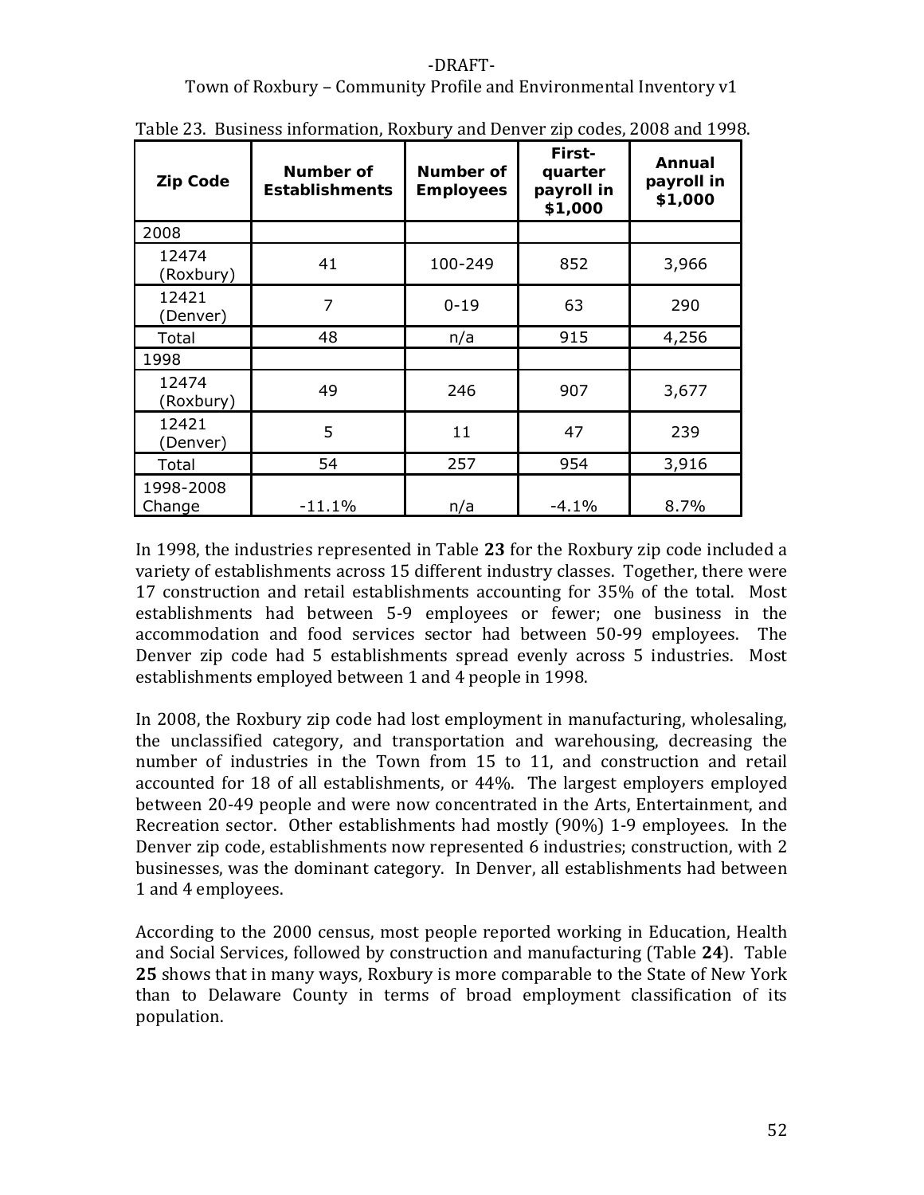Table 23. Business information, Roxbury and Denver zip codes, 2008 and 1998.

| Zip Code | Number of Establishments | Number of Employees | First-quarter payroll in $1,000 | Annual payroll in $1,000 |
|---|---|---|---|---|
| 2008 | | | | |
| 12474 (Roxbury) | 41 | 100-249 | 852 | 3,966 |
| 12421 (Denver) | 7 | 0-19 | 63 | 290 |
| Total | 48 | n/a | 915 | 4,256 |
| 1998 | | | | |
| 12474 (Roxbury) | 49 | 246 | 907 | 3,677 |
| 12421 (Denver) | 5 | 11 | 47 | 239 |
| Total | 54 | 257 | 954 | 3,916 |
| 1998-2008 Change | -11.1% | n/a | -4.1% | 8.7% |

In 1998, the industries represented in Table **23** for the Roxbury zip code included a variety of establishments across 15 different industry classes. Together, there were 17 construction and retail establishments accounting for 35% of the total. Most establishments had between 5-9 employees or fewer; one business in the accommodation and food services sector had between 50-99 employees. The Denver zip code had 5 establishments spread evenly across 5 industries. Most establishments employed between 1 and 4 people in 1998.

In 2008, the Roxbury zip code had lost employment in manufacturing, wholesaling, the unclassified category, and transportation and warehousing, decreasing the number of industries in the Town from 15 to 11, and construction and retail accounted for 18 of all establishments, or 44%. The largest employers employed between 20-49 people and were now concentrated in the Arts, Entertainment, and Recreation sector. Other establishments had mostly (90%) 1-9 employees. In the Denver zip code, establishments now represented 6 industries; construction, with 2 businesses, was the dominant category. In Denver, all establishments had between 1 and 4 employees.

According to the 2000 census, most people reported working in Education, Health and Social Services, followed by construction and manufacturing (Table **24**). Table **25** shows that in many ways, Roxbury is more comparable to the State of New York than to Delaware County in terms of broad employment classification of its population.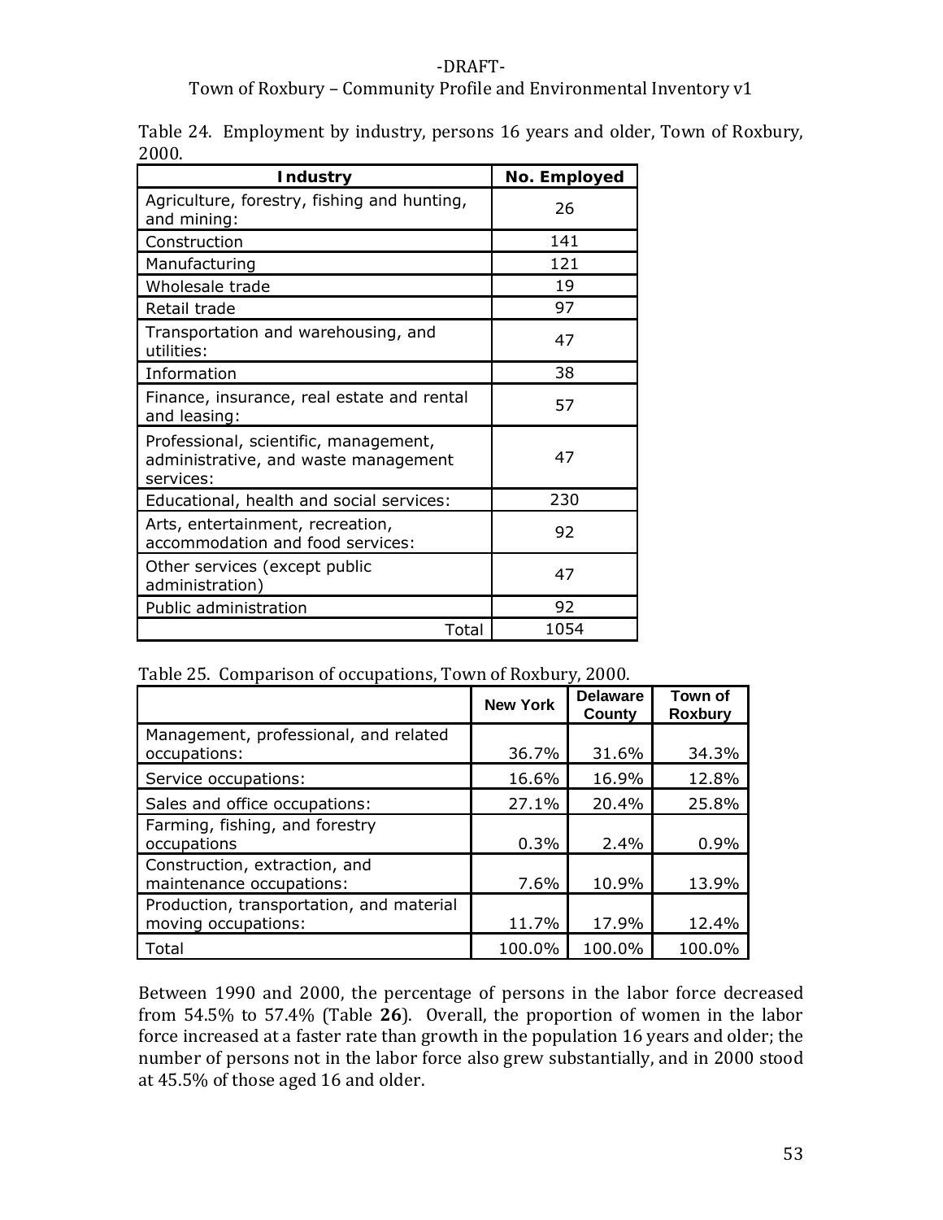Table 24. Employment by industry, persons 16 years and older, Town of Roxbury, 2000.

| Industry | No. Employed |
|---|---|
| Agriculture, forestry, fishing and hunting, and mining: | 26 |
| Construction | 141 |
| Manufacturing | 121 |
| Wholesale trade | 19 |
| Retail trade | 97 |
| Transportation and warehousing, and utilities: | 47 |
| Information | 38 |
| Finance, insurance, real estate and rental and leasing: | 57 |
| Professional, scientific, management, administrative, and waste management services: | 47 |
| Educational, health and social services: | 230 |
| Arts, entertainment, recreation, accommodation and food services: | 92 |
| Other services (except public administration) | 47 |
| Public administration | 92 |
| Total | 1054 |

Table 25. Comparison of occupations, Town of Roxbury, 2000.

| | New York | Delaware County | Town of Roxbury |
|---|---|---|---|
| Management, professional, and related occupations: | 36.7% | 31.6% | 34.3% |
| Service occupations: | 16.6% | 16.9% | 12.8% |
| Sales and office occupations: | 27.1% | 20.4% | 25.8% |
| Farming, fishing, and forestry occupations | 0.3% | 2.4% | 0.9% |
| Construction, extraction, and maintenance occupations: | 7.6% | 10.9% | 13.9% |
| Production, transportation, and material moving occupations: | 11.7% | 17.9% | 12.4% |
| Total | 100.0% | 100.0% | 100.0% |

Between 1990 and 2000, the percentage of persons in the labor force decreased from 54.5% to 57.4% (Table **26**). Overall, the proportion of women in the labor force increased at a faster rate than growth in the population 16 years and older; the number of persons not in the labor force also grew substantially, and in 2000 stood at 45.5% of those aged 16 and older.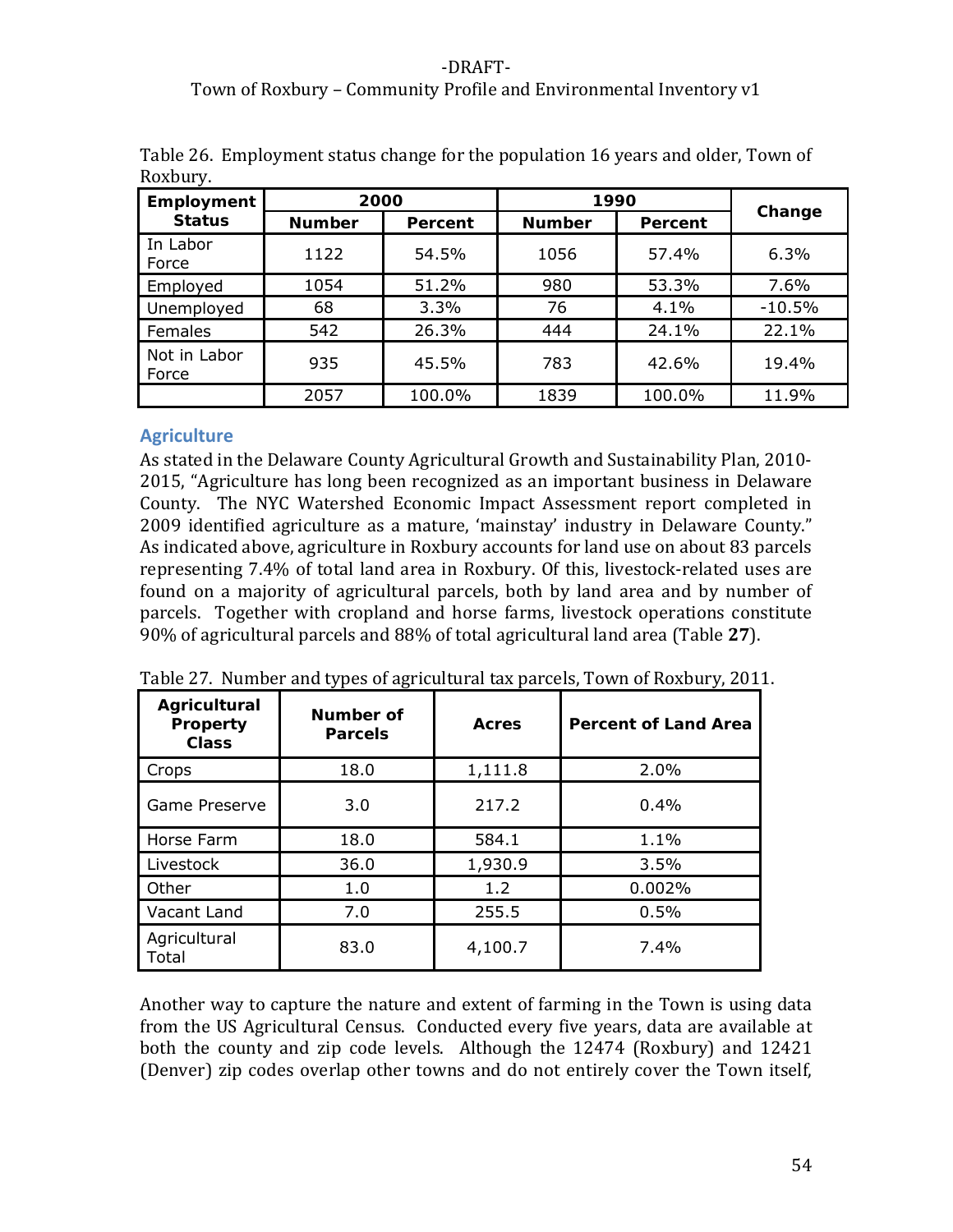Table 26. Employment status change for the population 16 years and older, Town of Roxbury.

| Employment Status | 2000 | | 1990 | | Change |
|---|---|---|---|---|---|
| | Number | Percent | Number | Percent | |
| In Labor Force | 1122 | 54.5% | 1056 | 57.4% | 6.3% |
| Employed | 1054 | 51.2% | 980 | 53.3% | 7.6% |
| Unemployed | 68 | 3.3% | 76 | 4.1% | -10.5% |
| Females | 542 | 26.3% | 444 | 24.1% | 22.1% |
| Not in Labor Force | 935 | 45.5% | 783 | 42.6% | 19.4% |
| | 2057 | 100.0% | 1839 | 100.0% | 11.9% |

## Agriculture

As stated in the Delaware County Agricultural Growth and Sustainability Plan, 2010-2015, "Agriculture has long been recognized as an important business in Delaware County. The NYC Watershed Economic Impact Assessment report completed in 2009 identified agriculture as a mature, 'mainstay' industry in Delaware County." As indicated above, agriculture in Roxbury accounts for land use on about 83 parcels representing 7.4% of total land area in Roxbury. Of this, livestock-related uses are found on a majority of agricultural parcels, both by land area and by number of parcels. Together with cropland and horse farms, livestock operations constitute 90% of agricultural parcels and 88% of total agricultural land area (Table **27**).

Table 27. Number and types of agricultural tax parcels, Town of Roxbury, 2011.

| Agricultural Property Class | Number of Parcels | Acres | Percent of Land Area |
|---|---|---|---|
| Crops | 18.0 | 1,111.8 | 2.0% |
| Game Preserve | 3.0 | 217.2 | 0.4% |
| Horse Farm | 18.0 | 584.1 | 1.1% |
| Livestock | 36.0 | 1,930.9 | 3.5% |
| Other | 1.0 | 1.2 | 0.002% |
| Vacant Land | 7.0 | 255.5 | 0.5% |
| Agricultural Total | 83.0 | 4,100.7 | 7.4% |

Another way to capture the nature and extent of farming in the Town is using data from the US Agricultural Census. Conducted every five years, data are available at both the county and zip code levels. Although the 12474 (Roxbury) and 12421 (Denver) zip codes overlap other towns and do not entirely cover the Town itself,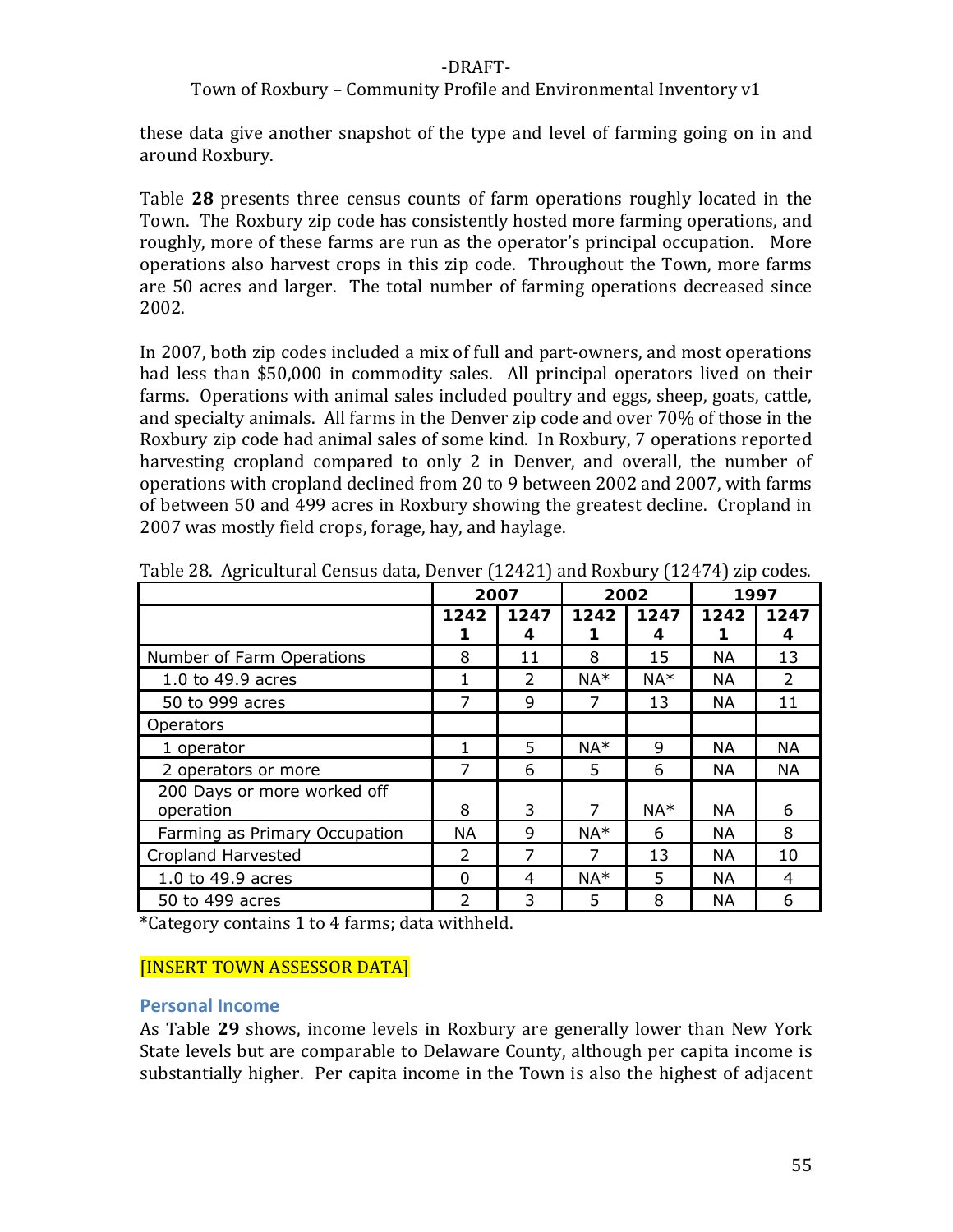these data give another snapshot of the type and level of farming going on in and around Roxbury.

Table **28** presents three census counts of farm operations roughly located in the Town. The Roxbury zip code has consistently hosted more farming operations, and roughly, more of these farms are run as the operator's principal occupation. More operations also harvest crops in this zip code. Throughout the Town, more farms are 50 acres and larger. The total number of farming operations decreased since 2002.

In 2007, both zip codes included a mix of full and part-owners, and most operations had less than $50,000 in commodity sales. All principal operators lived on their farms. Operations with animal sales included poultry and eggs, sheep, goats, cattle, and specialty animals. All farms in the Denver zip code and over 70% of those in the Roxbury zip code had animal sales of some kind. In Roxbury, 7 operations reported harvesting cropland compared to only 2 in Denver, and overall, the number of operations with cropland declined from 20 to 9 between 2002 and 2007, with farms of between 50 and 499 acres in Roxbury showing the greatest decline. Cropland in 2007 was mostly field crops, forage, hay, and haylage.

Table 28. Agricultural Census data, Denver (12421) and Roxbury (12474) zip codes.

| | 2007 | | 2002 | | 1997 | |
|---|---|---|---|---|---|---|
| | 12421 | 12474 | 12421 | 12474 | 12421 | 12474 |
| Number of Farm Operations | 8 | 11 | 8 | 15 | NA | 13 |
| 1.0 to 49.9 acres | 1 | 2 | NA* | NA* | NA | 2 |
| 50 to 999 acres | 7 | 9 | 7 | 13 | NA | 11 |
| Operators | | | | | | |
| 1 operator | 1 | 5 | NA* | 9 | NA | NA |
| 2 operators or more | 7 | 6 | 5 | 6 | NA | NA |
| 200 Days or more worked off operation | 8 | 3 | 7 | NA* | NA | 6 |
| Farming as Primary Occupation | NA | 9 | NA* | 6 | NA | 8 |
| Cropland Harvested | 2 | 7 | 7 | 13 | NA | 10 |
| 1.0 to 49.9 acres | 0 | 4 | NA* | 5 | NA | 4 |
| 50 to 499 acres | 2 | 3 | 5 | 8 | NA | 6 |

*Category contains 1 to 4 farms; data withheld.

[INSERT TOWN ASSESSOR DATA]

### Personal Income

As Table **29** shows, income levels in Roxbury are generally lower than New York State levels but are comparable to Delaware County, although per capita income is substantially higher. Per capita income in the Town is also the highest of adjacent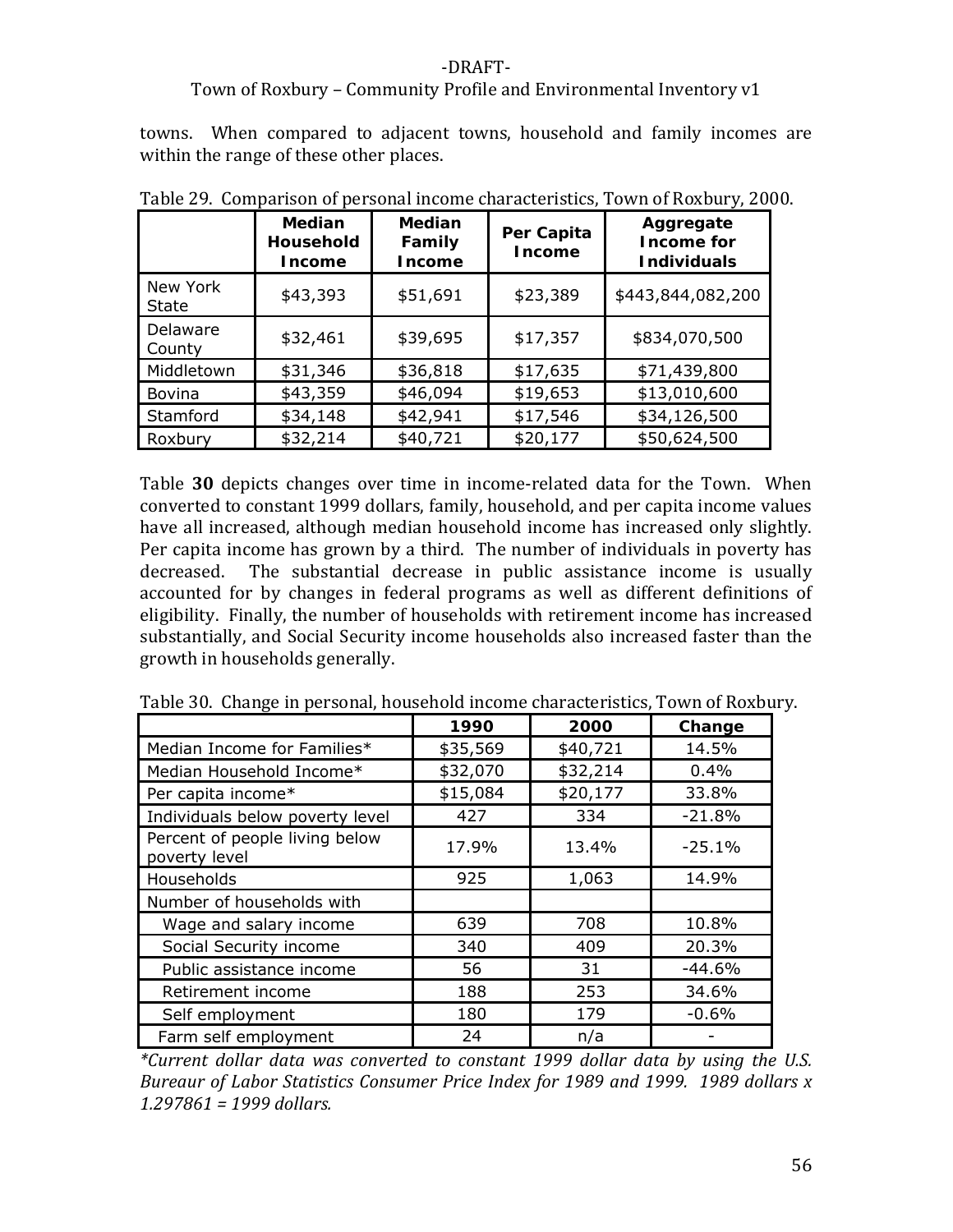towns. When compared to adjacent towns, household and family incomes are within the range of these other places.

Table 29. Comparison of personal income characteristics, Town of Roxbury, 2000.

| | Median Household Income | Median Family Income | Per Capita Income | Aggregate Income for Individuals |
|---|---|---|---|---|
| New York State | $43,393 | $51,691 | $23,389 | $443,844,082,200 |
| Delaware County | $32,461 | $39,695 | $17,357 | $834,070,500 |
| Middletown | $31,346 | $36,818 | $17,635 | $71,439,800 |
| Bovina | $43,359 | $46,094 | $19,653 | $13,010,600 |
| Stamford | $34,148 | $42,941 | $17,546 | $34,126,500 |
| Roxbury | $32,214 | $40,721 | $20,177 | $50,624,500 |

Table **30** depicts changes over time in income-related data for the Town. When converted to constant 1999 dollars, family, household, and per capita income values have all increased, although median household income has increased only slightly. Per capita income has grown by a third. The number of individuals in poverty has decreased. The substantial decrease in public assistance income is usually accounted for by changes in federal programs as well as different definitions of eligibility. Finally, the number of households with retirement income has increased substantially, and Social Security income households also increased faster than the growth in households generally.

Table 30. Change in personal, household income characteristics, Town of Roxbury.

| | 1990 | 2000 | Change |
|---|---|---|---|
| Median Income for Families* | $35,569 | $40,721 | 14.5% |
| Median Household Income* | $32,070 | $32,214 | 0.4% |
| Per capita income* | $15,084 | $20,177 | 33.8% |
| Individuals below poverty level | 427 | 334 | -21.8% |
| Percent of people living below poverty level | 17.9% | 13.4% | -25.1% |
| Households | 925 | 1,063 | 14.9% |
| Number of households with | | | |
| Wage and salary income | 639 | 708 | 10.8% |
| Social Security income | 340 | 409 | 20.3% |
| Public assistance income | 56 | 31 | -44.6% |
| Retirement income | 188 | 253 | 34.6% |
| Self employment | 180 | 179 | -0.6% |
| Farm self employment | 24 | n/a | - |

*\*Current dollar data was converted to constant 1999 dollar data by using the U.S. Bureau of Labor Statistics Consumer Price Index for 1989 and 1999. 1989 dollars x 1.297861 = 1999 dollars.*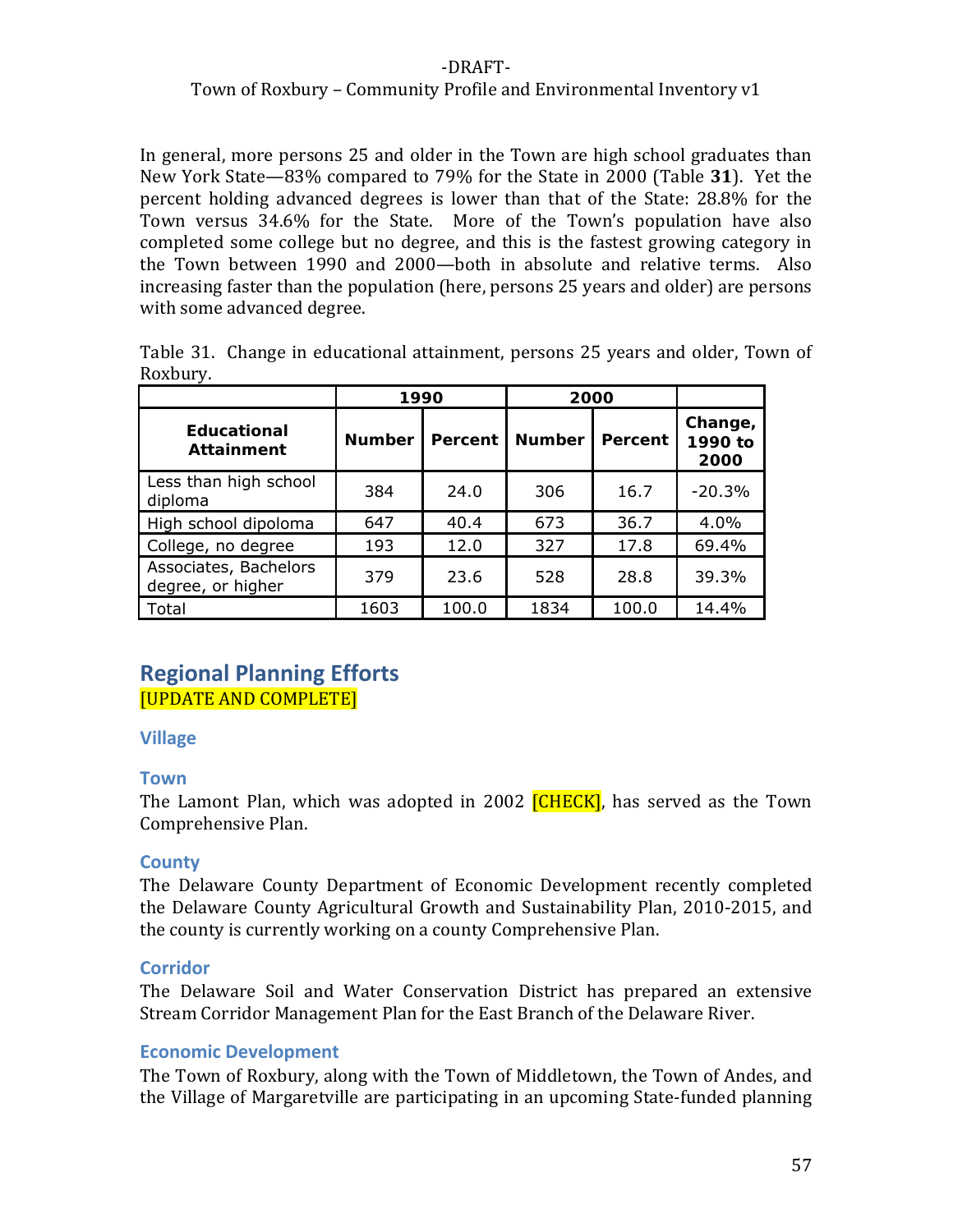In general, more persons 25 and older in the Town are high school graduates than New York State—83% compared to 79% for the State in 2000 (Table **31**). Yet the percent holding advanced degrees is lower than that of the State: 28.8% for the Town versus 34.6% for the State. More of the Town's population have also completed some college but no degree, and this is the fastest growing category in the Town between 1990 and 2000—both in absolute and relative terms. Also increasing faster than the population (here, persons 25 years and older) are persons with some advanced degree.

Table 31. Change in educational attainment, persons 25 years and older, Town of Roxbury.

| | 1990 | | 2000 | | |
|---|---|---|---|---|---|
| **Educational Attainment** | **Number** | **Percent** | **Number** | **Percent** | **Change, 1990 to 2000** |
| Less than high school diploma | 384 | 24.0 | 306 | 16.7 | -20.3% |
| High school dipoloma | 647 | 40.4 | 673 | 36.7 | 4.0% |
| College, no degree | 193 | 12.0 | 327 | 17.8 | 69.4% |
| Associates, Bachelors degree, or higher | 379 | 23.6 | 528 | 28.8 | 39.3% |
| Total | 1603 | 100.0 | 1834 | 100.0 | 14.4% |

## Regional Planning Efforts

[UPDATE AND COMPLETE]

### Village

### Town

The Lamont Plan, which was adopted in 2002 [CHECK], has served as the Town Comprehensive Plan.

### County

The Delaware County Department of Economic Development recently completed the Delaware County Agricultural Growth and Sustainability Plan, 2010-2015, and the county is currently working on a county Comprehensive Plan.

### Corridor

The Delaware Soil and Water Conservation District has prepared an extensive Stream Corridor Management Plan for the East Branch of the Delaware River.

### Economic Development

The Town of Roxbury, along with the Town of Middletown, the Town of Andes, and the Village of Margaretville are participating in an upcoming State-funded planning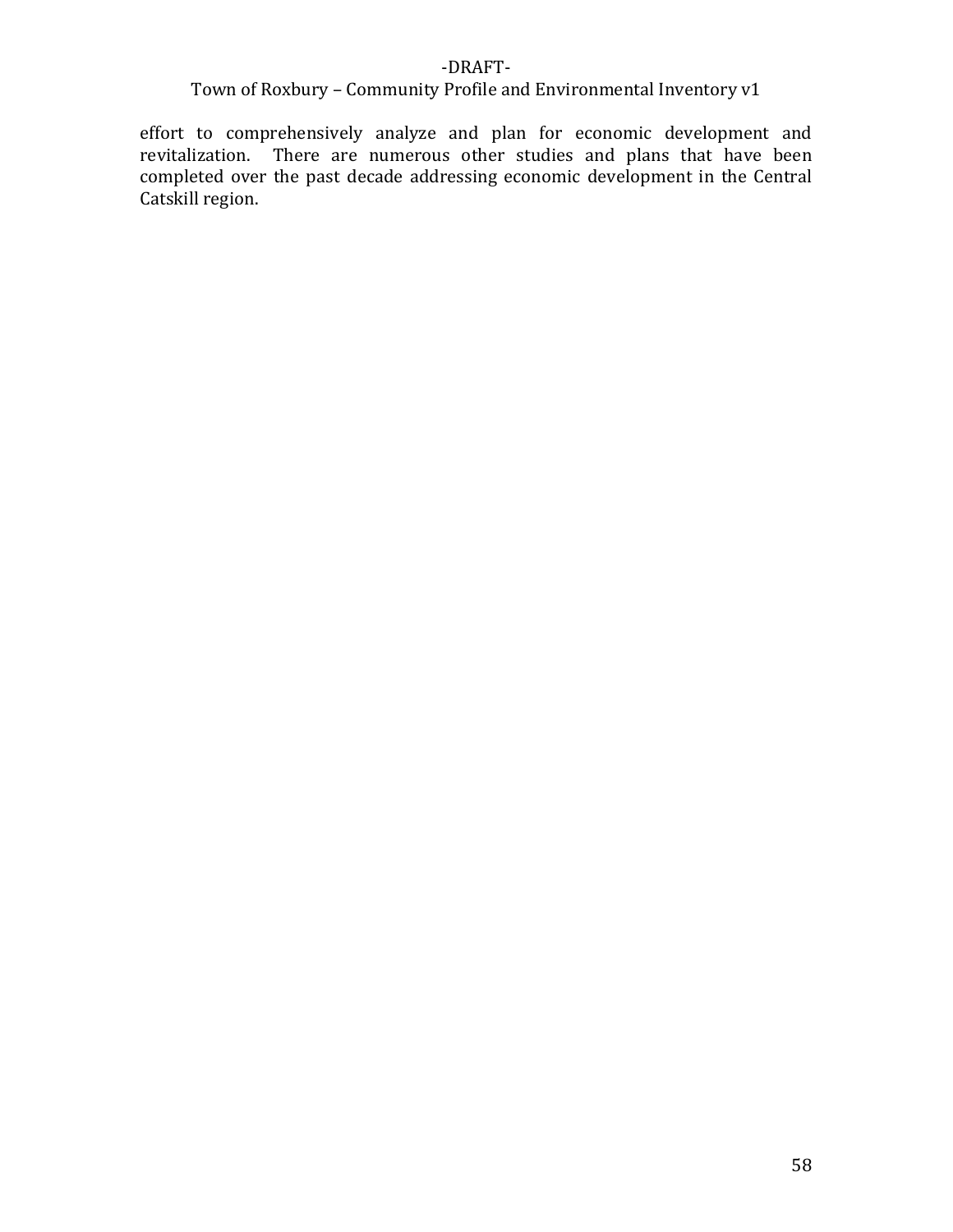effort to comprehensively analyze and plan for economic development and revitalization. There are numerous other studies and plans that have been completed over the past decade addressing economic development in the Central Catskill region.